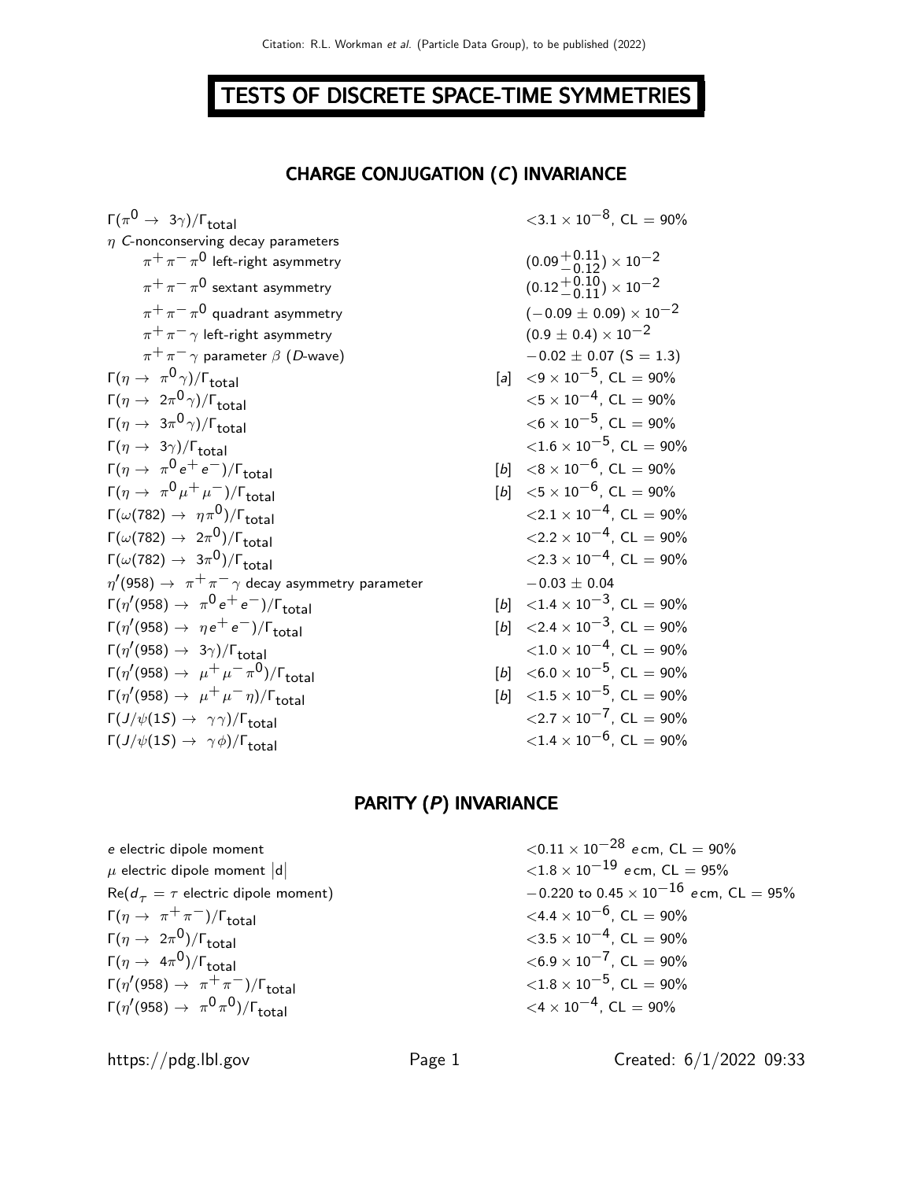# TESTS OF DISCRETE SPACE-TIME SYMMETRIES

## CHARGE CONJUGATION (*C*) INVARIANCE

| | | |
|---|---|---|
| $\Gamma(\pi^0 \rightarrow 3\gamma)/\Gamma_{\text{total}}$ | | $<3.1 \times 10^{-8}$, CL = 90% |
| $\eta$ *C*-nonconserving decay parameters | | |
| $\quad\pi^+\pi^-\pi^0$ left-right asymmetry | | $(0.09^{+0.11}_{-0.12}) \times 10^{-2}$ |
| $\quad\pi^+\pi^-\pi^0$ sextant asymmetry | | $(0.12^{+0.10}_{-0.11}) \times 10^{-2}$ |
| $\quad\pi^+\pi^-\pi^0$ quadrant asymmetry | | $(-0.09 \pm 0.09) \times 10^{-2}$ |
| $\quad\pi^+\pi^-\gamma$ left-right asymmetry | | $(0.9 \pm 0.4) \times 10^{-2}$ |
| $\quad\pi^+\pi^-\gamma$ parameter $\beta$ (*D*-wave) | | $-0.02 \pm 0.07$ (S = 1.3) |
| $\Gamma(\eta \rightarrow \pi^0\gamma)/\Gamma_{\text{total}}$ | [a] | $<9 \times 10^{-5}$, CL = 90% |
| $\Gamma(\eta \rightarrow 2\pi^0\gamma)/\Gamma_{\text{total}}$ | | $<5 \times 10^{-4}$, CL = 90% |
| $\Gamma(\eta \rightarrow 3\pi^0\gamma)/\Gamma_{\text{total}}$ | | $<6 \times 10^{-5}$, CL = 90% |
| $\Gamma(\eta \rightarrow 3\gamma)/\Gamma_{\text{total}}$ | | $<1.6 \times 10^{-5}$, CL = 90% |
| $\Gamma(\eta \rightarrow \pi^0 e^+ e^-)/\Gamma_{\text{total}}$ | [b] | $<8 \times 10^{-6}$, CL = 90% |
| $\Gamma(\eta \rightarrow \pi^0 \mu^+ \mu^-)/\Gamma_{\text{total}}$ | [b] | $<5 \times 10^{-6}$, CL = 90% |
| $\Gamma(\omega(782) \rightarrow \eta\pi^0)/\Gamma_{\text{total}}$ | | $<2.1 \times 10^{-4}$, CL = 90% |
| $\Gamma(\omega(782) \rightarrow 2\pi^0)/\Gamma_{\text{total}}$ | | $<2.2 \times 10^{-4}$, CL = 90% |
| $\Gamma(\omega(782) \rightarrow 3\pi^0)/\Gamma_{\text{total}}$ | | $<2.3 \times 10^{-4}$, CL = 90% |
| $\eta'(958) \rightarrow \pi^+\pi^-\gamma$ decay asymmetry parameter | | $-0.03 \pm 0.04$ |
| $\Gamma(\eta'(958) \rightarrow \pi^0 e^+ e^-)/\Gamma_{\text{total}}$ | [b] | $<1.4 \times 10^{-3}$, CL = 90% |
| $\Gamma(\eta'(958) \rightarrow \eta e^+ e^-)/\Gamma_{\text{total}}$ | [b] | $<2.4 \times 10^{-3}$, CL = 90% |
| $\Gamma(\eta'(958) \rightarrow 3\gamma)/\Gamma_{\text{total}}$ | | $<1.0 \times 10^{-4}$, CL = 90% |
| $\Gamma(\eta'(958) \rightarrow \mu^+\mu^-\pi^0)/\Gamma_{\text{total}}$ | [b] | $<6.0 \times 10^{-5}$, CL = 90% |
| $\Gamma(\eta'(958) \rightarrow \mu^+\mu^-\eta)/\Gamma_{\text{total}}$ | [b] | $<1.5 \times 10^{-5}$, CL = 90% |
| $\Gamma(J/\psi(1S) \rightarrow \gamma\gamma)/\Gamma_{\text{total}}$ | | $<2.7 \times 10^{-7}$, CL = 90% |
| $\Gamma(J/\psi(1S) \rightarrow \gamma\phi)/\Gamma_{\text{total}}$ | | $<1.4 \times 10^{-6}$, CL = 90% |

## PARITY (*P*) INVARIANCE

| | |
|---|---|
| *e* electric dipole moment | $<0.11 \times 10^{-28}$ *e* cm, CL = 90% |
| $\mu$ electric dipole moment $\lvert d \rvert$ | $<1.8 \times 10^{-19}$ *e* cm, CL = 95% |
| $\text{Re}(d_\tau = \tau$ electric dipole moment) | $-0.220$ to $0.45 \times 10^{-16}$ *e* cm, CL = 95% |
| $\Gamma(\eta \rightarrow \pi^+\pi^-)/\Gamma_{\text{total}}$ | $<4.4 \times 10^{-6}$, CL = 90% |
| $\Gamma(\eta \rightarrow 2\pi^0)/\Gamma_{\text{total}}$ | $<3.5 \times 10^{-4}$, CL = 90% |
| $\Gamma(\eta \rightarrow 4\pi^0)/\Gamma_{\text{total}}$ | $<6.9 \times 10^{-7}$, CL = 90% |
| $\Gamma(\eta'(958) \rightarrow \pi^+\pi^-)/\Gamma_{\text{total}}$ | $<1.8 \times 10^{-5}$, CL = 90% |
| $\Gamma(\eta'(958) \rightarrow \pi^0\pi^0)/\Gamma_{\text{total}}$ | $<4 \times 10^{-4}$, CL = 90% |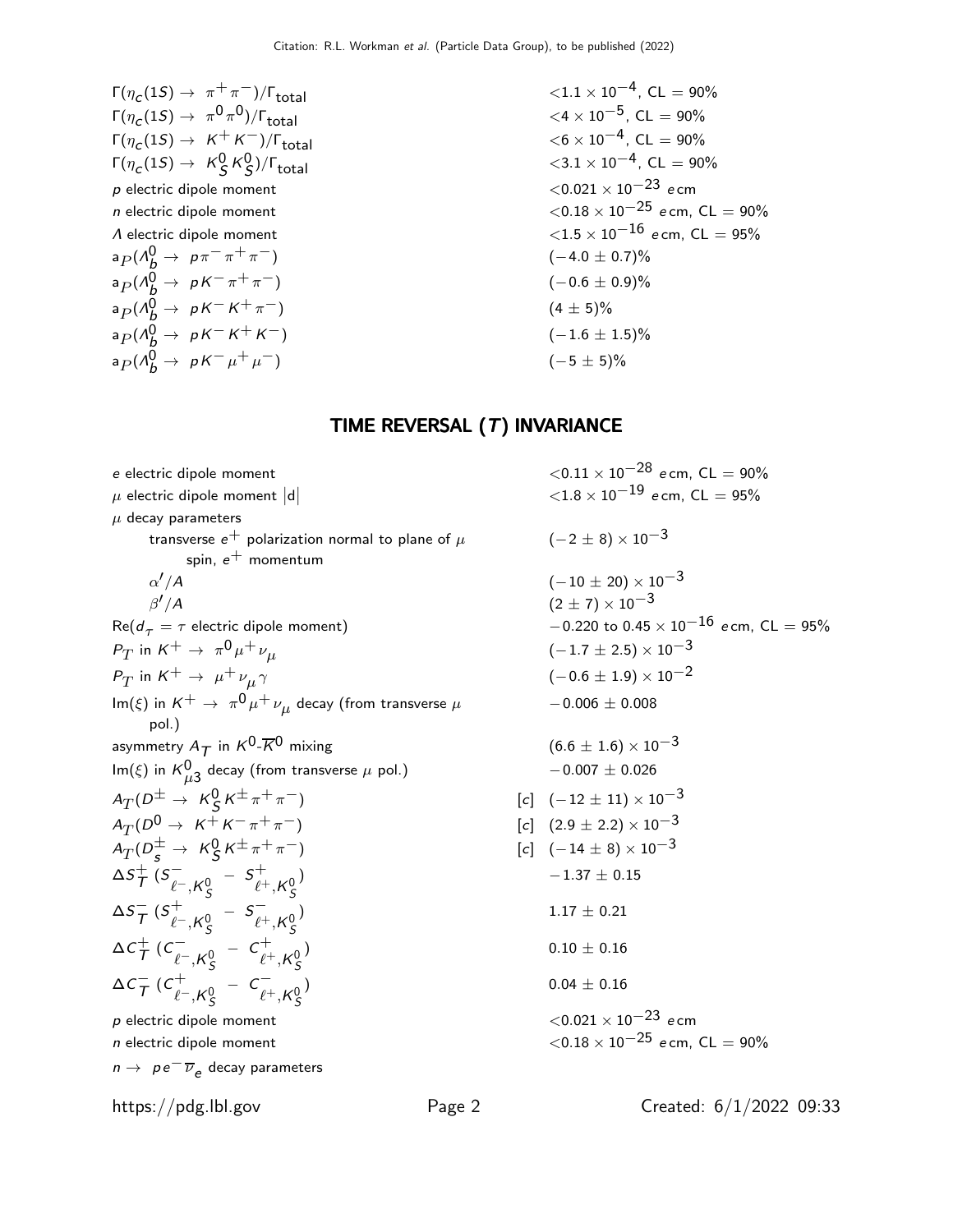$\Gamma(\eta_c(1S) \to \pi^+\pi^-)/\Gamma_{\rm total}$ $<1.1 \times 10^{-4}$, CL = 90%
$\Gamma(\eta_c(1S) \to \pi^0\pi^0)/\Gamma_{\rm total}$ $<4 \times 10^{-5}$, CL = 90%
$\Gamma(\eta_c(1S) \to K^+K^-)/\Gamma_{\rm total}$ $<6 \times 10^{-4}$, CL = 90%
$\Gamma(\eta_c(1S) \to K^0_S K^0_S)/\Gamma_{\rm total}$ $<3.1 \times 10^{-4}$, CL = 90%
$p$ electric dipole moment $<0.021 \times 10^{-23}$ $e$ cm
$n$ electric dipole moment $<0.18 \times 10^{-25}$ $e$ cm, CL = 90%
$\Lambda$ electric dipole moment $<1.5 \times 10^{-16}$ $e$ cm, CL = 95%
$a_P(\Lambda_b^0 \to p\pi^-\pi^+\pi^-)$ $(-4.0 \pm 0.7)\%$
$a_P(\Lambda_b^0 \to pK^-\pi^+\pi^-)$ $(-0.6 \pm 0.9)\%$
$a_P(\Lambda_b^0 \to pK^-K^+\pi^-)$ $(4 \pm 5)\%$
$a_P(\Lambda_b^0 \to pK^-K^+K^-)$ $(-1.6 \pm 1.5)\%$
$a_P(\Lambda_b^0 \to pK^-\mu^+\mu^-)$ $(-5 \pm 5)\%$

## TIME REVERSAL ($T$) INVARIANCE

$e$ electric dipole moment $<0.11 \times 10^{-28}$ $e$ cm, CL = 90%
$\mu$ electric dipole moment $|d|$ $<1.8 \times 10^{-19}$ $e$ cm, CL = 95%
$\mu$ decay parameters
  transverse $e^+$ polarization normal to plane of $\mu$ spin, $e^+$ momentum $(-2 \pm 8) \times 10^{-3}$
  $\alpha'/A$ $(-10 \pm 20) \times 10^{-3}$
  $\beta'/A$ $(2 \pm 7) \times 10^{-3}$
Re($d_\tau$ = $\tau$ electric dipole moment) $-0.220$ to $0.45 \times 10^{-16}$ $e$ cm, CL = 95%
$P_T$ in $K^+ \to \pi^0\mu^+\nu_\mu$ $(-1.7 \pm 2.5) \times 10^{-3}$
$P_T$ in $K^+ \to \mu^+\nu_\mu\gamma$ $(-0.6 \pm 1.9) \times 10^{-2}$
Im($\xi$) in $K^+ \to \pi^0\mu^+\nu_\mu$ decay (from transverse $\mu$ pol.) $-0.006 \pm 0.008$
asymmetry $A_T$ in $K^0$-$\overline{K}^0$ mixing $(6.6 \pm 1.6) \times 10^{-3}$
Im($\xi$) in $K^0_{\mu3}$ decay (from transverse $\mu$ pol.) $-0.007 \pm 0.026$
$A_T(D^\pm \to K^0_S K^\pm\pi^+\pi^-)$ [c] $(-12 \pm 11) \times 10^{-3}$
$A_T(D^0 \to K^+K^-\pi^+\pi^-)$ [c] $(2.9 \pm 2.2) \times 10^{-3}$
$A_T(D_s^\pm \to K^0_S K^\pm\pi^+\pi^-)$ [c] $(-14 \pm 8) \times 10^{-3}$
$\Delta S_T^+$ $(S^-_{\ell^-,K^0_S} - S^+_{\ell^+,K^0_S})$ $-1.37 \pm 0.15$
$\Delta S_T^-$ $(S^+_{\ell^-,K^0_S} - S^-_{\ell^+,K^0_S})$ $1.17 \pm 0.21$
$\Delta C_T^+$ $(C^-_{\ell^-,K^0_S} - C^+_{\ell^+,K^0_S})$ $0.10 \pm 0.16$
$\Delta C_T^-$ $(C^+_{\ell^-,K^0_S} - C^-_{\ell^+,K^0_S})$ $0.04 \pm 0.16$
$p$ electric dipole moment $<0.021 \times 10^{-23}$ $e$ cm
$n$ electric dipole moment $<0.18 \times 10^{-25}$ $e$ cm, CL = 90%
$n \to pe^-\overline{\nu}_e$ decay parameters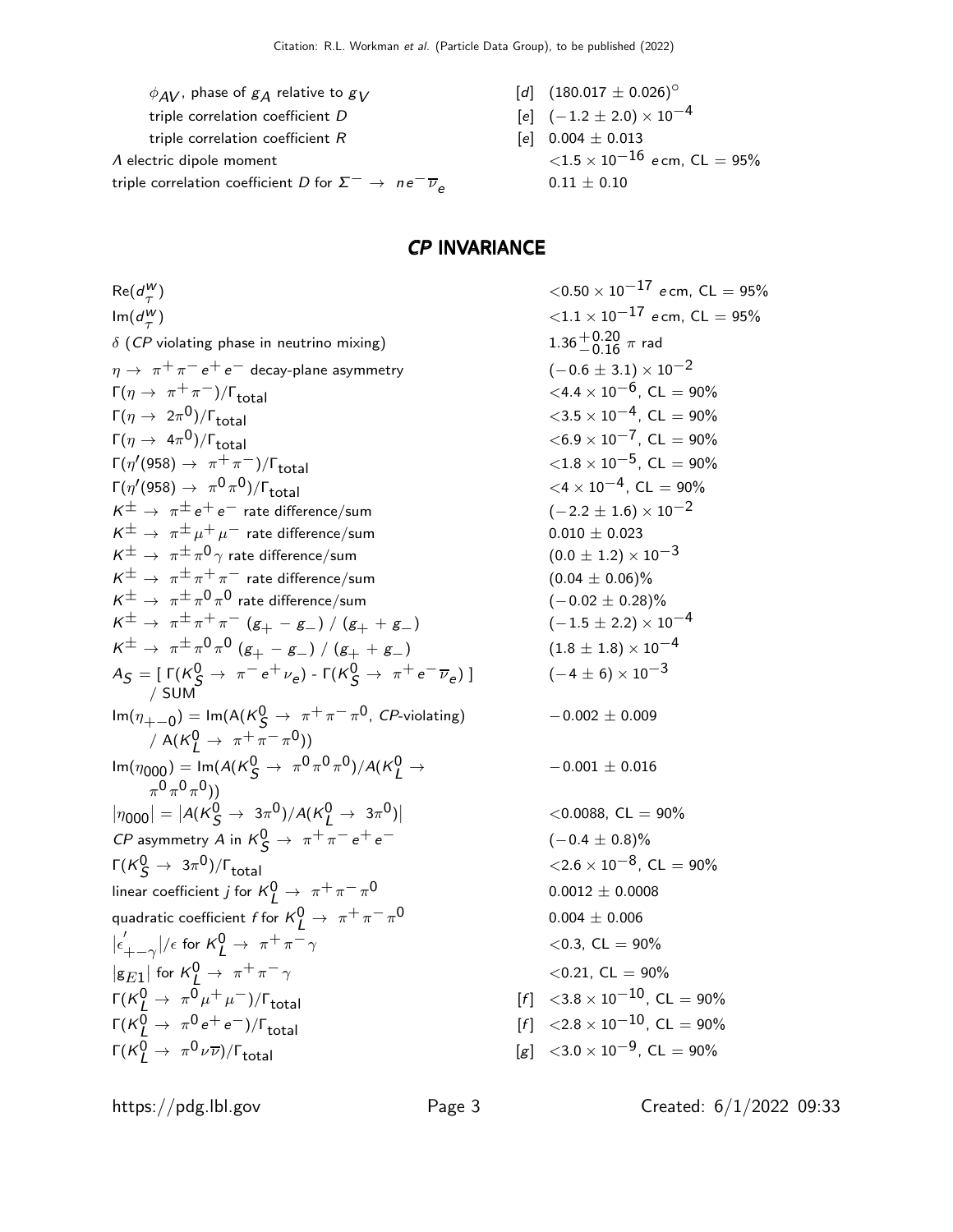| | | |
|---|---|---|
| $\phi_{AV}$, phase of $g_A$ relative to $g_V$ | [d] | $(180.017 \pm 0.026)^\circ$ |
| triple correlation coefficient $D$ | [e] | $(-1.2 \pm 2.0) \times 10^{-4}$ |
| triple correlation coefficient $R$ | [e] | $0.004 \pm 0.013$ |
| $\Lambda$ electric dipole moment | | $<1.5 \times 10^{-16}$ $e$ cm, CL = 95% |
| triple correlation coefficient $D$ for $\Sigma^- \to n e^- \overline{\nu}_e$ | | $0.11 \pm 0.10$ |

## *CP* INVARIANCE

| | | |
|---|---|---|
| $\text{Re}(d^w_\tau)$ | | $<0.50 \times 10^{-17}$ $e$ cm, CL = 95% |
| $\text{Im}(d^w_\tau)$ | | $<1.1 \times 10^{-17}$ $e$ cm, CL = 95% |
| $\delta$ (*CP* violating phase in neutrino mixing) | | $1.36^{+0.20}_{-0.16}$ $\pi$ rad |
| $\eta \to \pi^+\pi^- e^+ e^-$ decay-plane asymmetry | | $(-0.6 \pm 3.1) \times 10^{-2}$ |
| $\Gamma(\eta \to \pi^+\pi^-)/\Gamma_{\text{total}}$ | | $<4.4 \times 10^{-6}$, CL = 90% |
| $\Gamma(\eta \to 2\pi^0)/\Gamma_{\text{total}}$ | | $<3.5 \times 10^{-4}$, CL = 90% |
| $\Gamma(\eta \to 4\pi^0)/\Gamma_{\text{total}}$ | | $<6.9 \times 10^{-7}$, CL = 90% |
| $\Gamma(\eta'(958) \to \pi^+\pi^-)/\Gamma_{\text{total}}$ | | $<1.8 \times 10^{-5}$, CL = 90% |
| $\Gamma(\eta'(958) \to \pi^0\pi^0)/\Gamma_{\text{total}}$ | | $<4 \times 10^{-4}$, CL = 90% |
| $K^\pm \to \pi^\pm e^+ e^-$ rate difference/sum | | $(-2.2 \pm 1.6) \times 10^{-2}$ |
| $K^\pm \to \pi^\pm \mu^+ \mu^-$ rate difference/sum | | $0.010 \pm 0.023$ |
| $K^\pm \to \pi^\pm \pi^0 \gamma$ rate difference/sum | | $(0.0 \pm 1.2) \times 10^{-3}$ |
| $K^\pm \to \pi^\pm \pi^+ \pi^-$ rate difference/sum | | $(0.04 \pm 0.06)\%$ |
| $K^\pm \to \pi^\pm \pi^0 \pi^0$ rate difference/sum | | $(-0.02 \pm 0.28)\%$ |
| $K^\pm \to \pi^\pm \pi^+ \pi^-$ $(g_+ - g_-)$ / $(g_+ + g_-)$ | | $(-1.5 \pm 2.2) \times 10^{-4}$ |
| $K^\pm \to \pi^\pm \pi^0 \pi^0$ $(g_+ - g_-)$ / $(g_+ + g_-)$ | | $(1.8 \pm 1.8) \times 10^{-4}$ |
| $A_S = [\,\Gamma(K^0_S \to \pi^- e^+ \nu_e)$ - $\Gamma(K^0_S \to \pi^+ e^- \overline{\nu}_e)\,]$ / SUM | | $(-4 \pm 6) \times 10^{-3}$ |
| $\text{Im}(\eta_{+-0}) = \text{Im}(\text{A}(K^0_S \to \pi^+\pi^-\pi^0$, *CP*-violating) / $\text{A}(K^0_L \to \pi^+\pi^-\pi^0))$ | | $-0.002 \pm 0.009$ |
| $\text{Im}(\eta_{000}) = \text{Im}(A(K^0_S \to \pi^0\pi^0\pi^0)/A(K^0_L \to \pi^0\pi^0\pi^0))$ | | $-0.001 \pm 0.016$ |
| $\lvert\eta_{000}\rvert = \lvert A(K^0_S \to 3\pi^0)/A(K^0_L \to 3\pi^0)\rvert$ | | $<0.0088$, CL = 90% |
| *CP* asymmetry $A$ in $K^0_S \to \pi^+\pi^- e^+ e^-$ | | $(-0.4 \pm 0.8)\%$ |
| $\Gamma(K^0_S \to 3\pi^0)/\Gamma_{\text{total}}$ | | $<2.6 \times 10^{-8}$, CL = 90% |
| linear coefficient $j$ for $K^0_L \to \pi^+\pi^-\pi^0$ | | $0.0012 \pm 0.0008$ |
| quadratic coefficient $f$ for $K^0_L \to \pi^+\pi^-\pi^0$ | | $0.004 \pm 0.006$ |
| $\lvert\epsilon'_{+-\gamma}\rvert/\epsilon$ for $K^0_L \to \pi^+\pi^-\gamma$ | | $<0.3$, CL = 90% |
| $\lvert g_{E1}\rvert$ for $K^0_L \to \pi^+\pi^-\gamma$ | | $<0.21$, CL = 90% |
| $\Gamma(K^0_L \to \pi^0 \mu^+ \mu^-)/\Gamma_{\text{total}}$ | [f] | $<3.8 \times 10^{-10}$, CL = 90% |
| $\Gamma(K^0_L \to \pi^0 e^+ e^-)/\Gamma_{\text{total}}$ | [f] | $<2.8 \times 10^{-10}$, CL = 90% |
| $\Gamma(K^0_L \to \pi^0 \nu\overline{\nu})/\Gamma_{\text{total}}$ | [g] | $<3.0 \times 10^{-9}$, CL = 90% |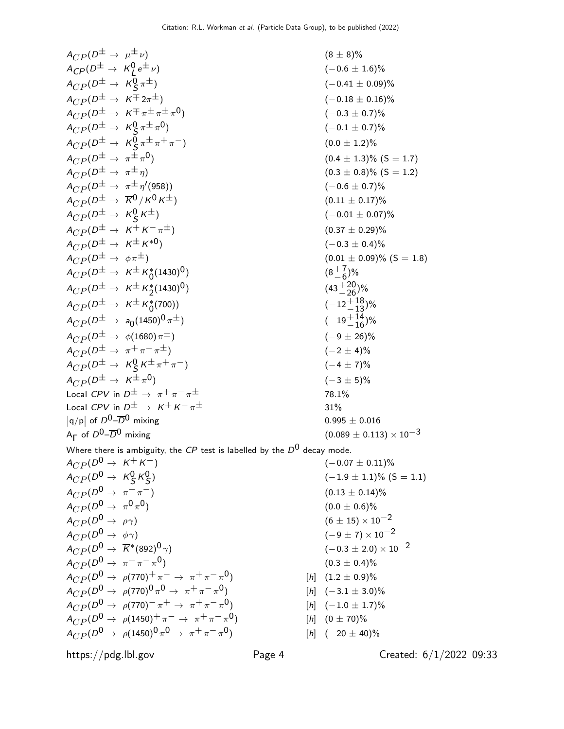| | | |
|---|---|---|
| $A_{CP}(D^{\pm} \to \mu^{\pm}\nu)$ | | $(8 \pm 8)\%$ |
| $A_{CP}(D^{\pm} \to K^0_L e^{\pm}\nu)$ | | $(-0.6 \pm 1.6)\%$ |
| $A_{CP}(D^{\pm} \to K^0_S \pi^{\pm})$ | | $(-0.41 \pm 0.09)\%$ |
| $A_{CP}(D^{\pm} \to K^{\mp} 2\pi^{\pm})$ | | $(-0.18 \pm 0.16)\%$ |
| $A_{CP}(D^{\pm} \to K^{\mp}\pi^{\pm}\pi^{\pm}\pi^0)$ | | $(-0.3 \pm 0.7)\%$ |
| $A_{CP}(D^{\pm} \to K^0_S \pi^{\pm}\pi^0)$ | | $(-0.1 \pm 0.7)\%$ |
| $A_{CP}(D^{\pm} \to K^0_S \pi^{\pm}\pi^+\pi^-)$ | | $(0.0 \pm 1.2)\%$ |
| $A_{CP}(D^{\pm} \to \pi^{\pm}\pi^0)$ | | $(0.4 \pm 1.3)\%$ (S = 1.7) |
| $A_{CP}(D^{\pm} \to \pi^{\pm}\eta)$ | | $(0.3 \pm 0.8)\%$ (S = 1.2) |
| $A_{CP}(D^{\pm} \to \pi^{\pm}\eta'(958))$ | | $(-0.6 \pm 0.7)\%$ |
| $A_{CP}(D^{\pm} \to \overline{K}^0/K^0 K^{\pm})$ | | $(0.11 \pm 0.17)\%$ |
| $A_{CP}(D^{\pm} \to K^0_S K^{\pm})$ | | $(-0.01 \pm 0.07)\%$ |
| $A_{CP}(D^{\pm} \to K^+K^-\pi^{\pm})$ | | $(0.37 \pm 0.29)\%$ |
| $A_{CP}(D^{\pm} \to K^{\pm}K^{*0})$ | | $(-0.3 \pm 0.4)\%$ |
| $A_{CP}(D^{\pm} \to \phi\pi^{\pm})$ | | $(0.01 \pm 0.09)\%$ (S = 1.8) |
| $A_{CP}(D^{\pm} \to K^{\pm}K^*_0(1430)^0)$ | | $(8^{+7}_{-6})\%$ |
| $A_{CP}(D^{\pm} \to K^{\pm}K^*_2(1430)^0)$ | | $(43^{+20}_{-26})\%$ |
| $A_{CP}(D^{\pm} \to K^{\pm}K^*_0(700))$ | | $(-12^{+18}_{-13})\%$ |
| $A_{CP}(D^{\pm} \to a_0(1450)^0\pi^{\pm})$ | | $(-19^{+14}_{-16})\%$ |
| $A_{CP}(D^{\pm} \to \phi(1680)\pi^{\pm})$ | | $(-9 \pm 26)\%$ |
| $A_{CP}(D^{\pm} \to \pi^+\pi^-\pi^{\pm})$ | | $(-2 \pm 4)\%$ |
| $A_{CP}(D^{\pm} \to K^0_S K^{\pm}\pi^+\pi^-)$ | | $(-4 \pm 7)\%$ |
| $A_{CP}(D^{\pm} \to K^{\pm}\pi^0)$ | | $(-3 \pm 5)\%$ |
| Local *CPV* in $D^{\pm} \to \pi^+\pi^-\pi^{\pm}$ | | 78.1% |
| Local *CPV* in $D^{\pm} \to K^+K^-\pi^{\pm}$ | | 31% |
| $\lvert q/p \rvert$ of $D^0$–$\overline{D}^0$ mixing | | $0.995 \pm 0.016$ |
| $A_{\Gamma}$ of $D^0$–$\overline{D}^0$ mixing | | $(0.089 \pm 0.113) \times 10^{-3}$ |

Where there is ambiguity, the *CP* test is labelled by the $D^0$ decay mode.

| | | |
|---|---|---|
| $A_{CP}(D^0 \to K^+K^-)$ | | $(-0.07 \pm 0.11)\%$ |
| $A_{CP}(D^0 \to K^0_S K^0_S)$ | | $(-1.9 \pm 1.1)\%$ (S = 1.1) |
| $A_{CP}(D^0 \to \pi^+\pi^-)$ | | $(0.13 \pm 0.14)\%$ |
| $A_{CP}(D^0 \to \pi^0\pi^0)$ | | $(0.0 \pm 0.6)\%$ |
| $A_{CP}(D^0 \to \rho\gamma)$ | | $(6 \pm 15) \times 10^{-2}$ |
| $A_{CP}(D^0 \to \phi\gamma)$ | | $(-9 \pm 7) \times 10^{-2}$ |
| $A_{CP}(D^0 \to \overline{K}^*(892)^0\gamma)$ | | $(-0.3 \pm 2.0) \times 10^{-2}$ |
| $A_{CP}(D^0 \to \pi^+\pi^-\pi^0)$ | | $(0.3 \pm 0.4)\%$ |
| $A_{CP}(D^0 \to \rho(770)^+\pi^- \to \pi^+\pi^-\pi^0)$ | [h] | $(1.2 \pm 0.9)\%$ |
| $A_{CP}(D^0 \to \rho(770)^0\pi^0 \to \pi^+\pi^-\pi^0)$ | [h] | $(-3.1 \pm 3.0)\%$ |
| $A_{CP}(D^0 \to \rho(770)^-\pi^+ \to \pi^+\pi^-\pi^0)$ | [h] | $(-1.0 \pm 1.7)\%$ |
| $A_{CP}(D^0 \to \rho(1450)^+\pi^- \to \pi^+\pi^-\pi^0)$ | [h] | $(0 \pm 70)\%$ |
| $A_{CP}(D^0 \to \rho(1450)^0\pi^0 \to \pi^+\pi^-\pi^0)$ | [h] | $(-20 \pm 40)\%$ |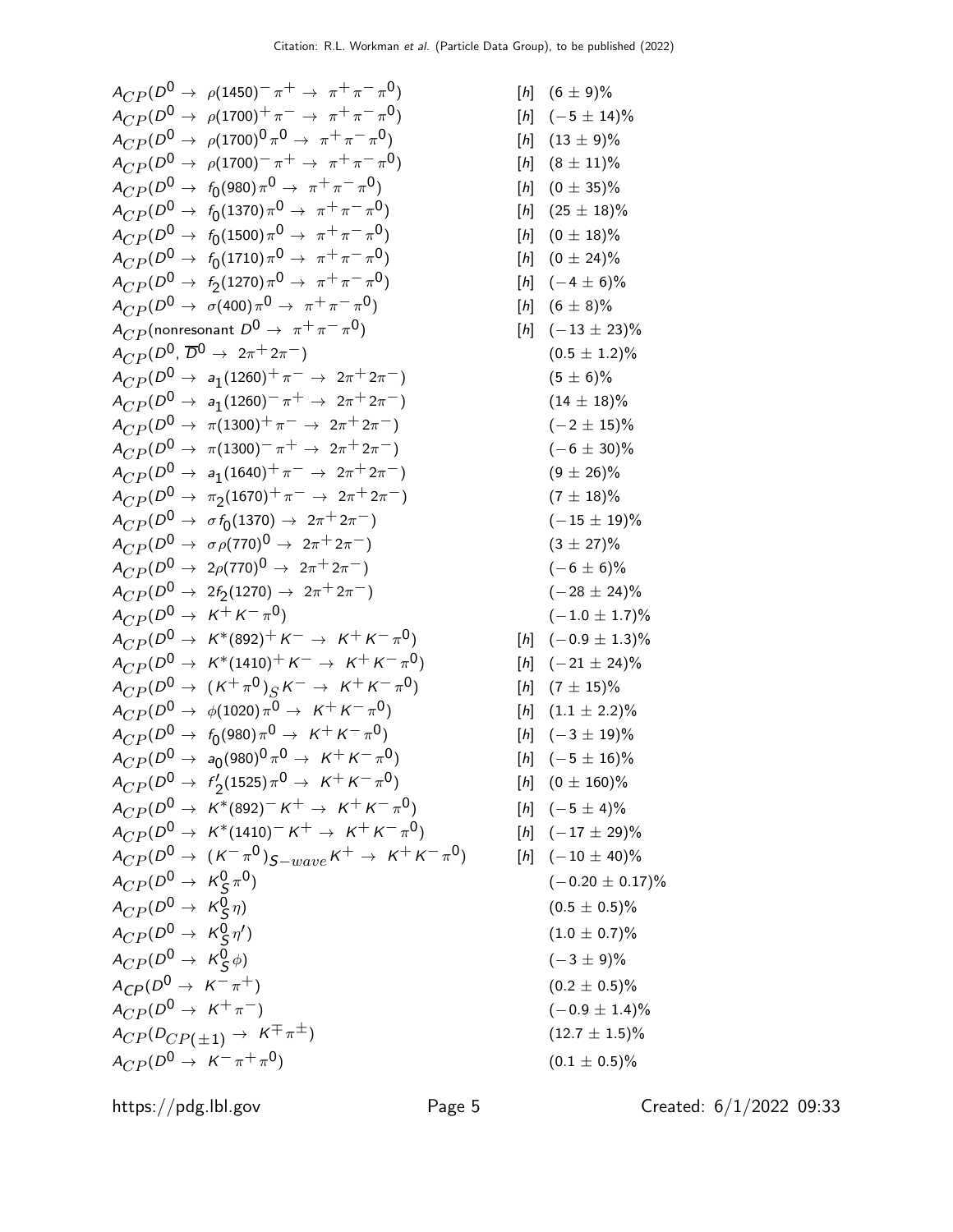| | | |
|---|---|---|
| $A_{CP}(D^0 \to \rho(1450)^- \pi^+ \to \pi^+ \pi^- \pi^0)$ | [h] | $(6 \pm 9)\%$ |
| $A_{CP}(D^0 \to \rho(1700)^+ \pi^- \to \pi^+ \pi^- \pi^0)$ | [h] | $(-5 \pm 14)\%$ |
| $A_{CP}(D^0 \to \rho(1700)^0 \pi^0 \to \pi^+ \pi^- \pi^0)$ | [h] | $(13 \pm 9)\%$ |
| $A_{CP}(D^0 \to \rho(1700)^- \pi^+ \to \pi^+ \pi^- \pi^0)$ | [h] | $(8 \pm 11)\%$ |
| $A_{CP}(D^0 \to f_0(980) \pi^0 \to \pi^+ \pi^- \pi^0)$ | [h] | $(0 \pm 35)\%$ |
| $A_{CP}(D^0 \to f_0(1370) \pi^0 \to \pi^+ \pi^- \pi^0)$ | [h] | $(25 \pm 18)\%$ |
| $A_{CP}(D^0 \to f_0(1500) \pi^0 \to \pi^+ \pi^- \pi^0)$ | [h] | $(0 \pm 18)\%$ |
| $A_{CP}(D^0 \to f_0(1710) \pi^0 \to \pi^+ \pi^- \pi^0)$ | [h] | $(0 \pm 24)\%$ |
| $A_{CP}(D^0 \to f_2(1270) \pi^0 \to \pi^+ \pi^- \pi^0)$ | [h] | $(-4 \pm 6)\%$ |
| $A_{CP}(D^0 \to \sigma(400) \pi^0 \to \pi^+ \pi^- \pi^0)$ | [h] | $(6 \pm 8)\%$ |
| $A_{CP}$(nonresonant $D^0 \to \pi^+ \pi^- \pi^0$) | [h] | $(-13 \pm 23)\%$ |
| $A_{CP}(D^0, \overline{D}^0 \to 2\pi^+ 2\pi^-)$ | | $(0.5 \pm 1.2)\%$ |
| $A_{CP}(D^0 \to a_1(1260)^+ \pi^- \to 2\pi^+ 2\pi^-)$ | | $(5 \pm 6)\%$ |
| $A_{CP}(D^0 \to a_1(1260)^- \pi^+ \to 2\pi^+ 2\pi^-)$ | | $(14 \pm 18)\%$ |
| $A_{CP}(D^0 \to \pi(1300)^+ \pi^- \to 2\pi^+ 2\pi^-)$ | | $(-2 \pm 15)\%$ |
| $A_{CP}(D^0 \to \pi(1300)^- \pi^+ \to 2\pi^+ 2\pi^-)$ | | $(-6 \pm 30)\%$ |
| $A_{CP}(D^0 \to a_1(1640)^+ \pi^- \to 2\pi^+ 2\pi^-)$ | | $(9 \pm 26)\%$ |
| $A_{CP}(D^0 \to \pi_2(1670)^+ \pi^- \to 2\pi^+ 2\pi^-)$ | | $(7 \pm 18)\%$ |
| $A_{CP}(D^0 \to \sigma f_0(1370) \to 2\pi^+ 2\pi^-)$ | | $(-15 \pm 19)\%$ |
| $A_{CP}(D^0 \to \sigma \rho(770)^0 \to 2\pi^+ 2\pi^-)$ | | $(3 \pm 27)\%$ |
| $A_{CP}(D^0 \to 2\rho(770)^0 \to 2\pi^+ 2\pi^-)$ | | $(-6 \pm 6)\%$ |
| $A_{CP}(D^0 \to 2f_2(1270) \to 2\pi^+ 2\pi^-)$ | | $(-28 \pm 24)\%$ |
| $A_{CP}(D^0 \to K^+ K^- \pi^0)$ | | $(-1.0 \pm 1.7)\%$ |
| $A_{CP}(D^0 \to K^*(892)^+ K^- \to K^+ K^- \pi^0)$ | [h] | $(-0.9 \pm 1.3)\%$ |
| $A_{CP}(D^0 \to K^*(1410)^+ K^- \to K^+ K^- \pi^0)$ | [h] | $(-21 \pm 24)\%$ |
| $A_{CP}(D^0 \to (K^+ \pi^0)_S K^- \to K^+ K^- \pi^0)$ | [h] | $(7 \pm 15)\%$ |
| $A_{CP}(D^0 \to \phi(1020) \pi^0 \to K^+ K^- \pi^0)$ | [h] | $(1.1 \pm 2.2)\%$ |
| $A_{CP}(D^0 \to f_0(980) \pi^0 \to K^+ K^- \pi^0)$ | [h] | $(-3 \pm 19)\%$ |
| $A_{CP}(D^0 \to a_0(980)^0 \pi^0 \to K^+ K^- \pi^0)$ | [h] | $(-5 \pm 16)\%$ |
| $A_{CP}(D^0 \to f_2'(1525) \pi^0 \to K^+ K^- \pi^0)$ | [h] | $(0 \pm 160)\%$ |
| $A_{CP}(D^0 \to K^*(892)^- K^+ \to K^+ K^- \pi^0)$ | [h] | $(-5 \pm 4)\%$ |
| $A_{CP}(D^0 \to K^*(1410)^- K^+ \to K^+ K^- \pi^0)$ | [h] | $(-17 \pm 29)\%$ |
| $A_{CP}(D^0 \to (K^- \pi^0)_{S-wave} K^+ \to K^+ K^- \pi^0)$ | [h] | $(-10 \pm 40)\%$ |
| $A_{CP}(D^0 \to K_S^0 \pi^0)$ | | $(-0.20 \pm 0.17)\%$ |
| $A_{CP}(D^0 \to K_S^0 \eta)$ | | $(0.5 \pm 0.5)\%$ |
| $A_{CP}(D^0 \to K_S^0 \eta')$ | | $(1.0 \pm 0.7)\%$ |
| $A_{CP}(D^0 \to K_S^0 \phi)$ | | $(-3 \pm 9)\%$ |
| $A_{CP}(D^0 \to K^- \pi^+)$ | | $(0.2 \pm 0.5)\%$ |
| $A_{CP}(D^0 \to K^+ \pi^-)$ | | $(-0.9 \pm 1.4)\%$ |
| $A_{CP}(D_{CP(\pm 1)} \to K^\mp \pi^\pm)$ | | $(12.7 \pm 1.5)\%$ |
| $A_{CP}(D^0 \to K^- \pi^+ \pi^0)$ | | $(0.1 \pm 0.5)\%$ |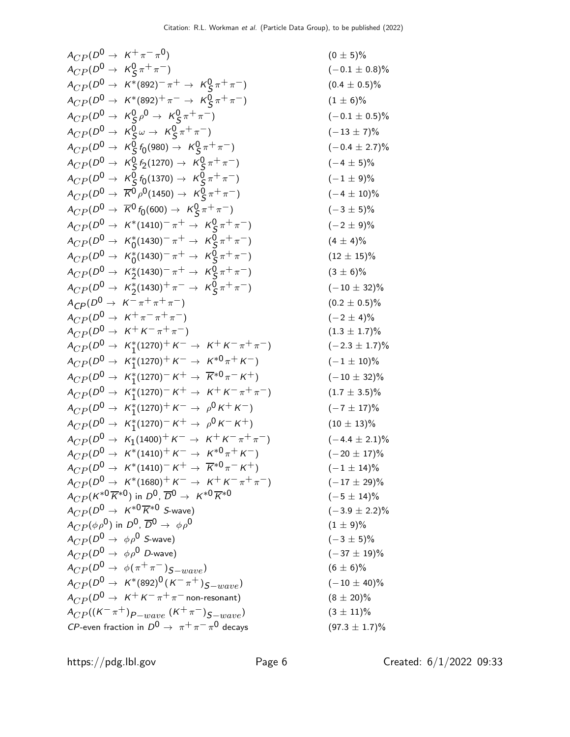| | |
|---|---|
| $A_{CP}(D^0 \to K^+\pi^-\pi^0)$ | $(0 \pm 5)\%$ |
| $A_{CP}(D^0 \to K^0_S\pi^+\pi^-)$ | $(-0.1 \pm 0.8)\%$ |
| $A_{CP}(D^0 \to K^*(892)^-\pi^+ \to K^0_S\pi^+\pi^-)$ | $(0.4 \pm 0.5)\%$ |
| $A_{CP}(D^0 \to K^*(892)^+\pi^- \to K^0_S\pi^+\pi^-)$ | $(1 \pm 6)\%$ |
| $A_{CP}(D^0 \to K^0_S\rho^0 \to K^0_S\pi^+\pi^-)$ | $(-0.1 \pm 0.5)\%$ |
| $A_{CP}(D^0 \to K^0_S\omega \to K^0_S\pi^+\pi^-)$ | $(-13 \pm 7)\%$ |
| $A_{CP}(D^0 \to K^0_S f_0(980) \to K^0_S\pi^+\pi^-)$ | $(-0.4 \pm 2.7)\%$ |
| $A_{CP}(D^0 \to K^0_S f_2(1270) \to K^0_S\pi^+\pi^-)$ | $(-4 \pm 5)\%$ |
| $A_{CP}(D^0 \to K^0_S f_0(1370) \to K^0_S\pi^+\pi^-)$ | $(-1 \pm 9)\%$ |
| $A_{CP}(D^0 \to \overline{K}^0\rho^0(1450) \to K^0_S\pi^+\pi^-)$ | $(-4 \pm 10)\%$ |
| $A_{CP}(D^0 \to \overline{K}^0 f_0(600) \to K^0_S\pi^+\pi^-)$ | $(-3 \pm 5)\%$ |
| $A_{CP}(D^0 \to K^*(1410)^-\pi^+ \to K^0_S\pi^+\pi^-)$ | $(-2 \pm 9)\%$ |
| $A_{CP}(D^0 \to K^*_0(1430)^-\pi^+ \to K^0_S\pi^+\pi^-)$ | $(4 \pm 4)\%$ |
| $A_{CP}(D^0 \to K^*_0(1430)^-\pi^+ \to K^0_S\pi^+\pi^-)$ | $(12 \pm 15)\%$ |
| $A_{CP}(D^0 \to K^*_2(1430)^-\pi^+ \to K^0_S\pi^+\pi^-)$ | $(3 \pm 6)\%$ |
| $A_{CP}(D^0 \to K^*_2(1430)^+\pi^- \to K^0_S\pi^+\pi^-)$ | $(-10 \pm 32)\%$ |
| $A_{CP}(D^0 \to K^-\pi^+\pi^+\pi^-)$ | $(0.2 \pm 0.5)\%$ |
| $A_{CP}(D^0 \to K^+\pi^-\pi^+\pi^-)$ | $(-2 \pm 4)\%$ |
| $A_{CP}(D^0 \to K^+K^-\pi^+\pi^-)$ | $(1.3 \pm 1.7)\%$ |
| $A_{CP}(D^0 \to K^*_1(1270)^+K^- \to K^+K^-\pi^+\pi^-)$ | $(-2.3 \pm 1.7)\%$ |
| $A_{CP}(D^0 \to K^*_1(1270)^+K^- \to K^{*0}\pi^+K^-)$ | $(-1 \pm 10)\%$ |
| $A_{CP}(D^0 \to K^*_1(1270)^-K^+ \to \overline{K}^{*0}\pi^-K^+)$ | $(-10 \pm 32)\%$ |
| $A_{CP}(D^0 \to K^*_1(1270)^-K^+ \to K^+K^-\pi^+\pi^-)$ | $(1.7 \pm 3.5)\%$ |
| $A_{CP}(D^0 \to K^*_1(1270)^+K^- \to \rho^0K^+K^-)$ | $(-7 \pm 17)\%$ |
| $A_{CP}(D^0 \to K^*_1(1270)^-K^+ \to \rho^0K^-K^+)$ | $(10 \pm 13)\%$ |
| $A_{CP}(D^0 \to K_1(1400)^+K^- \to K^+K^-\pi^+\pi^-)$ | $(-4.4 \pm 2.1)\%$ |
| $A_{CP}(D^0 \to K^*(1410)^+K^- \to K^{*0}\pi^+K^-)$ | $(-20 \pm 17)\%$ |
| $A_{CP}(D^0 \to K^*(1410)^-K^+ \to \overline{K}^{*0}\pi^-K^+)$ | $(-1 \pm 14)\%$ |
| $A_{CP}(D^0 \to K^*(1680)^+K^- \to K^+K^-\pi^+\pi^-)$ | $(-17 \pm 29)\%$ |
| $A_{CP}(K^{*0}\overline{K}^{*0})$ in $D^0$, $\overline{D}^0 \to K^{*0}\overline{K}^{*0}$ | $(-5 \pm 14)\%$ |
| $A_{CP}(D^0 \to K^{*0}\overline{K}^{*0}$ S-wave) | $(-3.9 \pm 2.2)\%$ |
| $A_{CP}(\phi\rho^0)$ in $D^0$, $\overline{D}^0 \to \phi\rho^0$ | $(1 \pm 9)\%$ |
| $A_{CP}(D^0 \to \phi\rho^0$ S-wave) | $(-3 \pm 5)\%$ |
| $A_{CP}(D^0 \to \phi\rho^0$ D-wave) | $(-37 \pm 19)\%$ |
| $A_{CP}(D^0 \to \phi(\pi^+\pi^-)_{S-wave})$ | $(6 \pm 6)\%$ |
| $A_{CP}(D^0 \to K^*(892)^0(K^-\pi^+)_{S-wave})$ | $(-10 \pm 40)\%$ |
| $A_{CP}(D^0 \to K^+K^-\pi^+\pi^-$ non-resonant) | $(8 \pm 20)\%$ |
| $A_{CP}((K^-\pi^+)_{P-wave}\,(K^+\pi^-)_{S-wave})$ | $(3 \pm 11)\%$ |
| CP-even fraction in $D^0 \to \pi^+\pi^-\pi^0$ decays | $(97.3 \pm 1.7)\%$ |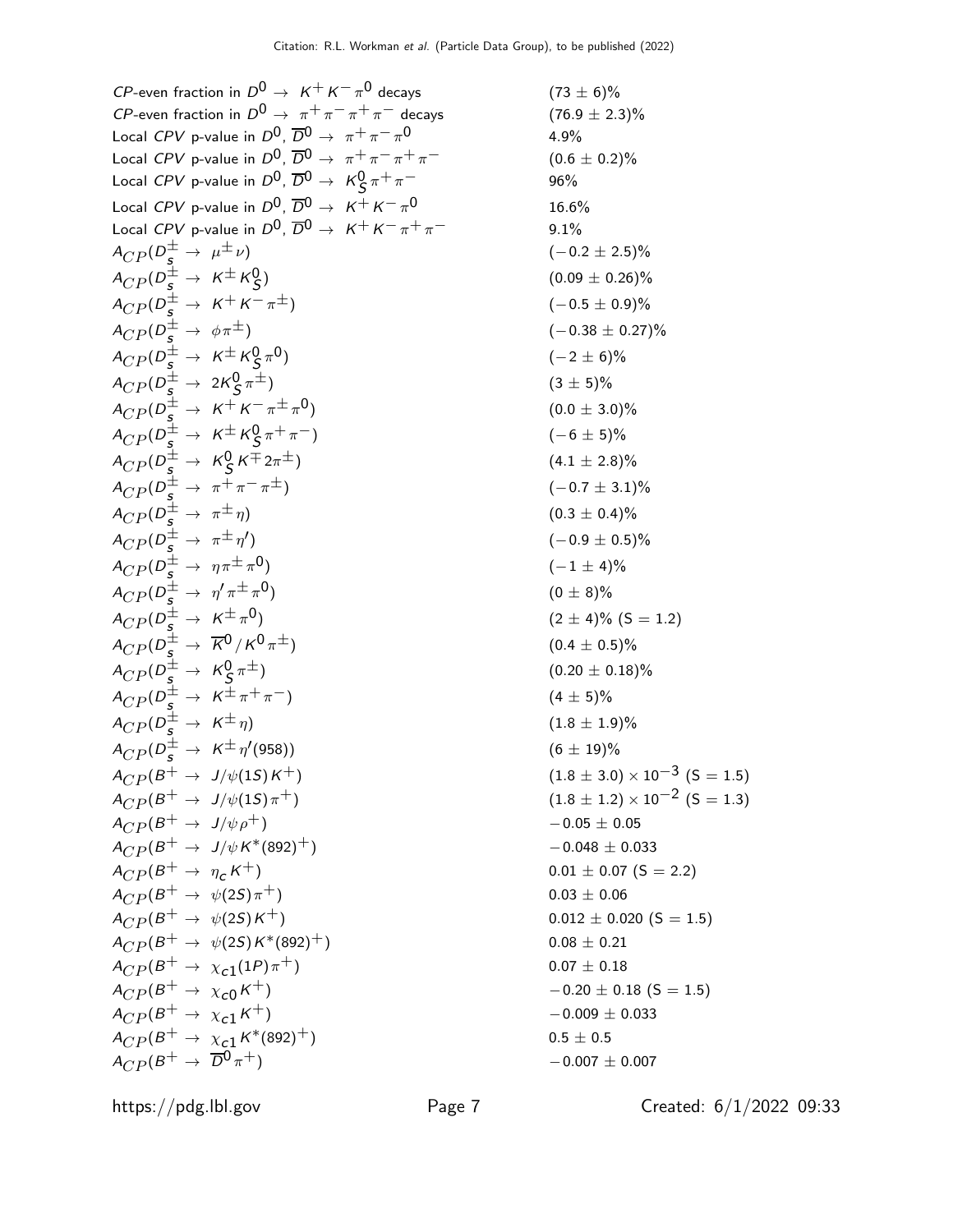| | |
|---|---|
| $CP$-even fraction in $D^0 \to K^+ K^- \pi^0$ decays | $(73 \pm 6)\%$ |
| $CP$-even fraction in $D^0 \to \pi^+ \pi^- \pi^+ \pi^-$ decays | $(76.9 \pm 2.3)\%$ |
| Local $CPV$ p-value in $D^0, \overline{D}^0 \to \pi^+ \pi^- \pi^0$ | 4.9% |
| Local $CPV$ p-value in $D^0, \overline{D}^0 \to \pi^+ \pi^- \pi^+ \pi^-$ | $(0.6 \pm 0.2)\%$ |
| Local $CPV$ p-value in $D^0, \overline{D}^0 \to K^0_S \pi^+ \pi^-$ | 96% |
| Local $CPV$ p-value in $D^0, \overline{D}^0 \to K^+ K^- \pi^0$ | 16.6% |
| Local $CPV$ p-value in $D^0, \overline{D}^0 \to K^+ K^- \pi^+ \pi^-$ | 9.1% |
| $A_{CP}(D_s^\pm \to \mu^\pm \nu)$ | $(-0.2 \pm 2.5)\%$ |
| $A_{CP}(D_s^\pm \to K^\pm K^0_S)$ | $(0.09 \pm 0.26)\%$ |
| $A_{CP}(D_s^\pm \to K^+ K^- \pi^\pm)$ | $(-0.5 \pm 0.9)\%$ |
| $A_{CP}(D_s^\pm \to \phi \pi^\pm)$ | $(-0.38 \pm 0.27)\%$ |
| $A_{CP}(D_s^\pm \to K^\pm K^0_S \pi^0)$ | $(-2 \pm 6)\%$ |
| $A_{CP}(D_s^\pm \to 2K^0_S \pi^\pm)$ | $(3 \pm 5)\%$ |
| $A_{CP}(D_s^\pm \to K^+ K^- \pi^\pm \pi^0)$ | $(0.0 \pm 3.0)\%$ |
| $A_{CP}(D_s^\pm \to K^\pm K^0_S \pi^+ \pi^-)$ | $(-6 \pm 5)\%$ |
| $A_{CP}(D_s^\pm \to K^0_S K^\mp 2\pi^\pm)$ | $(4.1 \pm 2.8)\%$ |
| $A_{CP}(D_s^\pm \to \pi^+ \pi^- \pi^\pm)$ | $(-0.7 \pm 3.1)\%$ |
| $A_{CP}(D_s^\pm \to \pi^\pm \eta)$ | $(0.3 \pm 0.4)\%$ |
| $A_{CP}(D_s^\pm \to \pi^\pm \eta')$ | $(-0.9 \pm 0.5)\%$ |
| $A_{CP}(D_s^\pm \to \eta \pi^\pm \pi^0)$ | $(-1 \pm 4)\%$ |
| $A_{CP}(D_s^\pm \to \eta' \pi^\pm \pi^0)$ | $(0 \pm 8)\%$ |
| $A_{CP}(D_s^\pm \to K^\pm \pi^0)$ | $(2 \pm 4)\%$ (S = 1.2) |
| $A_{CP}(D_s^\pm \to \overline{K}^0 / K^0 \pi^\pm)$ | $(0.4 \pm 0.5)\%$ |
| $A_{CP}(D_s^\pm \to K^0_S \pi^\pm)$ | $(0.20 \pm 0.18)\%$ |
| $A_{CP}(D_s^\pm \to K^\pm \pi^+ \pi^-)$ | $(4 \pm 5)\%$ |
| $A_{CP}(D_s^\pm \to K^\pm \eta)$ | $(1.8 \pm 1.9)\%$ |
| $A_{CP}(D_s^\pm \to K^\pm \eta'(958))$ | $(6 \pm 19)\%$ |
| $A_{CP}(B^+ \to J/\psi(1S) K^+)$ | $(1.8 \pm 3.0) \times 10^{-3}$ (S = 1.5) |
| $A_{CP}(B^+ \to J/\psi(1S) \pi^+)$ | $(1.8 \pm 1.2) \times 10^{-2}$ (S = 1.3) |
| $A_{CP}(B^+ \to J/\psi \rho^+)$ | $-0.05 \pm 0.05$ |
| $A_{CP}(B^+ \to J/\psi K^*(892)^+)$ | $-0.048 \pm 0.033$ |
| $A_{CP}(B^+ \to \eta_c K^+)$ | $0.01 \pm 0.07$ (S = 2.2) |
| $A_{CP}(B^+ \to \psi(2S) \pi^+)$ | $0.03 \pm 0.06$ |
| $A_{CP}(B^+ \to \psi(2S) K^+)$ | $0.012 \pm 0.020$ (S = 1.5) |
| $A_{CP}(B^+ \to \psi(2S) K^*(892)^+)$ | $0.08 \pm 0.21$ |
| $A_{CP}(B^+ \to \chi_{c1}(1P) \pi^+)$ | $0.07 \pm 0.18$ |
| $A_{CP}(B^+ \to \chi_{c0} K^+)$ | $-0.20 \pm 0.18$ (S = 1.5) |
| $A_{CP}(B^+ \to \chi_{c1} K^+)$ | $-0.009 \pm 0.033$ |
| $A_{CP}(B^+ \to \chi_{c1} K^*(892)^+)$ | $0.5 \pm 0.5$ |
| $A_{CP}(B^+ \to \overline{D}^0 \pi^+)$ | $-0.007 \pm 0.007$ |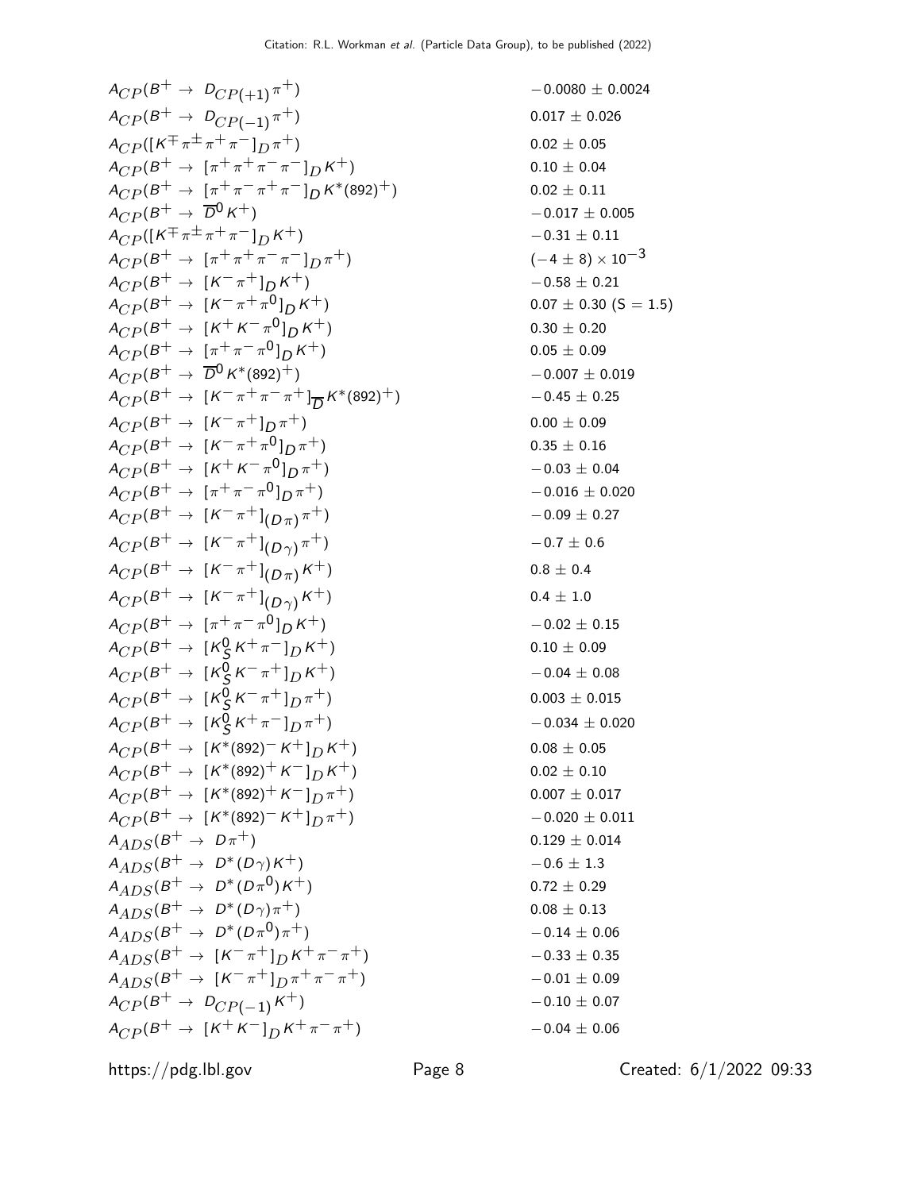| | |
|---|---|
| $A_{CP}(B^+ \to D_{CP(+1)}\pi^+)$ | $-0.0080 \pm 0.0024$ |
| $A_{CP}(B^+ \to D_{CP(-1)}\pi^+)$ | $0.017 \pm 0.026$ |
| $A_{CP}([K^\mp\pi^\pm\pi^+\pi^-]_D\pi^+)$ | $0.02 \pm 0.05$ |
| $A_{CP}(B^+ \to [\pi^+\pi^+\pi^-\pi^-]_D K^+)$ | $0.10 \pm 0.04$ |
| $A_{CP}(B^+ \to [\pi^+\pi^-\pi^+\pi^-]_D K^*(892)^+)$ | $0.02 \pm 0.11$ |
| $A_{CP}(B^+ \to \overline{D}^0 K^+)$ | $-0.017 \pm 0.005$ |
| $A_{CP}([K^\mp\pi^\pm\pi^+\pi^-]_D K^+)$ | $-0.31 \pm 0.11$ |
| $A_{CP}(B^+ \to [\pi^+\pi^+\pi^-\pi^-]_D\pi^+)$ | $(-4 \pm 8) \times 10^{-3}$ |
| $A_{CP}(B^+ \to [K^-\pi^+]_D K^+)$ | $-0.58 \pm 0.21$ |
| $A_{CP}(B^+ \to [K^-\pi^+\pi^0]_D K^+)$ | $0.07 \pm 0.30$ (S = 1.5) |
| $A_{CP}(B^+ \to [K^+K^-\pi^0]_D K^+)$ | $0.30 \pm 0.20$ |
| $A_{CP}(B^+ \to [\pi^+\pi^-\pi^0]_D K^+)$ | $0.05 \pm 0.09$ |
| $A_{CP}(B^+ \to \overline{D}^0 K^*(892)^+)$ | $-0.007 \pm 0.019$ |
| $A_{CP}(B^+ \to [K^-\pi^+\pi^-\pi^+]_{\overline{D}} K^*(892)^+)$ | $-0.45 \pm 0.25$ |
| $A_{CP}(B^+ \to [K^-\pi^+]_D\pi^+)$ | $0.00 \pm 0.09$ |
| $A_{CP}(B^+ \to [K^-\pi^+\pi^0]_D\pi^+)$ | $0.35 \pm 0.16$ |
| $A_{CP}(B^+ \to [K^+K^-\pi^0]_D\pi^+)$ | $-0.03 \pm 0.04$ |
| $A_{CP}(B^+ \to [\pi^+\pi^-\pi^0]_D\pi^+)$ | $-0.016 \pm 0.020$ |
| $A_{CP}(B^+ \to [K^-\pi^+]_{(D\pi)}\pi^+)$ | $-0.09 \pm 0.27$ |
| $A_{CP}(B^+ \to [K^-\pi^+]_{(D\gamma)}\pi^+)$ | $-0.7 \pm 0.6$ |
| $A_{CP}(B^+ \to [K^-\pi^+]_{(D\pi)} K^+)$ | $0.8 \pm 0.4$ |
| $A_{CP}(B^+ \to [K^-\pi^+]_{(D\gamma)} K^+)$ | $0.4 \pm 1.0$ |
| $A_{CP}(B^+ \to [\pi^+\pi^-\pi^0]_D K^+)$ | $-0.02 \pm 0.15$ |
| $A_{CP}(B^+ \to [K^0_S K^+\pi^-]_D K^+)$ | $0.10 \pm 0.09$ |
| $A_{CP}(B^+ \to [K^0_S K^-\pi^+]_D K^+)$ | $-0.04 \pm 0.08$ |
| $A_{CP}(B^+ \to [K^0_S K^-\pi^+]_D\pi^+)$ | $0.003 \pm 0.015$ |
| $A_{CP}(B^+ \to [K^0_S K^+\pi^-]_D\pi^+)$ | $-0.034 \pm 0.020$ |
| $A_{CP}(B^+ \to [K^*(892)^- K^+]_D K^+)$ | $0.08 \pm 0.05$ |
| $A_{CP}(B^+ \to [K^*(892)^+ K^-]_D K^+)$ | $0.02 \pm 0.10$ |
| $A_{CP}(B^+ \to [K^*(892)^+ K^-]_D\pi^+)$ | $0.007 \pm 0.017$ |
| $A_{CP}(B^+ \to [K^*(892)^- K^+]_D\pi^+)$ | $-0.020 \pm 0.011$ |
| $A_{ADS}(B^+ \to D\pi^+)$ | $0.129 \pm 0.014$ |
| $A_{ADS}(B^+ \to D^*(D\gamma)K^+)$ | $-0.6 \pm 1.3$ |
| $A_{ADS}(B^+ \to D^*(D\pi^0)K^+)$ | $0.72 \pm 0.29$ |
| $A_{ADS}(B^+ \to D^*(D\gamma)\pi^+)$ | $0.08 \pm 0.13$ |
| $A_{ADS}(B^+ \to D^*(D\pi^0)\pi^+)$ | $-0.14 \pm 0.06$ |
| $A_{ADS}(B^+ \to [K^-\pi^+]_D K^+\pi^-\pi^+)$ | $-0.33 \pm 0.35$ |
| $A_{ADS}(B^+ \to [K^-\pi^+]_D\pi^+\pi^-\pi^+)$ | $-0.01 \pm 0.09$ |
| $A_{CP}(B^+ \to D_{CP(-1)}K^+)$ | $-0.10 \pm 0.07$ |
| $A_{CP}(B^+ \to [K^+K^-]_D K^+\pi^-\pi^+)$ | $-0.04 \pm 0.06$ |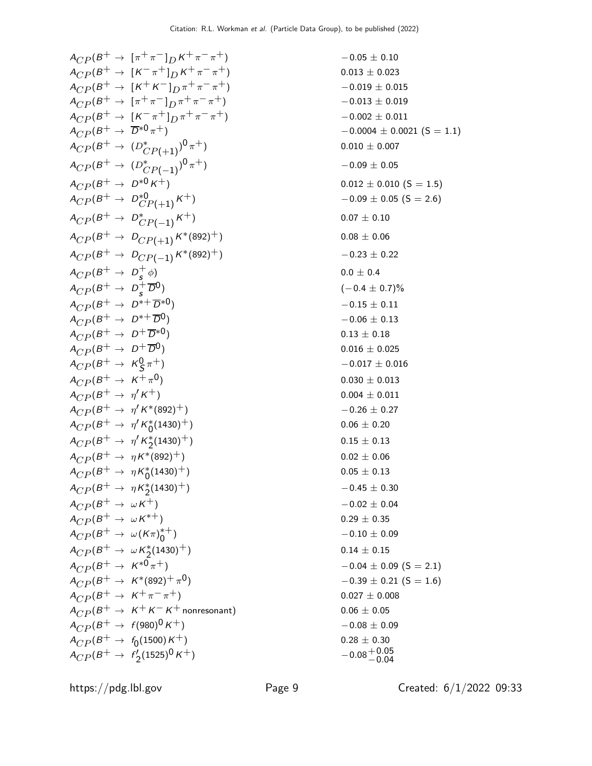| | |
|---|---|
| $A_{CP}(B^+ \to [\pi^+\pi^-]_D K^+\pi^-\pi^+)$ | $-0.05 \pm 0.10$ |
| $A_{CP}(B^+ \to [K^-\pi^+]_D K^+\pi^-\pi^+)$ | $0.013 \pm 0.023$ |
| $A_{CP}(B^+ \to [K^+K^-]_D \pi^+\pi^-\pi^+)$ | $-0.019 \pm 0.015$ |
| $A_{CP}(B^+ \to [\pi^+\pi^-]_D \pi^+\pi^-\pi^+)$ | $-0.013 \pm 0.019$ |
| $A_{CP}(B^+ \to [K^-\pi^+]_D \pi^+\pi^-\pi^+)$ | $-0.002 \pm 0.011$ |
| $A_{CP}(B^+ \to \overline{D}^{*0}\pi^+)$ | $-0.0004 \pm 0.0021$ (S = 1.1) |
| $A_{CP}(B^+ \to (D^*_{CP(+1)})^0\pi^+)$ | $0.010 \pm 0.007$ |
| $A_{CP}(B^+ \to (D^*_{CP(-1)})^0\pi^+)$ | $-0.09 \pm 0.05$ |
| $A_{CP}(B^+ \to D^{*0}K^+)$ | $0.012 \pm 0.010$ (S = 1.5) |
| $A_{CP}(B^+ \to D^{*0}_{CP(+1)}K^+)$ | $-0.09 \pm 0.05$ (S = 2.6) |
| $A_{CP}(B^+ \to D^*_{CP(-1)}K^+)$ | $0.07 \pm 0.10$ |
| $A_{CP}(B^+ \to D_{CP(+1)}K^*(892)^+)$ | $0.08 \pm 0.06$ |
| $A_{CP}(B^+ \to D_{CP(-1)}K^*(892)^+)$ | $-0.23 \pm 0.22$ |
| $A_{CP}(B^+ \to D_s^+\phi)$ | $0.0 \pm 0.4$ |
| $A_{CP}(B^+ \to D_s^+\overline{D}^0)$ | $(-0.4 \pm 0.7)\%$ |
| $A_{CP}(B^+ \to D^{*+}\overline{D}^{*0})$ | $-0.15 \pm 0.11$ |
| $A_{CP}(B^+ \to D^{*+}\overline{D}^0)$ | $-0.06 \pm 0.13$ |
| $A_{CP}(B^+ \to D^+\overline{D}^{*0})$ | $0.13 \pm 0.18$ |
| $A_{CP}(B^+ \to D^+\overline{D}^0)$ | $0.016 \pm 0.025$ |
| $A_{CP}(B^+ \to K^0_S\pi^+)$ | $-0.017 \pm 0.016$ |
| $A_{CP}(B^+ \to K^+\pi^0)$ | $0.030 \pm 0.013$ |
| $A_{CP}(B^+ \to \eta' K^+)$ | $0.004 \pm 0.011$ |
| $A_{CP}(B^+ \to \eta' K^*(892)^+)$ | $-0.26 \pm 0.27$ |
| $A_{CP}(B^+ \to \eta' K^*_0(1430)^+)$ | $0.06 \pm 0.20$ |
| $A_{CP}(B^+ \to \eta' K^*_2(1430)^+)$ | $0.15 \pm 0.13$ |
| $A_{CP}(B^+ \to \eta K^*(892)^+)$ | $0.02 \pm 0.06$ |
| $A_{CP}(B^+ \to \eta K^*_0(1430)^+)$ | $0.05 \pm 0.13$ |
| $A_{CP}(B^+ \to \eta K^*_2(1430)^+)$ | $-0.45 \pm 0.30$ |
| $A_{CP}(B^+ \to \omega K^+)$ | $-0.02 \pm 0.04$ |
| $A_{CP}(B^+ \to \omega K^{*+})$ | $0.29 \pm 0.35$ |
| $A_{CP}(B^+ \to \omega (K\pi)^{*+}_0)$ | $-0.10 \pm 0.09$ |
| $A_{CP}(B^+ \to \omega K^*_2(1430)^+)$ | $0.14 \pm 0.15$ |
| $A_{CP}(B^+ \to K^{*0}\pi^+)$ | $-0.04 \pm 0.09$ (S = 2.1) |
| $A_{CP}(B^+ \to K^*(892)^+\pi^0)$ | $-0.39 \pm 0.21$ (S = 1.6) |
| $A_{CP}(B^+ \to K^+\pi^-\pi^+)$ | $0.027 \pm 0.008$ |
| $A_{CP}(B^+ \to K^+K^-K^+$ nonresonant$)$ | $0.06 \pm 0.05$ |
| $A_{CP}(B^+ \to f(980)^0 K^+)$ | $-0.08 \pm 0.09$ |
| $A_{CP}(B^+ \to f_0(1500)K^+)$ | $0.28 \pm 0.30$ |
| $A_{CP}(B^+ \to f'_2(1525)^0 K^+)$ | $-0.08^{+0.05}_{-0.04}$ |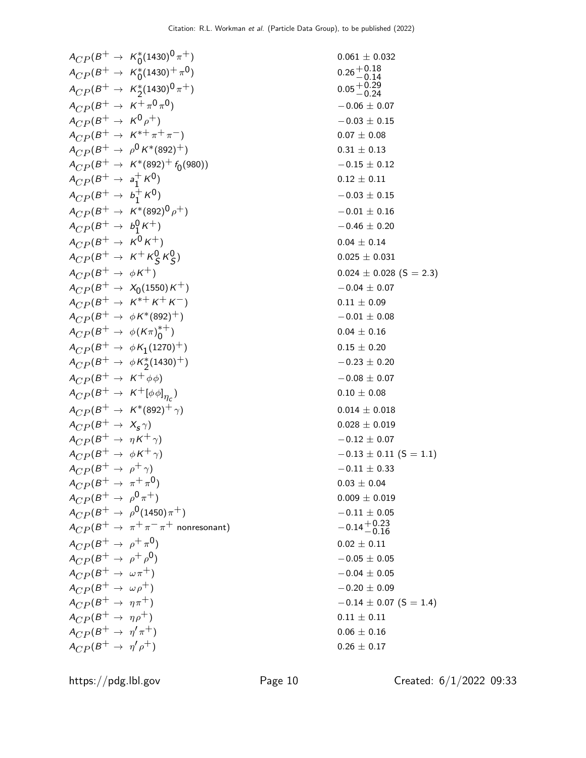| | |
|---|---|
| $A_{CP}(B^+ \to K_0^*(1430)^0 \pi^+)$ | $0.061 \pm 0.032$ |
| $A_{CP}(B^+ \to K_0^*(1430)^+ \pi^0)$ | $0.26^{+0.18}_{-0.14}$ |
| $A_{CP}(B^+ \to K_2^*(1430)^0 \pi^+)$ | $0.05^{+0.29}_{-0.24}$ |
| $A_{CP}(B^+ \to K^+ \pi^0 \pi^0)$ | $-0.06 \pm 0.07$ |
| $A_{CP}(B^+ \to K^0 \rho^+)$ | $-0.03 \pm 0.15$ |
| $A_{CP}(B^+ \to K^{*+} \pi^+ \pi^-)$ | $0.07 \pm 0.08$ |
| $A_{CP}(B^+ \to \rho^0 K^*(892)^+)$ | $0.31 \pm 0.13$ |
| $A_{CP}(B^+ \to K^*(892)^+ f_0(980))$ | $-0.15 \pm 0.12$ |
| $A_{CP}(B^+ \to a_1^+ K^0)$ | $0.12 \pm 0.11$ |
| $A_{CP}(B^+ \to b_1^+ K^0)$ | $-0.03 \pm 0.15$ |
| $A_{CP}(B^+ \to K^*(892)^0 \rho^+)$ | $-0.01 \pm 0.16$ |
| $A_{CP}(B^+ \to b_1^0 K^+)$ | $-0.46 \pm 0.20$ |
| $A_{CP}(B^+ \to K^0 K^+)$ | $0.04 \pm 0.14$ |
| $A_{CP}(B^+ \to K^+ K_S^0 K_S^0)$ | $0.025 \pm 0.031$ |
| $A_{CP}(B^+ \to \phi K^+)$ | $0.024 \pm 0.028$ (S = 2.3) |
| $A_{CP}(B^+ \to X_0(1550) K^+)$ | $-0.04 \pm 0.07$ |
| $A_{CP}(B^+ \to K^{*+} K^+ K^-)$ | $0.11 \pm 0.09$ |
| $A_{CP}(B^+ \to \phi K^*(892)^+)$ | $-0.01 \pm 0.08$ |
| $A_{CP}(B^+ \to \phi (K\pi)_0^{*+})$ | $0.04 \pm 0.16$ |
| $A_{CP}(B^+ \to \phi K_1(1270)^+)$ | $0.15 \pm 0.20$ |
| $A_{CP}(B^+ \to \phi K_2^*(1430)^+)$ | $-0.23 \pm 0.20$ |
| $A_{CP}(B^+ \to K^+ \phi \phi)$ | $-0.08 \pm 0.07$ |
| $A_{CP}(B^+ \to K^+ [\phi \phi]_{\eta_c})$ | $0.10 \pm 0.08$ |
| $A_{CP}(B^+ \to K^*(892)^+ \gamma)$ | $0.014 \pm 0.018$ |
| $A_{CP}(B^+ \to X_s \gamma)$ | $0.028 \pm 0.019$ |
| $A_{CP}(B^+ \to \eta K^+ \gamma)$ | $-0.12 \pm 0.07$ |
| $A_{CP}(B^+ \to \phi K^+ \gamma)$ | $-0.13 \pm 0.11$ (S = 1.1) |
| $A_{CP}(B^+ \to \rho^+ \gamma)$ | $-0.11 \pm 0.33$ |
| $A_{CP}(B^+ \to \pi^+ \pi^0)$ | $0.03 \pm 0.04$ |
| $A_{CP}(B^+ \to \rho^0 \pi^+)$ | $0.009 \pm 0.019$ |
| $A_{CP}(B^+ \to \rho^0(1450) \pi^+)$ | $-0.11 \pm 0.05$ |
| $A_{CP}(B^+ \to \pi^+ \pi^- \pi^+$ nonresonant) | $-0.14^{+0.23}_{-0.16}$ |
| $A_{CP}(B^+ \to \rho^+ \pi^0)$ | $0.02 \pm 0.11$ |
| $A_{CP}(B^+ \to \rho^+ \rho^0)$ | $-0.05 \pm 0.05$ |
| $A_{CP}(B^+ \to \omega \pi^+)$ | $-0.04 \pm 0.05$ |
| $A_{CP}(B^+ \to \omega \rho^+)$ | $-0.20 \pm 0.09$ |
| $A_{CP}(B^+ \to \eta \pi^+)$ | $-0.14 \pm 0.07$ (S = 1.4) |
| $A_{CP}(B^+ \to \eta \rho^+)$ | $0.11 \pm 0.11$ |
| $A_{CP}(B^+ \to \eta' \pi^+)$ | $0.06 \pm 0.16$ |
| $A_{CP}(B^+ \to \eta' \rho^+)$ | $0.26 \pm 0.17$ |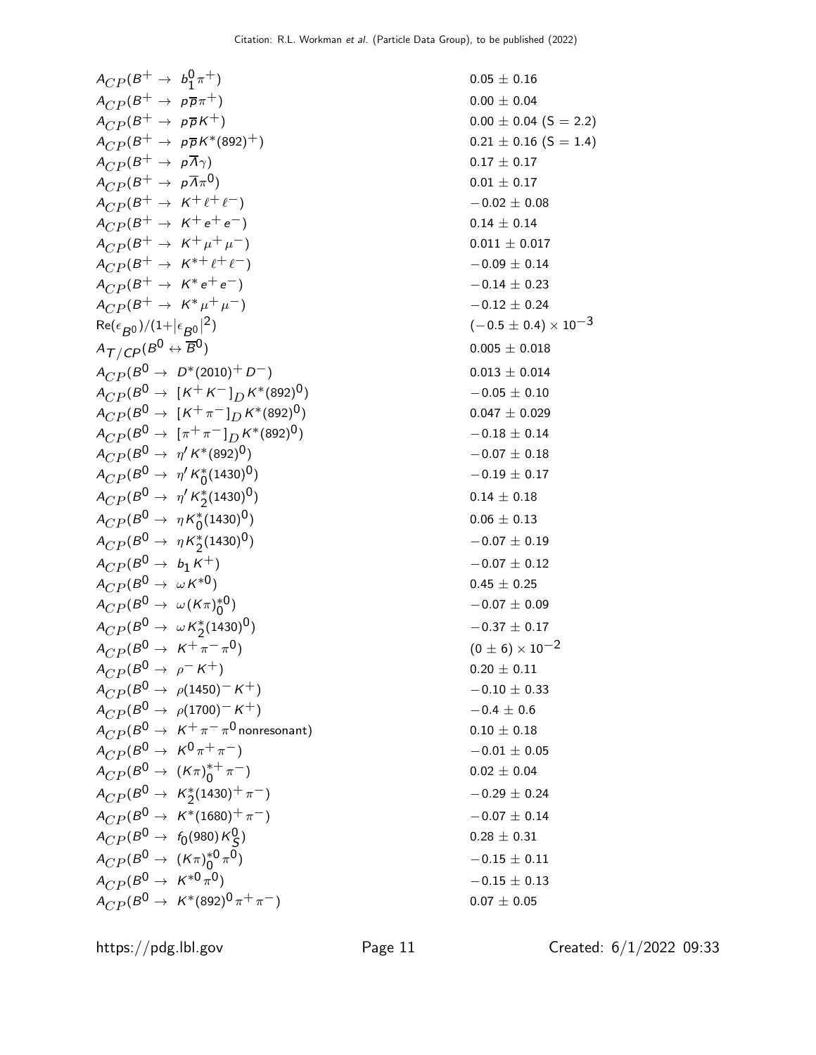| | |
|---|---|
| $A_{CP}(B^+ \to b_1^0 \pi^+)$ | $0.05 \pm 0.16$ |
| $A_{CP}(B^+ \to p\overline{p}\pi^+)$ | $0.00 \pm 0.04$ |
| $A_{CP}(B^+ \to p\overline{p}K^+)$ | $0.00 \pm 0.04$ (S = 2.2) |
| $A_{CP}(B^+ \to p\overline{p}K^*(892)^+)$ | $0.21 \pm 0.16$ (S = 1.4) |
| $A_{CP}(B^+ \to p\overline{\Lambda}\gamma)$ | $0.17 \pm 0.17$ |
| $A_{CP}(B^+ \to p\overline{\Lambda}\pi^0)$ | $0.01 \pm 0.17$ |
| $A_{CP}(B^+ \to K^+\ell^+\ell^-)$ | $-0.02 \pm 0.08$ |
| $A_{CP}(B^+ \to K^+e^+e^-)$ | $0.14 \pm 0.14$ |
| $A_{CP}(B^+ \to K^+\mu^+\mu^-)$ | $0.011 \pm 0.017$ |
| $A_{CP}(B^+ \to K^{*+}\ell^+\ell^-)$ | $-0.09 \pm 0.14$ |
| $A_{CP}(B^+ \to K^*e^+e^-)$ | $-0.14 \pm 0.23$ |
| $A_{CP}(B^+ \to K^*\mu^+\mu^-)$ | $-0.12 \pm 0.24$ |
| $\mathrm{Re}(\epsilon_{B^0})/(1+\lvert\epsilon_{B^0}\rvert^2)$ | $(-0.5 \pm 0.4) \times 10^{-3}$ |
| $A_{T/CP}(B^0 \leftrightarrow \overline{B}^0)$ | $0.005 \pm 0.018$ |
| $A_{CP}(B^0 \to D^*(2010)^+ D^-)$ | $0.013 \pm 0.014$ |
| $A_{CP}(B^0 \to [K^+K^-]_D K^*(892)^0)$ | $-0.05 \pm 0.10$ |
| $A_{CP}(B^0 \to [K^+\pi^-]_D K^*(892)^0)$ | $0.047 \pm 0.029$ |
| $A_{CP}(B^0 \to [\pi^+\pi^-]_D K^*(892)^0)$ | $-0.18 \pm 0.14$ |
| $A_{CP}(B^0 \to \eta' K^*(892)^0)$ | $-0.07 \pm 0.18$ |
| $A_{CP}(B^0 \to \eta' K_0^*(1430)^0)$ | $-0.19 \pm 0.17$ |
| $A_{CP}(B^0 \to \eta' K_2^*(1430)^0)$ | $0.14 \pm 0.18$ |
| $A_{CP}(B^0 \to \eta K_0^*(1430)^0)$ | $0.06 \pm 0.13$ |
| $A_{CP}(B^0 \to \eta K_2^*(1430)^0)$ | $-0.07 \pm 0.19$ |
| $A_{CP}(B^0 \to b_1 K^+)$ | $-0.07 \pm 0.12$ |
| $A_{CP}(B^0 \to \omega K^{*0})$ | $0.45 \pm 0.25$ |
| $A_{CP}(B^0 \to \omega (K\pi)_0^{*0})$ | $-0.07 \pm 0.09$ |
| $A_{CP}(B^0 \to \omega K_2^*(1430)^0)$ | $-0.37 \pm 0.17$ |
| $A_{CP}(B^0 \to K^+\pi^-\pi^0)$ | $(0 \pm 6) \times 10^{-2}$ |
| $A_{CP}(B^0 \to \rho^- K^+)$ | $0.20 \pm 0.11$ |
| $A_{CP}(B^0 \to \rho(1450)^- K^+)$ | $-0.10 \pm 0.33$ |
| $A_{CP}(B^0 \to \rho(1700)^- K^+)$ | $-0.4 \pm 0.6$ |
| $A_{CP}(B^0 \to K^+\pi^-\pi^0 \text{nonresonant})$ | $0.10 \pm 0.18$ |
| $A_{CP}(B^0 \to K^0\pi^+\pi^-)$ | $-0.01 \pm 0.05$ |
| $A_{CP}(B^0 \to (K\pi)_0^{*+}\pi^-)$ | $0.02 \pm 0.04$ |
| $A_{CP}(B^0 \to K_2^*(1430)^+\pi^-)$ | $-0.29 \pm 0.24$ |
| $A_{CP}(B^0 \to K^*(1680)^+\pi^-)$ | $-0.07 \pm 0.14$ |
| $A_{CP}(B^0 \to f_0(980) K_S^0)$ | $0.28 \pm 0.31$ |
| $A_{CP}(B^0 \to (K\pi)_0^{*0}\pi^0)$ | $-0.15 \pm 0.11$ |
| $A_{CP}(B^0 \to K^{*0}\pi^0)$ | $-0.15 \pm 0.13$ |
| $A_{CP}(B^0 \to K^*(892)^0\pi^+\pi^-)$ | $0.07 \pm 0.05$ |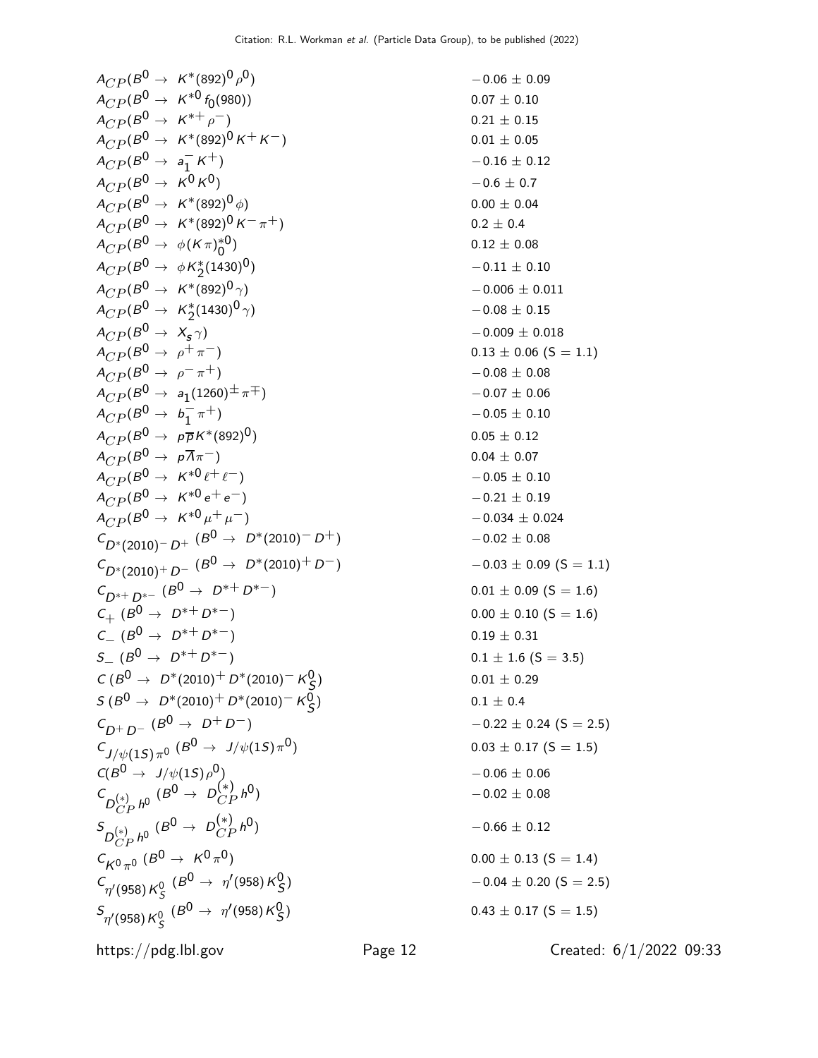| | |
|---|---|
| $A_{CP}(B^0 \to K^*(892)^0 \rho^0)$ | $-0.06 \pm 0.09$ |
| $A_{CP}(B^0 \to K^{*0} f_0(980))$ | $0.07 \pm 0.10$ |
| $A_{CP}(B^0 \to K^{*+} \rho^-)$ | $0.21 \pm 0.15$ |
| $A_{CP}(B^0 \to K^*(892)^0 K^+ K^-)$ | $0.01 \pm 0.05$ |
| $A_{CP}(B^0 \to a_1^- K^+)$ | $-0.16 \pm 0.12$ |
| $A_{CP}(B^0 \to K^0 \overline{K}^0)$ | $-0.6 \pm 0.7$ |
| $A_{CP}(B^0 \to K^*(892)^0 \phi)$ | $0.00 \pm 0.04$ |
| $A_{CP}(B^0 \to K^*(892)^0 K^- \pi^+)$ | $0.2 \pm 0.4$ |
| $A_{CP}(B^0 \to \phi (K\pi)_0^{*0})$ | $0.12 \pm 0.08$ |
| $A_{CP}(B^0 \to \phi K_2^*(1430)^0)$ | $-0.11 \pm 0.10$ |
| $A_{CP}(B^0 \to K^*(892)^0 \gamma)$ | $-0.006 \pm 0.011$ |
| $A_{CP}(B^0 \to K_2^*(1430)^0 \gamma)$ | $-0.08 \pm 0.15$ |
| $A_{CP}(B^0 \to X_s \gamma)$ | $-0.009 \pm 0.018$ |
| $A_{CP}(B^0 \to \rho^+ \pi^-)$ | $0.13 \pm 0.06$ (S = 1.1) |
| $A_{CP}(B^0 \to \rho^- \pi^+)$ | $-0.08 \pm 0.08$ |
| $A_{CP}(B^0 \to a_1(1260)^{\pm} \pi^{\mp})$ | $-0.07 \pm 0.06$ |
| $A_{CP}(B^0 \to b_1^- \pi^+)$ | $-0.05 \pm 0.10$ |
| $A_{CP}(B^0 \to p\overline{p} K^*(892)^0)$ | $0.05 \pm 0.12$ |
| $A_{CP}(B^0 \to p\overline{\Lambda} \pi^-)$ | $0.04 \pm 0.07$ |
| $A_{CP}(B^0 \to K^{*0} \ell^+ \ell^-)$ | $-0.05 \pm 0.10$ |
| $A_{CP}(B^0 \to K^{*0} e^+ e^-)$ | $-0.21 \pm 0.19$ |
| $A_{CP}(B^0 \to K^{*0} \mu^+ \mu^-)$ | $-0.034 \pm 0.024$ |
| $C_{D^*(2010)^- D^+}$ $(B^0 \to D^*(2010)^- D^+)$ | $-0.02 \pm 0.08$ |
| $C_{D^*(2010)^+ D^-}$ $(B^0 \to D^*(2010)^+ D^-)$ | $-0.03 \pm 0.09$ (S = 1.1) |
| $C_{D^{*+} D^{*-}}$ $(B^0 \to D^{*+} D^{*-})$ | $0.01 \pm 0.09$ (S = 1.6) |
| $C_+$ $(B^0 \to D^{*+} D^{*-})$ | $0.00 \pm 0.10$ (S = 1.6) |
| $C_-$ $(B^0 \to D^{*+} D^{*-})$ | $0.19 \pm 0.31$ |
| $S_-$ $(B^0 \to D^{*+} D^{*-})$ | $0.1 \pm 1.6$ (S = 3.5) |
| $C$ $(B^0 \to D^*(2010)^+ D^*(2010)^- K_S^0)$ | $0.01 \pm 0.29$ |
| $S$ $(B^0 \to D^*(2010)^+ D^*(2010)^- K_S^0)$ | $0.1 \pm 0.4$ |
| $C_{D^+ D^-}$ $(B^0 \to D^+ D^-)$ | $-0.22 \pm 0.24$ (S = 2.5) |
| $C_{J/\psi(1S) \pi^0}$ $(B^0 \to J/\psi(1S) \pi^0)$ | $0.03 \pm 0.17$ (S = 1.5) |
| $C(B^0 \to J/\psi(1S) \rho^0)$ | $-0.06 \pm 0.06$ |
| $C_{D_{CP}^{(*)} h^0}$ $(B^0 \to D_{CP}^{(*)} h^0)$ | $-0.02 \pm 0.08$ |
| $S_{D_{CP}^{(*)} h^0}$ $(B^0 \to D_{CP}^{(*)} h^0)$ | $-0.66 \pm 0.12$ |
| $C_{K^0 \pi^0}$ $(B^0 \to K^0 \pi^0)$ | $0.00 \pm 0.13$ (S = 1.4) |
| $C_{\eta'(958) K_S^0}$ $(B^0 \to \eta'(958) K_S^0)$ | $-0.04 \pm 0.20$ (S = 2.5) |
| $S_{\eta'(958) K_S^0}$ $(B^0 \to \eta'(958) K_S^0)$ | $0.43 \pm 0.17$ (S = 1.5) |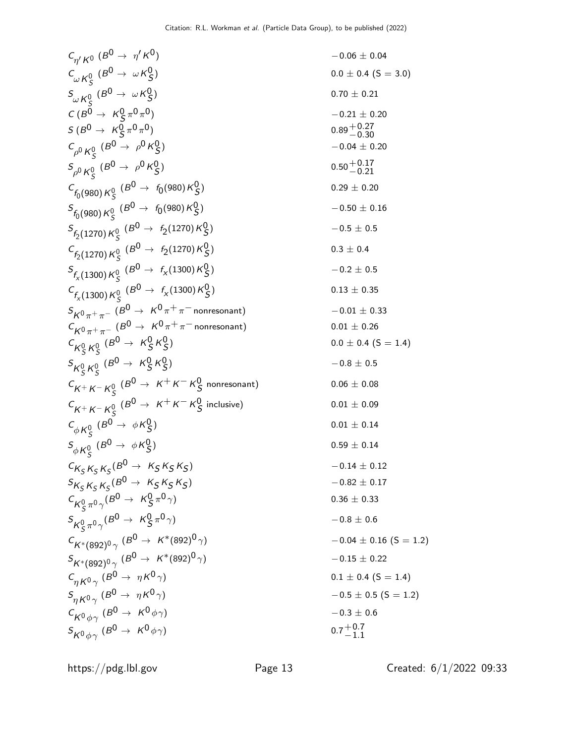| | |
|---|---|
| $C_{\eta' K^0}$ ($B^0 \to \eta' K^0$) | $-0.06 \pm 0.04$ |
| $C_{\omega K^0_S}$ ($B^0 \to \omega K^0_S$) | $0.0 \pm 0.4$ (S = 3.0) |
| $S_{\omega K^0_S}$ ($B^0 \to \omega K^0_S$) | $0.70 \pm 0.21$ |
| $C$ ($B^0 \to K^0_S \pi^0 \pi^0$) | $-0.21 \pm 0.20$ |
| $S$ ($B^0 \to K^0_S \pi^0 \pi^0$) | $0.89^{+0.27}_{-0.30}$ |
| $C_{\rho^0 K^0_S}$ ($B^0 \to \rho^0 K^0_S$) | $-0.04 \pm 0.20$ |
| $S_{\rho^0 K^0_S}$ ($B^0 \to \rho^0 K^0_S$) | $0.50^{+0.17}_{-0.21}$ |
| $C_{f_0(980) K^0_S}$ ($B^0 \to f_0(980) K^0_S$) | $0.29 \pm 0.20$ |
| $S_{f_0(980) K^0_S}$ ($B^0 \to f_0(980) K^0_S$) | $-0.50 \pm 0.16$ |
| $S_{f_2(1270) K^0_S}$ ($B^0 \to f_2(1270) K^0_S$) | $-0.5 \pm 0.5$ |
| $C_{f_2(1270) K^0_S}$ ($B^0 \to f_2(1270) K^0_S$) | $0.3 \pm 0.4$ |
| $S_{f_x(1300) K^0_S}$ ($B^0 \to f_x(1300) K^0_S$) | $-0.2 \pm 0.5$ |
| $C_{f_x(1300) K^0_S}$ ($B^0 \to f_x(1300) K^0_S$) | $0.13 \pm 0.35$ |
| $S_{K^0 \pi^+ \pi^-}$ ($B^0 \to K^0 \pi^+ \pi^-$ nonresonant) | $-0.01 \pm 0.33$ |
| $C_{K^0 \pi^+ \pi^-}$ ($B^0 \to K^0 \pi^+ \pi^-$ nonresonant) | $0.01 \pm 0.26$ |
| $C_{K^0_S K^0_S}$ ($B^0 \to K^0_S K^0_S$) | $0.0 \pm 0.4$ (S = 1.4) |
| $S_{K^0_S K^0_S}$ ($B^0 \to K^0_S K^0_S$) | $-0.8 \pm 0.5$ |
| $C_{K^+ K^- K^0_S}$ ($B^0 \to K^+ K^- K^0_S$ nonresonant) | $0.06 \pm 0.08$ |
| $C_{K^+ K^- K^0_S}$ ($B^0 \to K^+ K^- K^0_S$ inclusive) | $0.01 \pm 0.09$ |
| $C_{\phi K^0_S}$ ($B^0 \to \phi K^0_S$) | $0.01 \pm 0.14$ |
| $S_{\phi K^0_S}$ ($B^0 \to \phi K^0_S$) | $0.59 \pm 0.14$ |
| $C_{K_S K_S K_S}$($B^0 \to K_S K_S K_S$) | $-0.14 \pm 0.12$ |
| $S_{K_S K_S K_S}$($B^0 \to K_S K_S K_S$) | $-0.82 \pm 0.17$ |
| $C_{K^0_S \pi^0 \gamma}$($B^0 \to K^0_S \pi^0 \gamma$) | $0.36 \pm 0.33$ |
| $S_{K^0_S \pi^0 \gamma}$($B^0 \to K^0_S \pi^0 \gamma$) | $-0.8 \pm 0.6$ |
| $C_{K^*(892)^0 \gamma}$ ($B^0 \to K^*(892)^0 \gamma$) | $-0.04 \pm 0.16$ (S = 1.2) |
| $S_{K^*(892)^0 \gamma}$ ($B^0 \to K^*(892)^0 \gamma$) | $-0.15 \pm 0.22$ |
| $C_{\eta K^0 \gamma}$ ($B^0 \to \eta K^0 \gamma$) | $0.1 \pm 0.4$ (S = 1.4) |
| $S_{\eta K^0 \gamma}$ ($B^0 \to \eta K^0 \gamma$) | $-0.5 \pm 0.5$ (S = 1.2) |
| $C_{K^0 \phi \gamma}$ ($B^0 \to K^0 \phi \gamma$) | $-0.3 \pm 0.6$ |
| $S_{K^0 \phi \gamma}$ ($B^0 \to K^0 \phi \gamma$) | $0.7^{+0.7}_{-1.1}$ |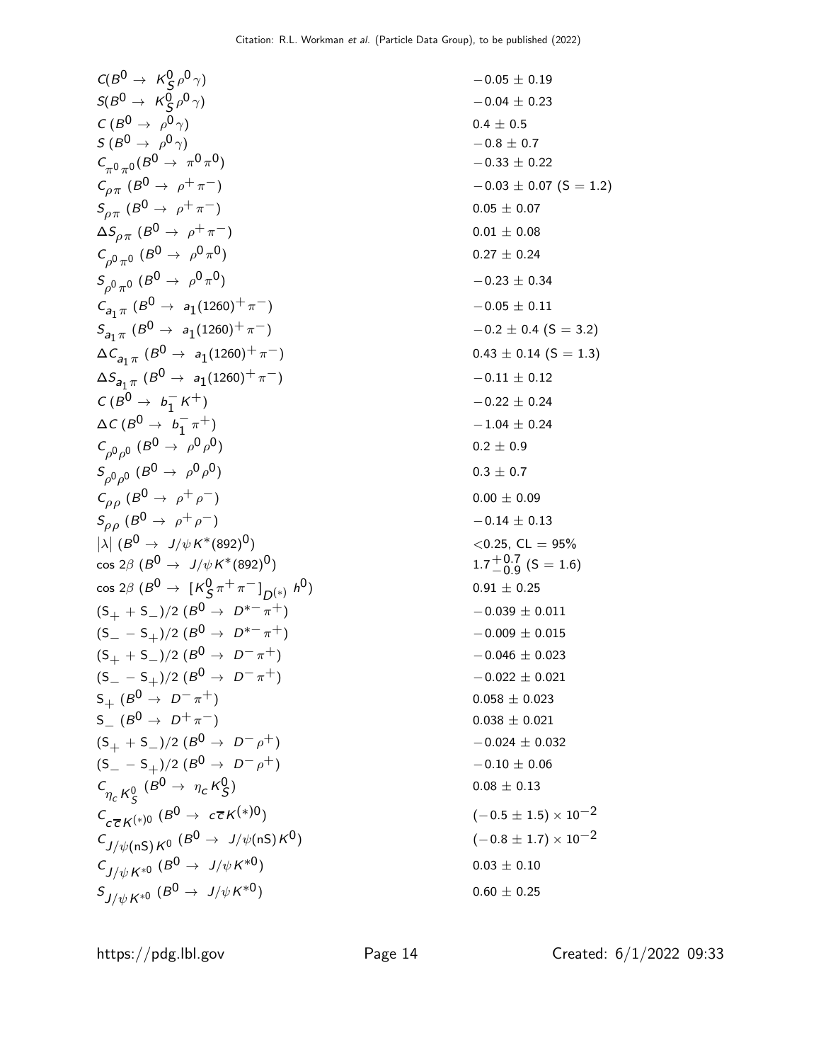| | |
|---|---|
| $C(B^0 \to K^0_S \rho^0 \gamma)$ | $-0.05 \pm 0.19$ |
| $S(B^0 \to K^0_S \rho^0 \gamma)$ | $-0.04 \pm 0.23$ |
| $C\,(B^0 \to \rho^0 \gamma)$ | $0.4 \pm 0.5$ |
| $S\,(B^0 \to \rho^0 \gamma)$ | $-0.8 \pm 0.7$ |
| $C_{\pi^0 \pi^0}(B^0 \to \pi^0 \pi^0)$ | $-0.33 \pm 0.22$ |
| $C_{\rho \pi}\,(B^0 \to \rho^+ \pi^-)$ | $-0.03 \pm 0.07$ (S = 1.2) |
| $S_{\rho \pi}\,(B^0 \to \rho^+ \pi^-)$ | $0.05 \pm 0.07$ |
| $\Delta S_{\rho \pi}\,(B^0 \to \rho^+ \pi^-)$ | $0.01 \pm 0.08$ |
| $C_{\rho^0 \pi^0}\,(B^0 \to \rho^0 \pi^0)$ | $0.27 \pm 0.24$ |
| $S_{\rho^0 \pi^0}\,(B^0 \to \rho^0 \pi^0)$ | $-0.23 \pm 0.34$ |
| $C_{a_1 \pi}\,(B^0 \to a_1(1260)^+ \pi^-)$ | $-0.05 \pm 0.11$ |
| $S_{a_1 \pi}\,(B^0 \to a_1(1260)^+ \pi^-)$ | $-0.2 \pm 0.4$ (S = 3.2) |
| $\Delta C_{a_1 \pi}\,(B^0 \to a_1(1260)^+ \pi^-)$ | $0.43 \pm 0.14$ (S = 1.3) |
| $\Delta S_{a_1 \pi}\,(B^0 \to a_1(1260)^+ \pi^-)$ | $-0.11 \pm 0.12$ |
| $C\,(B^0 \to b_1^- K^+)$ | $-0.22 \pm 0.24$ |
| $\Delta C\,(B^0 \to b_1^- \pi^+)$ | $-1.04 \pm 0.24$ |
| $C_{\rho^0 \rho^0}\,(B^0 \to \rho^0 \rho^0)$ | $0.2 \pm 0.9$ |
| $S_{\rho^0 \rho^0}\,(B^0 \to \rho^0 \rho^0)$ | $0.3 \pm 0.7$ |
| $C_{\rho \rho}\,(B^0 \to \rho^+ \rho^-)$ | $0.00 \pm 0.09$ |
| $S_{\rho \rho}\,(B^0 \to \rho^+ \rho^-)$ | $-0.14 \pm 0.13$ |
| $\lvert\lambda\rvert\,(B^0 \to J/\psi K^*(892)^0)$ | $<0.25$, CL = 95% |
| $\cos 2\beta\,(B^0 \to J/\psi K^*(892)^0)$ | $1.7^{+0.7}_{-0.9}$ (S = 1.6) |
| $\cos 2\beta\,(B^0 \to [K^0_S \pi^+ \pi^-]_{D^{(*)}}\, h^0)$ | $0.91 \pm 0.25$ |
| $(S_+ + S_-)/2\,(B^0 \to D^{*-} \pi^+)$ | $-0.039 \pm 0.011$ |
| $(S_- - S_+)/2\,(B^0 \to D^{*-} \pi^+)$ | $-0.009 \pm 0.015$ |
| $(S_+ + S_-)/2\,(B^0 \to D^- \pi^+)$ | $-0.046 \pm 0.023$ |
| $(S_- - S_+)/2\,(B^0 \to D^- \pi^+)$ | $-0.022 \pm 0.021$ |
| $S_+\,(B^0 \to D^- \pi^+)$ | $0.058 \pm 0.023$ |
| $S_-\,(B^0 \to D^+ \pi^-)$ | $0.038 \pm 0.021$ |
| $(S_+ + S_-)/2\,(B^0 \to D^- \rho^+)$ | $-0.024 \pm 0.032$ |
| $(S_- - S_+)/2\,(B^0 \to D^- \rho^+)$ | $-0.10 \pm 0.06$ |
| $C_{\eta_c K^0_S}\,(B^0 \to \eta_c K^0_S)$ | $0.08 \pm 0.13$ |
| $C_{c\overline{c} K^{(*)0}}\,(B^0 \to c\overline{c} K^{(*)0})$ | $(-0.5 \pm 1.5) \times 10^{-2}$ |
| $C_{J/\psi(\mathrm{nS}) K^0}\,(B^0 \to J/\psi(\mathrm{nS}) K^0)$ | $(-0.8 \pm 1.7) \times 10^{-2}$ |
| $C_{J/\psi K^{*0}}\,(B^0 \to J/\psi K^{*0})$ | $0.03 \pm 0.10$ |
| $S_{J/\psi K^{*0}}\,(B^0 \to J/\psi K^{*0})$ | $0.60 \pm 0.25$ |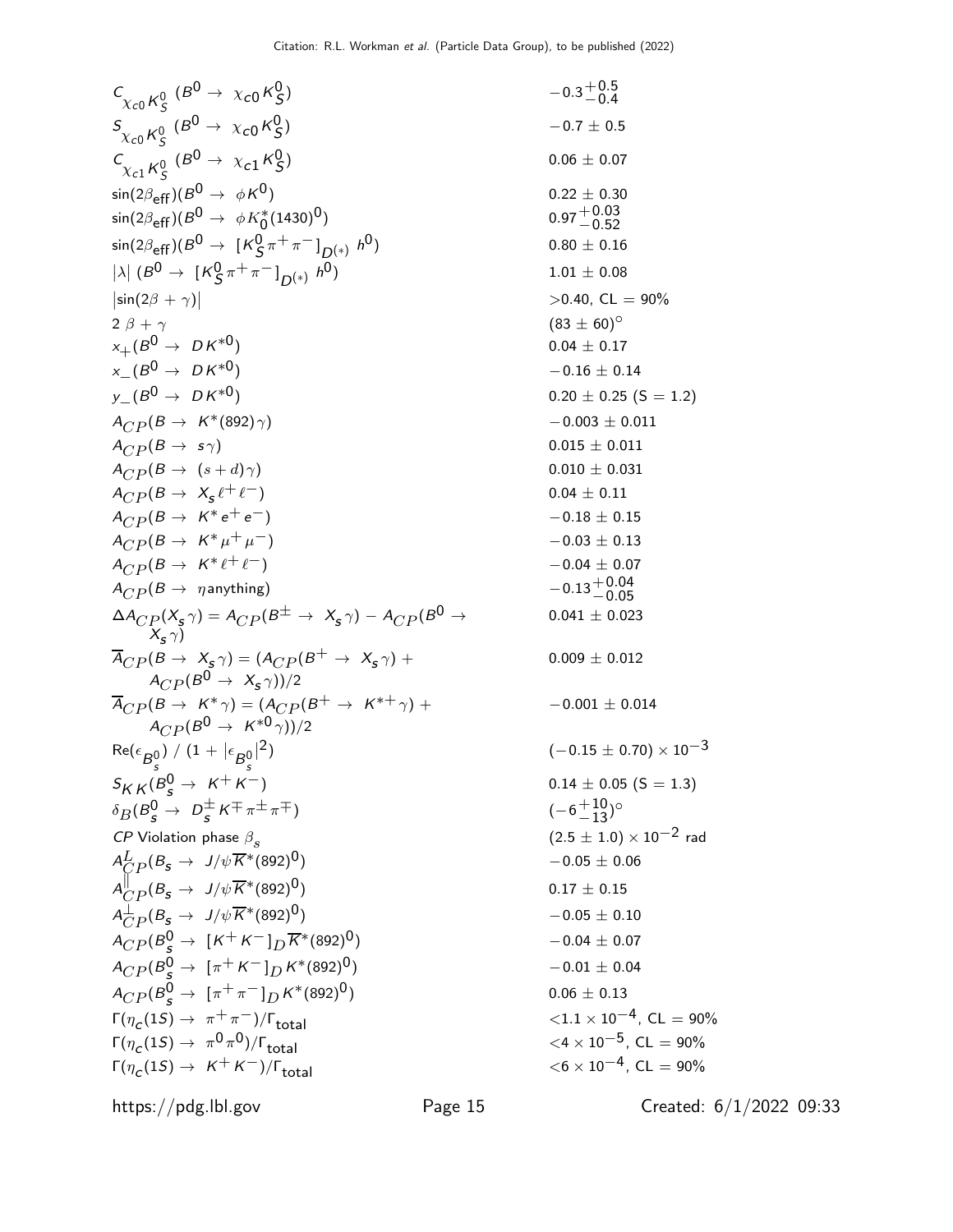| | |
|---|---|
| $C_{\chi_{c0} K^0_S}$ ($B^0 \rightarrow \chi_{c0} K^0_S$) | $-0.3^{+0.5}_{-0.4}$ |
| $S_{\chi_{c0} K^0_S}$ ($B^0 \rightarrow \chi_{c0} K^0_S$) | $-0.7 \pm 0.5$ |
| $C_{\chi_{c1} K^0_S}$ ($B^0 \rightarrow \chi_{c1} K^0_S$) | $0.06 \pm 0.07$ |
| $\sin(2\beta_{\text{eff}})(B^0 \rightarrow \phi K^0)$ | $0.22 \pm 0.30$ |
| $\sin(2\beta_{\text{eff}})(B^0 \rightarrow \phi K^*_0(1430)^0)$ | $0.97^{+0.03}_{-0.52}$ |
| $\sin(2\beta_{\text{eff}})(B^0 \rightarrow [K^0_S \pi^+ \pi^-]_{D^{(*)}} h^0)$ | $0.80 \pm 0.16$ |
| $\lvert\lambda\rvert$ ($B^0 \rightarrow [K^0_S \pi^+ \pi^-]_{D^{(*)}} h^0$) | $1.01 \pm 0.08$ |
| $\lvert\sin(2\beta + \gamma)\rvert$ | $>0.40$, CL = 90% |
| $2\beta + \gamma$ | $(83 \pm 60)^\circ$ |
| $x_+(B^0 \rightarrow D K^{*0})$ | $0.04 \pm 0.17$ |
| $x_-(B^0 \rightarrow D K^{*0})$ | $-0.16 \pm 0.14$ |
| $y_-(B^0 \rightarrow D K^{*0})$ | $0.20 \pm 0.25$ (S = 1.2) |
| $A_{CP}(B \rightarrow K^*(892)\gamma)$ | $-0.003 \pm 0.011$ |
| $A_{CP}(B \rightarrow s\gamma)$ | $0.015 \pm 0.011$ |
| $A_{CP}(B \rightarrow (s+d)\gamma)$ | $0.010 \pm 0.031$ |
| $A_{CP}(B \rightarrow X_s \ell^+ \ell^-)$ | $0.04 \pm 0.11$ |
| $A_{CP}(B \rightarrow K^* e^+ e^-)$ | $-0.18 \pm 0.15$ |
| $A_{CP}(B \rightarrow K^* \mu^+ \mu^-)$ | $-0.03 \pm 0.13$ |
| $A_{CP}(B \rightarrow K^* \ell^+ \ell^-)$ | $-0.04 \pm 0.07$ |
| $A_{CP}(B \rightarrow \eta\,\text{anything})$ | $-0.13^{+0.04}_{-0.05}$ |
| $\Delta A_{CP}(X_s\gamma) = A_{CP}(B^\pm \rightarrow X_s\gamma) - A_{CP}(B^0 \rightarrow X_s\gamma)$ | $0.041 \pm 0.023$ |
| $\overline{A}_{CP}(B \rightarrow X_s\gamma) = (A_{CP}(B^+ \rightarrow X_s\gamma) + A_{CP}(B^0 \rightarrow X_s\gamma))/2$ | $0.009 \pm 0.012$ |
| $\overline{A}_{CP}(B \rightarrow K^*\gamma) = (A_{CP}(B^+ \rightarrow K^{*+}\gamma) + A_{CP}(B^0 \rightarrow K^{*0}\gamma))/2$ | $-0.001 \pm 0.014$ |
| $\text{Re}(\epsilon_{B^0_s}) / (1 + \lvert\epsilon_{B^0_s}\rvert^2)$ | $(-0.15 \pm 0.70) \times 10^{-3}$ |
| $S_{KK}(B^0_s \rightarrow K^+ K^-)$ | $0.14 \pm 0.05$ (S = 1.3) |
| $\delta_B(B^0_s \rightarrow D^\pm_s K^\mp \pi^\pm \pi^\mp)$ | $(-6^{+10}_{-13})^\circ$ |
| *CP* Violation phase $\beta_s$ | $(2.5 \pm 1.0) \times 10^{-2}$ rad |
| $A^L_{CP}(B_s \rightarrow J/\psi \overline{K}^*(892)^0)$ | $-0.05 \pm 0.06$ |
| $A^\parallel_{CP}(B_s \rightarrow J/\psi \overline{K}^*(892)^0)$ | $0.17 \pm 0.15$ |
| $A^\perp_{CP}(B_s \rightarrow J/\psi \overline{K}^*(892)^0)$ | $-0.05 \pm 0.10$ |
| $A_{CP}(B^0_s \rightarrow [K^+ K^-]_D \overline{K}^*(892)^0)$ | $-0.04 \pm 0.07$ |
| $A_{CP}(B^0_s \rightarrow [\pi^+ K^-]_D K^*(892)^0)$ | $-0.01 \pm 0.04$ |
| $A_{CP}(B^0_s \rightarrow [\pi^+ \pi^-]_D K^*(892)^0)$ | $0.06 \pm 0.13$ |
| $\Gamma(\eta_c(1S) \rightarrow \pi^+ \pi^-)/\Gamma_{\text{total}}$ | $<1.1 \times 10^{-4}$, CL = 90% |
| $\Gamma(\eta_c(1S) \rightarrow \pi^0 \pi^0)/\Gamma_{\text{total}}$ | $<4 \times 10^{-5}$, CL = 90% |
| $\Gamma(\eta_c(1S) \rightarrow K^+ K^-)/\Gamma_{\text{total}}$ | $<6 \times 10^{-4}$, CL = 90% |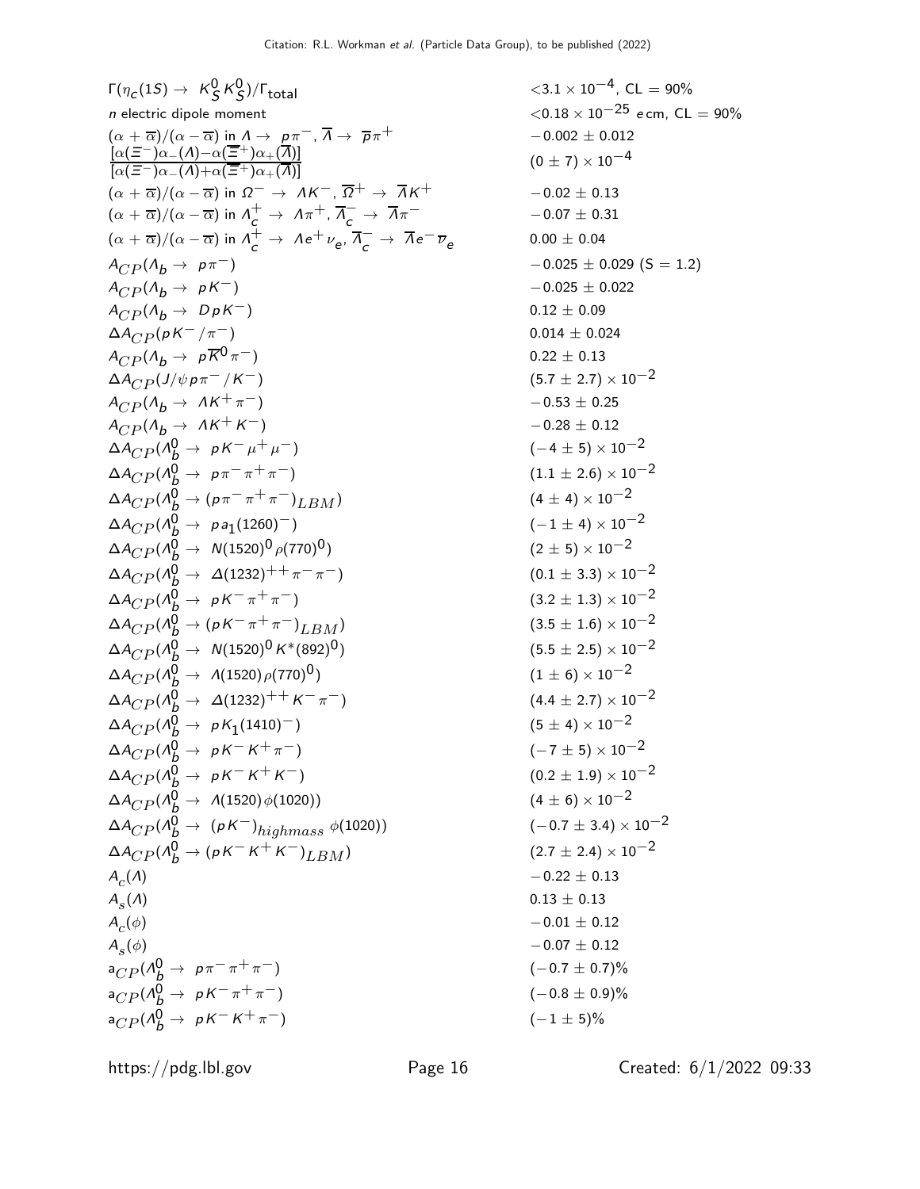| | |
|---|---|
| $\Gamma(\eta_c(1S) \to K^0_S K^0_S)/\Gamma_{\text{total}}$ | $<3.1 \times 10^{-4}$, CL = 90% |
| $n$ electric dipole moment | $<0.18 \times 10^{-25}$ $e$ cm, CL = 90% |
| $(\alpha + \overline{\alpha})/(\alpha - \overline{\alpha})$ in $\Lambda \to p\pi^-$, $\overline{\Lambda} \to \overline{p}\pi^+$ | $-0.002 \pm 0.012$ |
| $\frac{[\alpha(\Xi^-)\alpha_-(\Lambda) - \alpha(\overline{\Xi}^+)\alpha_+(\overline{\Lambda})]}{[\alpha(\Xi^-)\alpha_-(\Lambda) + \alpha(\overline{\Xi}^+)\alpha_+(\overline{\Lambda})]}$ | $(0 \pm 7) \times 10^{-4}$ |
| $(\alpha + \overline{\alpha})/(\alpha - \overline{\alpha})$ in $\Omega^- \to \Lambda K^-$, $\overline{\Omega}^+ \to \overline{\Lambda} K^+$ | $-0.02 \pm 0.13$ |
| $(\alpha + \overline{\alpha})/(\alpha - \overline{\alpha})$ in $\Lambda_c^+ \to \Lambda\pi^+$, $\overline{\Lambda}_c^- \to \overline{\Lambda}\pi^-$ | $-0.07 \pm 0.31$ |
| $(\alpha + \overline{\alpha})/(\alpha - \overline{\alpha})$ in $\Lambda_c^+ \to \Lambda e^+ \nu_e$, $\overline{\Lambda}_c^- \to \overline{\Lambda} e^- \overline{\nu}_e$ | $0.00 \pm 0.04$ |
| $A_{CP}(\Lambda_b \to p\pi^-)$ | $-0.025 \pm 0.029$ (S = 1.2) |
| $A_{CP}(\Lambda_b \to pK^-)$ | $-0.025 \pm 0.022$ |
| $A_{CP}(\Lambda_b \to DpK^-)$ | $0.12 \pm 0.09$ |
| $\Delta A_{CP}(pK^-/\pi^-)$ | $0.014 \pm 0.024$ |
| $A_{CP}(\Lambda_b \to p\overline{K}^0\pi^-)$ | $0.22 \pm 0.13$ |
| $\Delta A_{CP}(J/\psi p\pi^-/K^-)$ | $(5.7 \pm 2.7) \times 10^{-2}$ |
| $A_{CP}(\Lambda_b \to \Lambda K^+\pi^-)$ | $-0.53 \pm 0.25$ |
| $A_{CP}(\Lambda_b \to \Lambda K^+K^-)$ | $-0.28 \pm 0.12$ |
| $\Delta A_{CP}(\Lambda_b^0 \to pK^-\mu^+\mu^-)$ | $(-4 \pm 5) \times 10^{-2}$ |
| $\Delta A_{CP}(\Lambda_b^0 \to p\pi^-\pi^+\pi^-)$ | $(1.1 \pm 2.6) \times 10^{-2}$ |
| $\Delta A_{CP}(\Lambda_b^0 \to (p\pi^-\pi^+\pi^-)_{LBM})$ | $(4 \pm 4) \times 10^{-2}$ |
| $\Delta A_{CP}(\Lambda_b^0 \to pa_1(1260)^-)$ | $(-1 \pm 4) \times 10^{-2}$ |
| $\Delta A_{CP}(\Lambda_b^0 \to N(1520)^0\rho(770)^0)$ | $(2 \pm 5) \times 10^{-2}$ |
| $\Delta A_{CP}(\Lambda_b^0 \to \Delta(1232)^{++}\pi^-\pi^-)$ | $(0.1 \pm 3.3) \times 10^{-2}$ |
| $\Delta A_{CP}(\Lambda_b^0 \to pK^-\pi^+\pi^-)$ | $(3.2 \pm 1.3) \times 10^{-2}$ |
| $\Delta A_{CP}(\Lambda_b^0 \to (pK^-\pi^+\pi^-)_{LBM})$ | $(3.5 \pm 1.6) \times 10^{-2}$ |
| $\Delta A_{CP}(\Lambda_b^0 \to N(1520)^0K^*(892)^0)$ | $(5.5 \pm 2.5) \times 10^{-2}$ |
| $\Delta A_{CP}(\Lambda_b^0 \to \Lambda(1520)\rho(770)^0)$ | $(1 \pm 6) \times 10^{-2}$ |
| $\Delta A_{CP}(\Lambda_b^0 \to \Delta(1232)^{++}K^-\pi^-)$ | $(4.4 \pm 2.7) \times 10^{-2}$ |
| $\Delta A_{CP}(\Lambda_b^0 \to pK_1(1410)^-)$ | $(5 \pm 4) \times 10^{-2}$ |
| $\Delta A_{CP}(\Lambda_b^0 \to pK^-K^+\pi^-)$ | $(-7 \pm 5) \times 10^{-2}$ |
| $\Delta A_{CP}(\Lambda_b^0 \to pK^-K^+K^-)$ | $(0.2 \pm 1.9) \times 10^{-2}$ |
| $\Delta A_{CP}(\Lambda_b^0 \to \Lambda(1520)\phi(1020))$ | $(4 \pm 6) \times 10^{-2}$ |
| $\Delta A_{CP}(\Lambda_b^0 \to (pK^-)_{highmass}\ \phi(1020))$ | $(-0.7 \pm 3.4) \times 10^{-2}$ |
| $\Delta A_{CP}(\Lambda_b^0 \to (pK^-K^+K^-)_{LBM})$ | $(2.7 \pm 2.4) \times 10^{-2}$ |
| $A_c(\Lambda)$ | $-0.22 \pm 0.13$ |
| $A_s(\Lambda)$ | $0.13 \pm 0.13$ |
| $A_c(\phi)$ | $-0.01 \pm 0.12$ |
| $A_s(\phi)$ | $-0.07 \pm 0.12$ |
| $a_{CP}(\Lambda_b^0 \to p\pi^-\pi^+\pi^-)$ | $(-0.7 \pm 0.7)\%$ |
| $a_{CP}(\Lambda_b^0 \to pK^-\pi^+\pi^-)$ | $(-0.8 \pm 0.9)\%$ |
| $a_{CP}(\Lambda_b^0 \to pK^-K^+\pi^-)$ | $(-1 \pm 5)\%$ |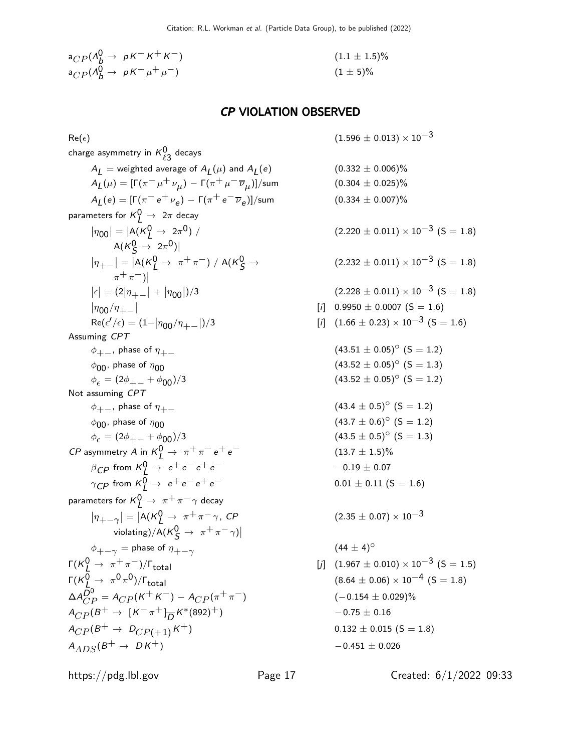| | |
|---|---|
| $a_{CP}(\Lambda_b^0 \to pK^-K^+K^-)$ | $(1.1 \pm 1.5)\%$ |
| $a_{CP}(\Lambda_b^0 \to pK^-\mu^+\mu^-)$ | $(1 \pm 5)\%$ |

## *CP* VIOLATION OBSERVED

| | | |
|---|---|---|
| $\mathrm{Re}(\epsilon)$ | | $(1.596 \pm 0.013) \times 10^{-3}$ |
| charge asymmetry in $K^0_{\ell 3}$ decays | | |
| $A_L$ = weighted average of $A_L(\mu)$ and $A_L(e)$ | | $(0.332 \pm 0.006)\%$ |
| $A_L(\mu) = [\Gamma(\pi^-\mu^+\nu_\mu) - \Gamma(\pi^+\mu^-\overline{\nu}_\mu)]$/sum | | $(0.304 \pm 0.025)\%$ |
| $A_L(e) = [\Gamma(\pi^-e^+\nu_e) - \Gamma(\pi^+e^-\overline{\nu}_e)]$/sum | | $(0.334 \pm 0.007)\%$ |
| parameters for $K^0_L \to 2\pi$ decay | | |
| $\lvert\eta_{00}\rvert = \lvert A(K^0_L \to 2\pi^0) / A(K^0_S \to 2\pi^0)\rvert$ | | $(2.220 \pm 0.011) \times 10^{-3}$ (S = 1.8) |
| $\lvert\eta_{+-}\rvert = \lvert A(K^0_L \to \pi^+\pi^-) / A(K^0_S \to \pi^+\pi^-)\rvert$ | | $(2.232 \pm 0.011) \times 10^{-3}$ (S = 1.8) |
| $\lvert\epsilon\rvert = (2\lvert\eta_{+-}\rvert + \lvert\eta_{00}\rvert)/3$ | | $(2.228 \pm 0.011) \times 10^{-3}$ (S = 1.8) |
| $\lvert\eta_{00}/\eta_{+-}\rvert$ | [i] | $0.9950 \pm 0.0007$ (S = 1.6) |
| $\mathrm{Re}(\epsilon'/\epsilon) = (1-\lvert\eta_{00}/\eta_{+-}\rvert)/3$ | [i] | $(1.66 \pm 0.23) \times 10^{-3}$ (S = 1.6) |
| Assuming *CPT* | | |
| $\phi_{+-}$, phase of $\eta_{+-}$ | | $(43.51 \pm 0.05)^\circ$ (S = 1.2) |
| $\phi_{00}$, phase of $\eta_{00}$ | | $(43.52 \pm 0.05)^\circ$ (S = 1.3) |
| $\phi_\epsilon = (2\phi_{+-} + \phi_{00})/3$ | | $(43.52 \pm 0.05)^\circ$ (S = 1.2) |
| Not assuming *CPT* | | |
| $\phi_{+-}$, phase of $\eta_{+-}$ | | $(43.4 \pm 0.5)^\circ$ (S = 1.2) |
| $\phi_{00}$, phase of $\eta_{00}$ | | $(43.7 \pm 0.6)^\circ$ (S = 1.2) |
| $\phi_\epsilon = (2\phi_{+-} + \phi_{00})/3$ | | $(43.5 \pm 0.5)^\circ$ (S = 1.3) |
| *CP* asymmetry $A$ in $K^0_L \to \pi^+\pi^-e^+e^-$ | | $(13.7 \pm 1.5)\%$ |
| $\beta_{CP}$ from $K^0_L \to e^+e^-e^+e^-$ | | $-0.19 \pm 0.07$ |
| $\gamma_{CP}$ from $K^0_L \to e^+e^-e^+e^-$ | | $0.01 \pm 0.11$ (S = 1.6) |
| parameters for $K^0_L \to \pi^+\pi^-\gamma$ decay | | |
| $\lvert\eta_{+-\gamma}\rvert = \lvert A(K^0_L \to \pi^+\pi^-\gamma$, *CP* violating)$/A(K^0_S \to \pi^+\pi^-\gamma)\rvert$ | | $(2.35 \pm 0.07) \times 10^{-3}$ |
| $\phi_{+-\gamma}$ = phase of $\eta_{+-\gamma}$ | | $(44 \pm 4)^\circ$ |
| $\Gamma(K^0_L \to \pi^+\pi^-)/\Gamma_{\text{total}}$ | [j] | $(1.967 \pm 0.010) \times 10^{-3}$ (S = 1.5) |
| $\Gamma(K^0_L \to \pi^0\pi^0)/\Gamma_{\text{total}}$ | | $(8.64 \pm 0.06) \times 10^{-4}$ (S = 1.8) |
| $\Delta A^{D^0}_{CP} = A_{CP}(K^+K^-) - A_{CP}(\pi^+\pi^-)$ | | $(-0.154 \pm 0.029)\%$ |
| $A_{CP}(B^+ \to [K^-\pi^+]_{\overline{D}} K^*(892)^+)$ | | $-0.75 \pm 0.16$ |
| $A_{CP}(B^+ \to D_{CP(+1)} K^+)$ | | $0.132 \pm 0.015$ (S = 1.8) |
| $A_{ADS}(B^+ \to DK^+)$ | | $-0.451 \pm 0.026$ |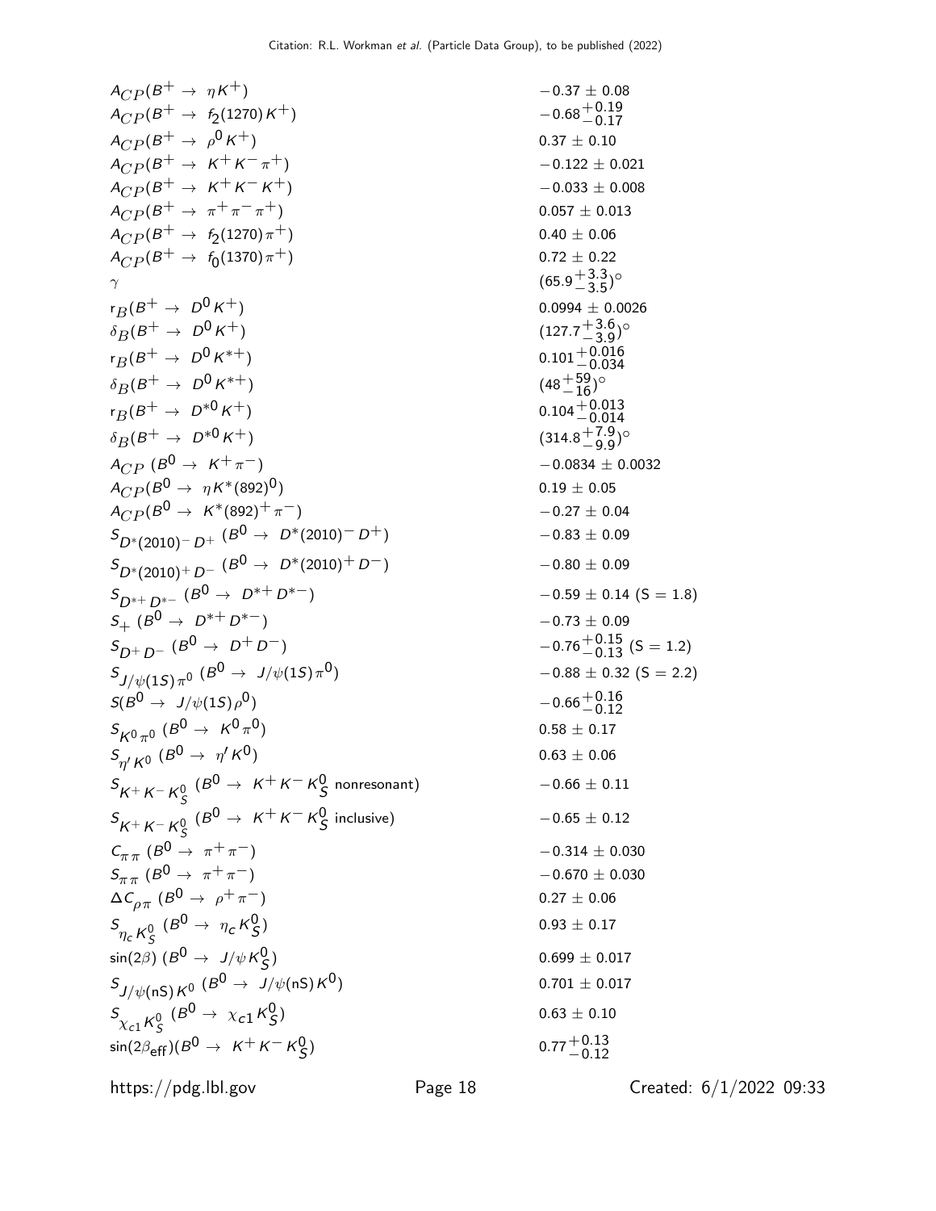| | |
|---|---|
| $A_{CP}(B^+ \to \eta K^+)$ | $-0.37 \pm 0.08$ |
| $A_{CP}(B^+ \to f_2(1270) K^+)$ | $-0.68^{+0.19}_{-0.17}$ |
| $A_{CP}(B^+ \to \rho^0 K^+)$ | $0.37 \pm 0.10$ |
| $A_{CP}(B^+ \to K^+ K^- \pi^+)$ | $-0.122 \pm 0.021$ |
| $A_{CP}(B^+ \to K^+ K^- K^+)$ | $-0.033 \pm 0.008$ |
| $A_{CP}(B^+ \to \pi^+ \pi^- \pi^+)$ | $0.057 \pm 0.013$ |
| $A_{CP}(B^+ \to f_2(1270) \pi^+)$ | $0.40 \pm 0.06$ |
| $A_{CP}(B^+ \to f_0(1370) \pi^+)$ | $0.72 \pm 0.22$ |
| $\gamma$ | $(65.9^{+3.3}_{-3.5})^\circ$ |
| $r_B(B^+ \to D^0 K^+)$ | $0.0994 \pm 0.0026$ |
| $\delta_B(B^+ \to D^0 K^+)$ | $(127.7^{+3.6}_{-3.9})^\circ$ |
| $r_B(B^+ \to D^0 K^{*+})$ | $0.101^{+0.016}_{-0.034}$ |
| $\delta_B(B^+ \to D^0 K^{*+})$ | $(48^{+59}_{-16})^\circ$ |
| $r_B(B^+ \to D^{*0} K^+)$ | $0.104^{+0.013}_{-0.014}$ |
| $\delta_B(B^+ \to D^{*0} K^+)$ | $(314.8^{+7.9}_{-9.9})^\circ$ |
| $A_{CP}\ (B^0 \to K^+ \pi^-)$ | $-0.0834 \pm 0.0032$ |
| $A_{CP}(B^0 \to \eta K^*(892)^0)$ | $0.19 \pm 0.05$ |
| $A_{CP}(B^0 \to K^*(892)^+ \pi^-)$ | $-0.27 \pm 0.04$ |
| $S_{D^*(2010)^- D^+}\ (B^0 \to D^*(2010)^- D^+)$ | $-0.83 \pm 0.09$ |
| $S_{D^*(2010)^+ D^-}\ (B^0 \to D^*(2010)^+ D^-)$ | $-0.80 \pm 0.09$ |
| $S_{D^{*+} D^{*-}}\ (B^0 \to D^{*+} D^{*-})$ | $-0.59 \pm 0.14$ (S = 1.8) |
| $S_+\ (B^0 \to D^{*+} D^{*-})$ | $-0.73 \pm 0.09$ |
| $S_{D^+ D^-}\ (B^0 \to D^+ D^-)$ | $-0.76^{+0.15}_{-0.13}$ (S = 1.2) |
| $S_{J/\psi(1S) \pi^0}\ (B^0 \to J/\psi(1S) \pi^0)$ | $-0.88 \pm 0.32$ (S = 2.2) |
| $S(B^0 \to J/\psi(1S) \rho^0)$ | $-0.66^{+0.16}_{-0.12}$ |
| $S_{K^0 \pi^0}\ (B^0 \to K^0 \pi^0)$ | $0.58 \pm 0.17$ |
| $S_{\eta' K^0}\ (B^0 \to \eta' K^0)$ | $0.63 \pm 0.06$ |
| $S_{K^+ K^- K^0_S}\ (B^0 \to K^+ K^- K^0_S$ nonresonant) | $-0.66 \pm 0.11$ |
| $S_{K^+ K^- K^0_S}\ (B^0 \to K^+ K^- K^0_S$ inclusive) | $-0.65 \pm 0.12$ |
| $C_{\pi\pi}\ (B^0 \to \pi^+ \pi^-)$ | $-0.314 \pm 0.030$ |
| $S_{\pi\pi}\ (B^0 \to \pi^+ \pi^-)$ | $-0.670 \pm 0.030$ |
| $\Delta C_{\rho\pi}\ (B^0 \to \rho^+ \pi^-)$ | $0.27 \pm 0.06$ |
| $S_{\eta_c K^0_S}\ (B^0 \to \eta_c K^0_S)$ | $0.93 \pm 0.17$ |
| $\sin(2\beta)\ (B^0 \to J/\psi K^0_S)$ | $0.699 \pm 0.017$ |
| $S_{J/\psi(\mathrm{nS}) K^0}\ (B^0 \to J/\psi(\mathrm{nS}) K^0)$ | $0.701 \pm 0.017$ |
| $S_{\chi_{c1} K^0_S}\ (B^0 \to \chi_{c1} K^0_S)$ | $0.63 \pm 0.10$ |
| $\sin(2\beta_{\mathrm{eff}})(B^0 \to K^+ K^- K^0_S)$ | $0.77^{+0.13}_{-0.12}$ |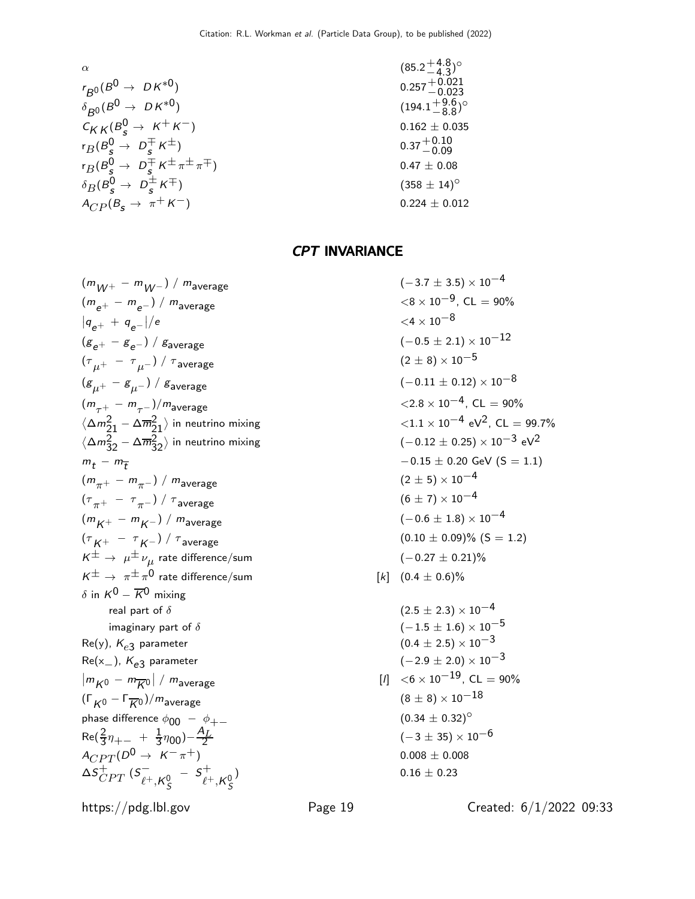| | |
|---|---|
| $\alpha$ | $(85.2^{+4.8}_{-4.3})^\circ$ |
| $r_{B^0}(B^0 \to DK^{*0})$ | $0.257^{+0.021}_{-0.023}$ |
| $\delta_{B^0}(B^0 \to DK^{*0})$ | $(194.1^{+9.6}_{-8.8})^\circ$ |
| $C_{KK}(B_s^0 \to K^+K^-)$ | $0.162 \pm 0.035$ |
| $r_B(B_s^0 \to D_s^\mp K^\pm)$ | $0.37^{+0.10}_{-0.09}$ |
| $r_B(B_s^0 \to D_s^\mp K^\pm \pi^\pm \pi^\mp)$ | $0.47 \pm 0.08$ |
| $\delta_B(B_s^0 \to D_s^\pm K^\mp)$ | $(358 \pm 14)^\circ$ |
| $A_{CP}(B_s \to \pi^+ K^-)$ | $0.224 \pm 0.012$ |

## *CPT* INVARIANCE

| | |
|---|---|
| $(m_{W^+} - m_{W^-})$ / $m_{\text{average}}$ | $(-3.7 \pm 3.5) \times 10^{-4}$ |
| $(m_{e^+} - m_{e^-})$ / $m_{\text{average}}$ | $<8 \times 10^{-9}$, CL = 90% |
| $\lvert q_{e^+} + q_{e^-}\rvert/e$ | $<4 \times 10^{-8}$ |
| $(g_{e^+} - g_{e^-})$ / $g_{\text{average}}$ | $(-0.5 \pm 2.1) \times 10^{-12}$ |
| $(\tau_{\mu^+} - \tau_{\mu^-})$ / $\tau_{\text{average}}$ | $(2 \pm 8) \times 10^{-5}$ |
| $(g_{\mu^+} - g_{\mu^-})$ / $g_{\text{average}}$ | $(-0.11 \pm 0.12) \times 10^{-8}$ |
| $(m_{\tau^+} - m_{\tau^-})/m_{\text{average}}$ | $<2.8 \times 10^{-4}$, CL = 90% |
| $\langle \Delta m^2_{21} - \Delta \overline{m}^2_{21} \rangle$ in neutrino mixing | $<1.1 \times 10^{-4}$ eV$^2$, CL = 99.7% |
| $\langle \Delta m^2_{32} - \Delta \overline{m}^2_{32} \rangle$ in neutrino mixing | $(-0.12 \pm 0.25) \times 10^{-3}$ eV$^2$ |
| $m_t - m_{\overline{t}}$ | $-0.15 \pm 0.20$ GeV (S = 1.1) |
| $(m_{\pi^+} - m_{\pi^-})$ / $m_{\text{average}}$ | $(2 \pm 5) \times 10^{-4}$ |
| $(\tau_{\pi^+} - \tau_{\pi^-})$ / $\tau_{\text{average}}$ | $(6 \pm 7) \times 10^{-4}$ |
| $(m_{K^+} - m_{K^-})$ / $m_{\text{average}}$ | $(-0.6 \pm 1.8) \times 10^{-4}$ |
| $(\tau_{K^+} - \tau_{K^-})$ / $\tau_{\text{average}}$ | $(0.10 \pm 0.09)$% (S = 1.2) |
| $K^\pm \to \mu^\pm \nu_\mu$ rate difference/sum | $(-0.27 \pm 0.21)$% |
| $K^\pm \to \pi^\pm \pi^0$ rate difference/sum | [k] $(0.4 \pm 0.6)$% |
| $\delta$ in $K^0 - \overline{K}^0$ mixing | |
| real part of $\delta$ | $(2.5 \pm 2.3) \times 10^{-4}$ |
| imaginary part of $\delta$ | $(-1.5 \pm 1.6) \times 10^{-5}$ |
| Re(y), $K_{e3}$ parameter | $(0.4 \pm 2.5) \times 10^{-3}$ |
| Re(x$_-$), $K_{e3}$ parameter | $(-2.9 \pm 2.0) \times 10^{-3}$ |
| $\lvert m_{K^0} - m_{\overline{K}^0}\rvert$ / $m_{\text{average}}$ | [l] $<6 \times 10^{-19}$, CL = 90% |
| $(\Gamma_{K^0} - \Gamma_{\overline{K}^0})/m_{\text{average}}$ | $(8 \pm 8) \times 10^{-18}$ |
| phase difference $\phi_{00} - \phi_{+-}$ | $(0.34 \pm 0.32)^\circ$ |
| $\text{Re}(\frac{2}{3}\eta_{+-} + \frac{1}{3}\eta_{00}) - \frac{A_L}{2}$ | $(-3 \pm 35) \times 10^{-6}$ |
| $A_{CPT}(D^0 \to K^-\pi^+)$ | $0.008 \pm 0.008$ |
| $\Delta S^+_{CPT}$ $(S^-_{\ell^+,K^0_S} - S^+_{\ell^+,K^0_S})$ | $0.16 \pm 0.23$ |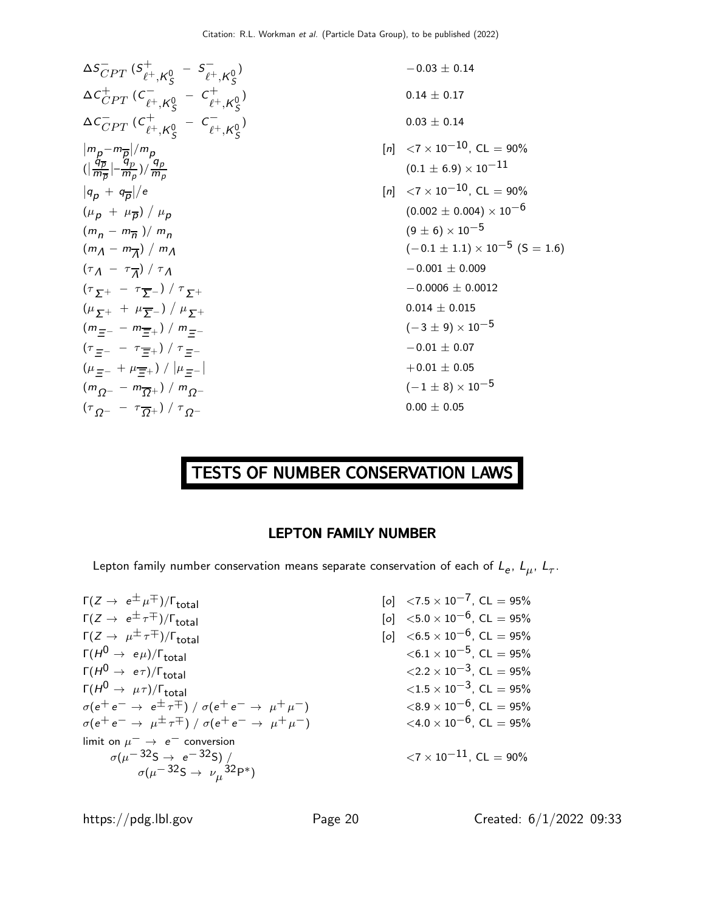| | | |
|---|---|---|
| $\Delta S^{-}_{CPT}$ $(S^{+}_{\ell^+,K^0_S} - S^{-}_{\ell^+,K^0_S})$ | | $-0.03 \pm 0.14$ |
| $\Delta C^{+}_{CPT}$ $(C^{-}_{\ell^+,K^0_S} - C^{+}_{\ell^+,K^0_S})$ | | $0.14 \pm 0.17$ |
| $\Delta C^{-}_{CPT}$ $(C^{+}_{\ell^+,K^0_S} - C^{-}_{\ell^+,K^0_S})$ | | $0.03 \pm 0.14$ |
| $\lvert m_p - m_{\overline{p}} \rvert / m_p$ | [n] | $<7 \times 10^{-10}$, CL = 90% |
| $(\lvert \frac{q_{\overline{p}}}{m_{\overline{p}}} \rvert - \frac{q_p}{m_p}) / \frac{q_p}{m_p}$ | | $(0.1 \pm 6.9) \times 10^{-11}$ |
| $\lvert q_p + q_{\overline{p}} \rvert / e$ | [n] | $<7 \times 10^{-10}$, CL = 90% |
| $(\mu_p + \mu_{\overline{p}}) / \mu_p$ | | $(0.002 \pm 0.004) \times 10^{-6}$ |
| $(m_n - m_{\overline{n}}) / m_n$ | | $(9 \pm 6) \times 10^{-5}$ |
| $(m_\Lambda - m_{\overline{\Lambda}}) / m_\Lambda$ | | $(-0.1 \pm 1.1) \times 10^{-5}$ (S = 1.6) |
| $(\tau_\Lambda - \tau_{\overline{\Lambda}}) / \tau_\Lambda$ | | $-0.001 \pm 0.009$ |
| $(\tau_{\Sigma^+} - \tau_{\overline{\Sigma}^-}) / \tau_{\Sigma^+}$ | | $-0.0006 \pm 0.0012$ |
| $(\mu_{\Sigma^+} + \mu_{\overline{\Sigma}^-}) / \mu_{\Sigma^+}$ | | $0.014 \pm 0.015$ |
| $(m_{\Xi^-} - m_{\overline{\Xi}^+}) / m_{\Xi^-}$ | | $(-3 \pm 9) \times 10^{-5}$ |
| $(\tau_{\Xi^-} - \tau_{\overline{\Xi}^+}) / \tau_{\Xi^-}$ | | $-0.01 \pm 0.07$ |
| $(\mu_{\Xi^-} + \mu_{\overline{\Xi}^+}) / \lvert \mu_{\Xi^-} \rvert$ | | $+0.01 \pm 0.05$ |
| $(m_{\Omega^-} - m_{\overline{\Omega}^+}) / m_{\Omega^-}$ | | $(-1 \pm 8) \times 10^{-5}$ |
| $(\tau_{\Omega^-} - \tau_{\overline{\Omega}^+}) / \tau_{\Omega^-}$ | | $0.00 \pm 0.05$ |

# TESTS OF NUMBER CONSERVATION LAWS

## LEPTON FAMILY NUMBER

Lepton family number conservation means separate conservation of each of $L_e$, $L_\mu$, $L_\tau$.

| | | |
|---|---|---|
| $\Gamma(Z \to e^\pm \mu^\mp)/\Gamma_{\text{total}}$ | [o] | $<7.5 \times 10^{-7}$, CL = 95% |
| $\Gamma(Z \to e^\pm \tau^\mp)/\Gamma_{\text{total}}$ | [o] | $<5.0 \times 10^{-6}$, CL = 95% |
| $\Gamma(Z \to \mu^\pm \tau^\mp)/\Gamma_{\text{total}}$ | [o] | $<6.5 \times 10^{-6}$, CL = 95% |
| $\Gamma(H^0 \to e\mu)/\Gamma_{\text{total}}$ | | $<6.1 \times 10^{-5}$, CL = 95% |
| $\Gamma(H^0 \to e\tau)/\Gamma_{\text{total}}$ | | $<2.2 \times 10^{-3}$, CL = 95% |
| $\Gamma(H^0 \to \mu\tau)/\Gamma_{\text{total}}$ | | $<1.5 \times 10^{-3}$, CL = 95% |
| $\sigma(e^+e^- \to e^\pm \tau^\mp) / \sigma(e^+e^- \to \mu^+\mu^-)$ | | $<8.9 \times 10^{-6}$, CL = 95% |
| $\sigma(e^+e^- \to \mu^\pm \tau^\mp) / \sigma(e^+e^- \to \mu^+\mu^-)$ | | $<4.0 \times 10^{-6}$, CL = 95% |
| limit on $\mu^- \to e^-$ conversion | | |
| $\sigma(\mu^- \, {}^{32}\text{S} \to e^- \, {}^{32}\text{S}) / \sigma(\mu^- \, {}^{32}\text{S} \to \nu_\mu \, {}^{32}\text{P}^*)$ | | $<7 \times 10^{-11}$, CL = 90% |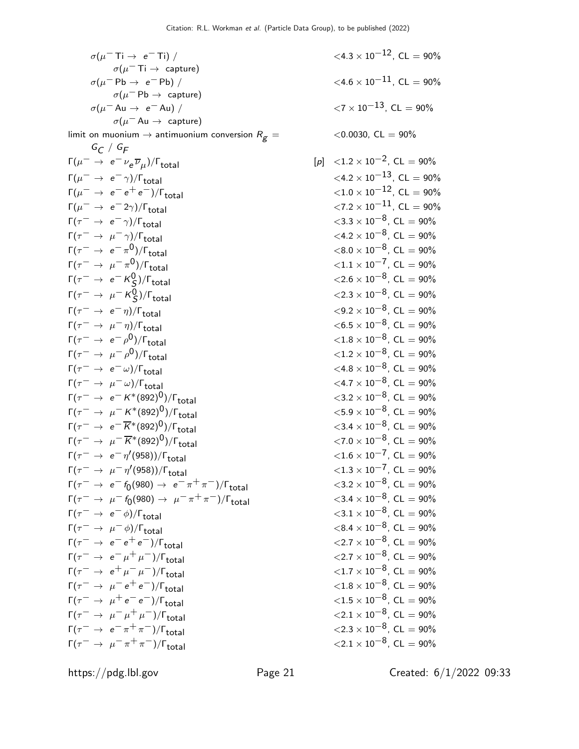| | | |
|---|---|---|
| $\sigma(\mu^- \text{Ti} \to e^- \text{Ti})$ / $\sigma(\mu^- \text{Ti} \to \text{capture})$ | | $<4.3 \times 10^{-12}$, CL = 90% |
| $\sigma(\mu^- \text{Pb} \to e^- \text{Pb})$ / $\sigma(\mu^- \text{Pb} \to \text{capture})$ | | $<4.6 \times 10^{-11}$, CL = 90% |
| $\sigma(\mu^- \text{Au} \to e^- \text{Au})$ / $\sigma(\mu^- \text{Au} \to \text{capture})$ | | $<7 \times 10^{-13}$, CL = 90% |
| limit on muonium $\to$ antimuonium conversion $R_g = G_C / G_F$ | | $<0.0030$, CL = 90% |
| $\Gamma(\mu^- \to e^- \nu_e \overline{\nu}_\mu)/\Gamma_{\text{total}}$ | [p] | $<1.2 \times 10^{-2}$, CL = 90% |
| $\Gamma(\mu^- \to e^- \gamma)/\Gamma_{\text{total}}$ | | $<4.2 \times 10^{-13}$, CL = 90% |
| $\Gamma(\mu^- \to e^- e^+ e^-)/\Gamma_{\text{total}}$ | | $<1.0 \times 10^{-12}$, CL = 90% |
| $\Gamma(\mu^- \to e^- 2\gamma)/\Gamma_{\text{total}}$ | | $<7.2 \times 10^{-11}$, CL = 90% |
| $\Gamma(\tau^- \to e^- \gamma)/\Gamma_{\text{total}}$ | | $<3.3 \times 10^{-8}$, CL = 90% |
| $\Gamma(\tau^- \to \mu^- \gamma)/\Gamma_{\text{total}}$ | | $<4.2 \times 10^{-8}$, CL = 90% |
| $\Gamma(\tau^- \to e^- \pi^0)/\Gamma_{\text{total}}$ | | $<8.0 \times 10^{-8}$, CL = 90% |
| $\Gamma(\tau^- \to \mu^- \pi^0)/\Gamma_{\text{total}}$ | | $<1.1 \times 10^{-7}$, CL = 90% |
| $\Gamma(\tau^- \to e^- K^0_S)/\Gamma_{\text{total}}$ | | $<2.6 \times 10^{-8}$, CL = 90% |
| $\Gamma(\tau^- \to \mu^- K^0_S)/\Gamma_{\text{total}}$ | | $<2.3 \times 10^{-8}$, CL = 90% |
| $\Gamma(\tau^- \to e^- \eta)/\Gamma_{\text{total}}$ | | $<9.2 \times 10^{-8}$, CL = 90% |
| $\Gamma(\tau^- \to \mu^- \eta)/\Gamma_{\text{total}}$ | | $<6.5 \times 10^{-8}$, CL = 90% |
| $\Gamma(\tau^- \to e^- \rho^0)/\Gamma_{\text{total}}$ | | $<1.8 \times 10^{-8}$, CL = 90% |
| $\Gamma(\tau^- \to \mu^- \rho^0)/\Gamma_{\text{total}}$ | | $<1.2 \times 10^{-8}$, CL = 90% |
| $\Gamma(\tau^- \to e^- \omega)/\Gamma_{\text{total}}$ | | $<4.8 \times 10^{-8}$, CL = 90% |
| $\Gamma(\tau^- \to \mu^- \omega)/\Gamma_{\text{total}}$ | | $<4.7 \times 10^{-8}$, CL = 90% |
| $\Gamma(\tau^- \to e^- K^*(892)^0)/\Gamma_{\text{total}}$ | | $<3.2 \times 10^{-8}$, CL = 90% |
| $\Gamma(\tau^- \to \mu^- K^*(892)^0)/\Gamma_{\text{total}}$ | | $<5.9 \times 10^{-8}$, CL = 90% |
| $\Gamma(\tau^- \to e^- \overline{K}^*(892)^0)/\Gamma_{\text{total}}$ | | $<3.4 \times 10^{-8}$, CL = 90% |
| $\Gamma(\tau^- \to \mu^- \overline{K}^*(892)^0)/\Gamma_{\text{total}}$ | | $<7.0 \times 10^{-8}$, CL = 90% |
| $\Gamma(\tau^- \to e^- \eta'(958))/\Gamma_{\text{total}}$ | | $<1.6 \times 10^{-7}$, CL = 90% |
| $\Gamma(\tau^- \to \mu^- \eta'(958))/\Gamma_{\text{total}}$ | | $<1.3 \times 10^{-7}$, CL = 90% |
| $\Gamma(\tau^- \to e^- f_0(980) \to e^- \pi^+ \pi^-)/\Gamma_{\text{total}}$ | | $<3.2 \times 10^{-8}$, CL = 90% |
| $\Gamma(\tau^- \to \mu^- f_0(980) \to \mu^- \pi^+ \pi^-)/\Gamma_{\text{total}}$ | | $<3.4 \times 10^{-8}$, CL = 90% |
| $\Gamma(\tau^- \to e^- \phi)/\Gamma_{\text{total}}$ | | $<3.1 \times 10^{-8}$, CL = 90% |
| $\Gamma(\tau^- \to \mu^- \phi)/\Gamma_{\text{total}}$ | | $<8.4 \times 10^{-8}$, CL = 90% |
| $\Gamma(\tau^- \to e^- e^+ e^-)/\Gamma_{\text{total}}$ | | $<2.7 \times 10^{-8}$, CL = 90% |
| $\Gamma(\tau^- \to e^- \mu^+ \mu^-)/\Gamma_{\text{total}}$ | | $<2.7 \times 10^{-8}$, CL = 90% |
| $\Gamma(\tau^- \to e^+ \mu^- \mu^-)/\Gamma_{\text{total}}$ | | $<1.7 \times 10^{-8}$, CL = 90% |
| $\Gamma(\tau^- \to \mu^- e^+ e^-)/\Gamma_{\text{total}}$ | | $<1.8 \times 10^{-8}$, CL = 90% |
| $\Gamma(\tau^- \to \mu^+ e^- e^-)/\Gamma_{\text{total}}$ | | $<1.5 \times 10^{-8}$, CL = 90% |
| $\Gamma(\tau^- \to \mu^- \mu^+ \mu^-)/\Gamma_{\text{total}}$ | | $<2.1 \times 10^{-8}$, CL = 90% |
| $\Gamma(\tau^- \to e^- \pi^+ \pi^-)/\Gamma_{\text{total}}$ | | $<2.3 \times 10^{-8}$, CL = 90% |
| $\Gamma(\tau^- \to \mu^- \pi^+ \pi^-)/\Gamma_{\text{total}}$ | | $<2.1 \times 10^{-8}$, CL = 90% |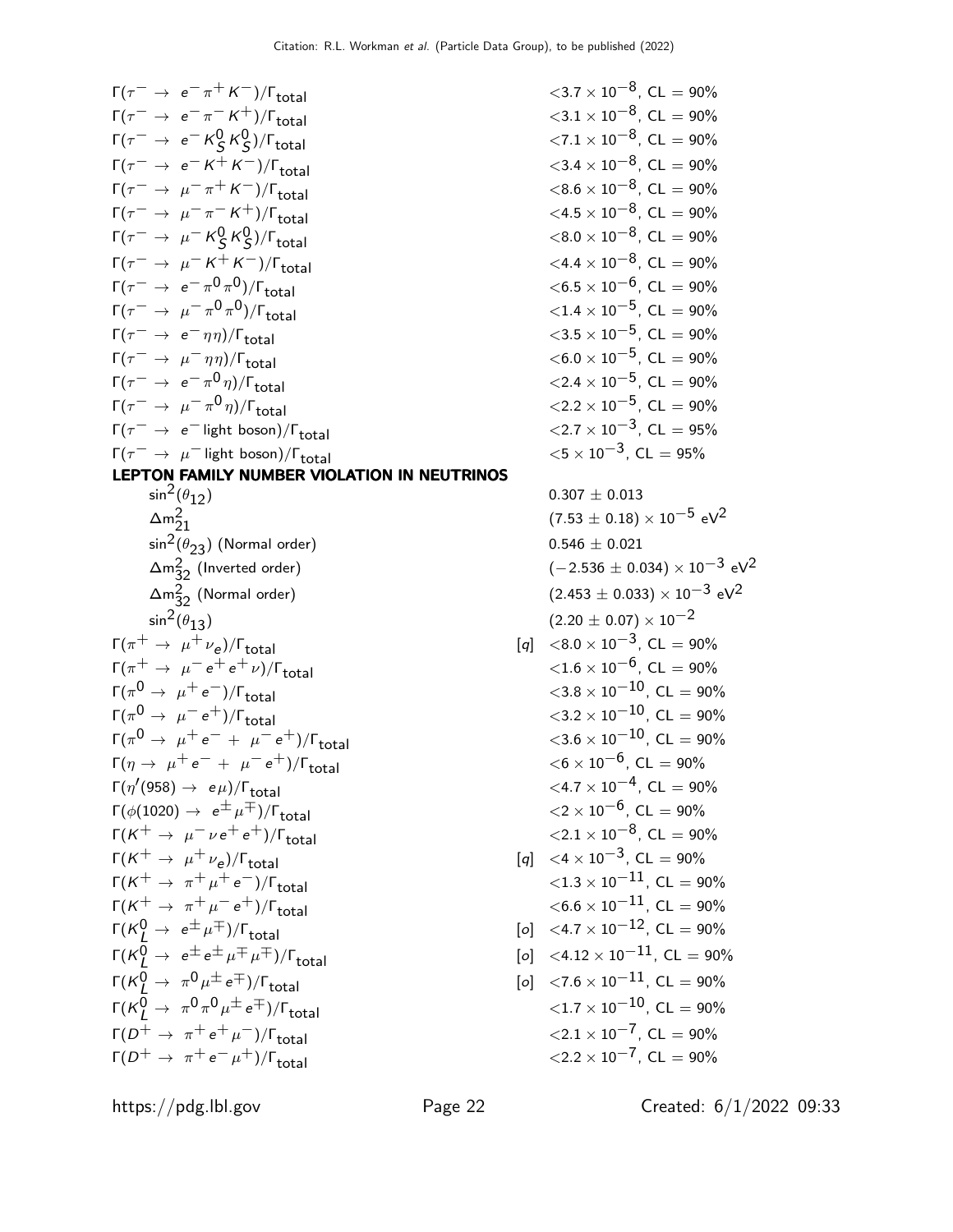| | | |
|---|---|---|
| $\Gamma(\tau^- \to e^- \pi^+ K^-)/\Gamma_{\text{total}}$ | | $<3.7 \times 10^{-8}$, CL = 90% |
| $\Gamma(\tau^- \to e^- \pi^- K^+)/\Gamma_{\text{total}}$ | | $<3.1 \times 10^{-8}$, CL = 90% |
| $\Gamma(\tau^- \to e^- K^0_S K^0_S)/\Gamma_{\text{total}}$ | | $<7.1 \times 10^{-8}$, CL = 90% |
| $\Gamma(\tau^- \to e^- K^+ K^-)/\Gamma_{\text{total}}$ | | $<3.4 \times 10^{-8}$, CL = 90% |
| $\Gamma(\tau^- \to \mu^- \pi^+ K^-)/\Gamma_{\text{total}}$ | | $<8.6 \times 10^{-8}$, CL = 90% |
| $\Gamma(\tau^- \to \mu^- \pi^- K^+)/\Gamma_{\text{total}}$ | | $<4.5 \times 10^{-8}$, CL = 90% |
| $\Gamma(\tau^- \to \mu^- K^0_S K^0_S)/\Gamma_{\text{total}}$ | | $<8.0 \times 10^{-8}$, CL = 90% |
| $\Gamma(\tau^- \to \mu^- K^+ K^-)/\Gamma_{\text{total}}$ | | $<4.4 \times 10^{-8}$, CL = 90% |
| $\Gamma(\tau^- \to e^- \pi^0 \pi^0)/\Gamma_{\text{total}}$ | | $<6.5 \times 10^{-6}$, CL = 90% |
| $\Gamma(\tau^- \to \mu^- \pi^0 \pi^0)/\Gamma_{\text{total}}$ | | $<1.4 \times 10^{-5}$, CL = 90% |
| $\Gamma(\tau^- \to e^- \eta \eta)/\Gamma_{\text{total}}$ | | $<3.5 \times 10^{-5}$, CL = 90% |
| $\Gamma(\tau^- \to \mu^- \eta \eta)/\Gamma_{\text{total}}$ | | $<6.0 \times 10^{-5}$, CL = 90% |
| $\Gamma(\tau^- \to e^- \pi^0 \eta)/\Gamma_{\text{total}}$ | | $<2.4 \times 10^{-5}$, CL = 90% |
| $\Gamma(\tau^- \to \mu^- \pi^0 \eta)/\Gamma_{\text{total}}$ | | $<2.2 \times 10^{-5}$, CL = 90% |
| $\Gamma(\tau^- \to e^-$ light boson$)/\Gamma_{\text{total}}$ | | $<2.7 \times 10^{-3}$, CL = 95% |
| $\Gamma(\tau^- \to \mu^-$ light boson$)/\Gamma_{\text{total}}$ | | $<5 \times 10^{-3}$, CL = 95% |

**LEPTON FAMILY NUMBER VIOLATION IN NEUTRINOS**

| | | |
|---|---|---|
| $\sin^2(\theta_{12})$ | | $0.307 \pm 0.013$ |
| $\Delta m^2_{21}$ | | $(7.53 \pm 0.18) \times 10^{-5}$ eV$^2$ |
| $\sin^2(\theta_{23})$ (Normal order) | | $0.546 \pm 0.021$ |
| $\Delta m^2_{32}$ (Inverted order) | | $(-2.536 \pm 0.034) \times 10^{-3}$ eV$^2$ |
| $\Delta m^2_{32}$ (Normal order) | | $(2.453 \pm 0.033) \times 10^{-3}$ eV$^2$ |
| $\sin^2(\theta_{13})$ | | $(2.20 \pm 0.07) \times 10^{-2}$ |
| $\Gamma(\pi^+ \to \mu^+ \nu_e)/\Gamma_{\text{total}}$ | [q] | $<8.0 \times 10^{-3}$, CL = 90% |
| $\Gamma(\pi^+ \to \mu^- e^+ e^+ \nu)/\Gamma_{\text{total}}$ | | $<1.6 \times 10^{-6}$, CL = 90% |
| $\Gamma(\pi^0 \to \mu^+ e^-)/\Gamma_{\text{total}}$ | | $<3.8 \times 10^{-10}$, CL = 90% |
| $\Gamma(\pi^0 \to \mu^- e^+)/\Gamma_{\text{total}}$ | | $<3.2 \times 10^{-10}$, CL = 90% |
| $\Gamma(\pi^0 \to \mu^+ e^- + \mu^- e^+)/\Gamma_{\text{total}}$ | | $<3.6 \times 10^{-10}$, CL = 90% |
| $\Gamma(\eta \to \mu^+ e^- + \mu^- e^+)/\Gamma_{\text{total}}$ | | $<6 \times 10^{-6}$, CL = 90% |
| $\Gamma(\eta'(958) \to e \mu)/\Gamma_{\text{total}}$ | | $<4.7 \times 10^{-4}$, CL = 90% |
| $\Gamma(\phi(1020) \to e^\pm \mu^\mp)/\Gamma_{\text{total}}$ | | $<2 \times 10^{-6}$, CL = 90% |
| $\Gamma(K^+ \to \mu^- \nu e^+ e^+)/\Gamma_{\text{total}}$ | | $<2.1 \times 10^{-8}$, CL = 90% |
| $\Gamma(K^+ \to \mu^+ \nu_e)/\Gamma_{\text{total}}$ | [q] | $<4 \times 10^{-3}$, CL = 90% |
| $\Gamma(K^+ \to \pi^+ \mu^+ e^-)/\Gamma_{\text{total}}$ | | $<1.3 \times 10^{-11}$, CL = 90% |
| $\Gamma(K^+ \to \pi^+ \mu^- e^+)/\Gamma_{\text{total}}$ | | $<6.6 \times 10^{-11}$, CL = 90% |
| $\Gamma(K^0_L \to e^\pm \mu^\mp)/\Gamma_{\text{total}}$ | [o] | $<4.7 \times 10^{-12}$, CL = 90% |
| $\Gamma(K^0_L \to e^\pm e^\pm \mu^\mp \mu^\mp)/\Gamma_{\text{total}}$ | [o] | $<4.12 \times 10^{-11}$, CL = 90% |
| $\Gamma(K^0_L \to \pi^0 \mu^\pm e^\mp)/\Gamma_{\text{total}}$ | [o] | $<7.6 \times 10^{-11}$, CL = 90% |
| $\Gamma(K^0_L \to \pi^0 \pi^0 \mu^\pm e^\mp)/\Gamma_{\text{total}}$ | | $<1.7 \times 10^{-10}$, CL = 90% |
| $\Gamma(D^+ \to \pi^+ e^+ \mu^-)/\Gamma_{\text{total}}$ | | $<2.1 \times 10^{-7}$, CL = 90% |
| $\Gamma(D^+ \to \pi^+ e^- \mu^+)/\Gamma_{\text{total}}$ | | $<2.2 \times 10^{-7}$, CL = 90% |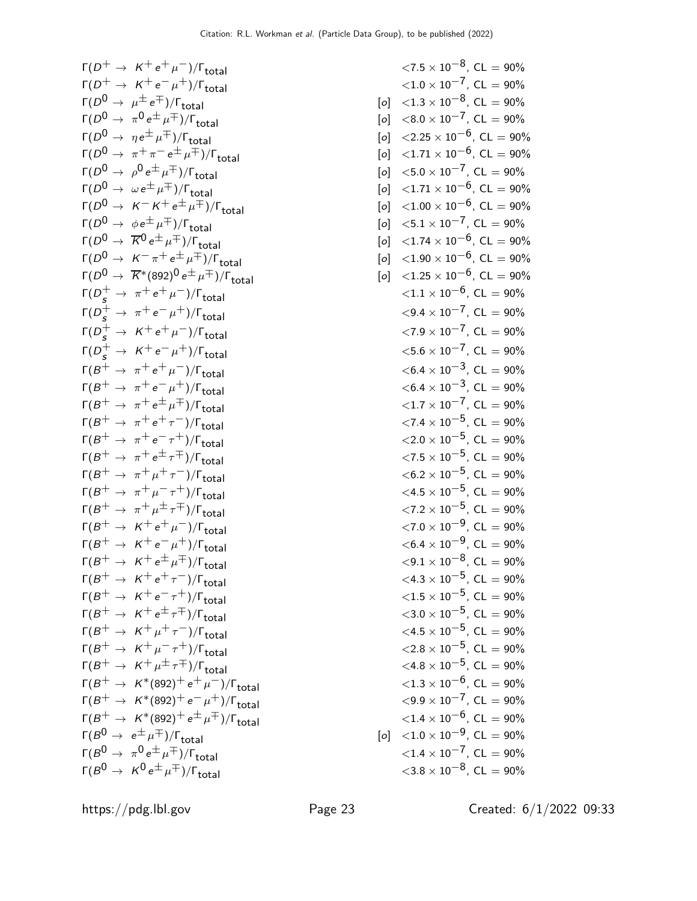| | | |
|---|---|---|
| $\Gamma(D^+ \to K^+ e^+ \mu^-)/\Gamma_{\text{total}}$ | | $<7.5 \times 10^{-8}$, CL = 90% |
| $\Gamma(D^+ \to K^+ e^- \mu^+)/\Gamma_{\text{total}}$ | | $<1.0 \times 10^{-7}$, CL = 90% |
| $\Gamma(D^0 \to \mu^\pm e^\mp)/\Gamma_{\text{total}}$ | [o] | $<1.3 \times 10^{-8}$, CL = 90% |
| $\Gamma(D^0 \to \pi^0 e^\pm \mu^\mp)/\Gamma_{\text{total}}$ | [o] | $<8.0 \times 10^{-7}$, CL = 90% |
| $\Gamma(D^0 \to \eta e^\pm \mu^\mp)/\Gamma_{\text{total}}$ | [o] | $<2.25 \times 10^{-6}$, CL = 90% |
| $\Gamma(D^0 \to \pi^+ \pi^- e^\pm \mu^\mp)/\Gamma_{\text{total}}$ | [o] | $<1.71 \times 10^{-6}$, CL = 90% |
| $\Gamma(D^0 \to \rho^0 e^\pm \mu^\mp)/\Gamma_{\text{total}}$ | [o] | $<5.0 \times 10^{-7}$, CL = 90% |
| $\Gamma(D^0 \to \omega e^\pm \mu^\mp)/\Gamma_{\text{total}}$ | [o] | $<1.71 \times 10^{-6}$, CL = 90% |
| $\Gamma(D^0 \to K^- K^+ e^\pm \mu^\mp)/\Gamma_{\text{total}}$ | [o] | $<1.00 \times 10^{-6}$, CL = 90% |
| $\Gamma(D^0 \to \phi e^\pm \mu^\mp)/\Gamma_{\text{total}}$ | [o] | $<5.1 \times 10^{-7}$, CL = 90% |
| $\Gamma(D^0 \to \overline{K}^0 e^\pm \mu^\mp)/\Gamma_{\text{total}}$ | [o] | $<1.74 \times 10^{-6}$, CL = 90% |
| $\Gamma(D^0 \to K^- \pi^+ e^\pm \mu^\mp)/\Gamma_{\text{total}}$ | [o] | $<1.90 \times 10^{-6}$, CL = 90% |
| $\Gamma(D^0 \to \overline{K}^*(892)^0 e^\pm \mu^\mp)/\Gamma_{\text{total}}$ | [o] | $<1.25 \times 10^{-6}$, CL = 90% |
| $\Gamma(D_s^+ \to \pi^+ e^+ \mu^-)/\Gamma_{\text{total}}$ | | $<1.1 \times 10^{-6}$, CL = 90% |
| $\Gamma(D_s^+ \to \pi^+ e^- \mu^+)/\Gamma_{\text{total}}$ | | $<9.4 \times 10^{-7}$, CL = 90% |
| $\Gamma(D_s^+ \to K^+ e^+ \mu^-)/\Gamma_{\text{total}}$ | | $<7.9 \times 10^{-7}$, CL = 90% |
| $\Gamma(D_s^+ \to K^+ e^- \mu^+)/\Gamma_{\text{total}}$ | | $<5.6 \times 10^{-7}$, CL = 90% |
| $\Gamma(B^+ \to \pi^+ e^+ \mu^-)/\Gamma_{\text{total}}$ | | $<6.4 \times 10^{-3}$, CL = 90% |
| $\Gamma(B^+ \to \pi^+ e^- \mu^+)/\Gamma_{\text{total}}$ | | $<6.4 \times 10^{-3}$, CL = 90% |
| $\Gamma(B^+ \to \pi^+ e^\pm \mu^\mp)/\Gamma_{\text{total}}$ | | $<1.7 \times 10^{-7}$, CL = 90% |
| $\Gamma(B^+ \to \pi^+ e^+ \tau^-)/\Gamma_{\text{total}}$ | | $<7.4 \times 10^{-5}$, CL = 90% |
| $\Gamma(B^+ \to \pi^+ e^- \tau^+)/\Gamma_{\text{total}}$ | | $<2.0 \times 10^{-5}$, CL = 90% |
| $\Gamma(B^+ \to \pi^+ e^\pm \tau^\mp)/\Gamma_{\text{total}}$ | | $<7.5 \times 10^{-5}$, CL = 90% |
| $\Gamma(B^+ \to \pi^+ \mu^+ \tau^-)/\Gamma_{\text{total}}$ | | $<6.2 \times 10^{-5}$, CL = 90% |
| $\Gamma(B^+ \to \pi^+ \mu^- \tau^+)/\Gamma_{\text{total}}$ | | $<4.5 \times 10^{-5}$, CL = 90% |
| $\Gamma(B^+ \to \pi^+ \mu^\pm \tau^\mp)/\Gamma_{\text{total}}$ | | $<7.2 \times 10^{-5}$, CL = 90% |
| $\Gamma(B^+ \to K^+ e^+ \mu^-)/\Gamma_{\text{total}}$ | | $<7.0 \times 10^{-9}$, CL = 90% |
| $\Gamma(B^+ \to K^+ e^- \mu^+)/\Gamma_{\text{total}}$ | | $<6.4 \times 10^{-9}$, CL = 90% |
| $\Gamma(B^+ \to K^+ e^\pm \mu^\mp)/\Gamma_{\text{total}}$ | | $<9.1 \times 10^{-8}$, CL = 90% |
| $\Gamma(B^+ \to K^+ e^+ \tau^-)/\Gamma_{\text{total}}$ | | $<4.3 \times 10^{-5}$, CL = 90% |
| $\Gamma(B^+ \to K^+ e^- \tau^+)/\Gamma_{\text{total}}$ | | $<1.5 \times 10^{-5}$, CL = 90% |
| $\Gamma(B^+ \to K^+ e^\pm \tau^\mp)/\Gamma_{\text{total}}$ | | $<3.0 \times 10^{-5}$, CL = 90% |
| $\Gamma(B^+ \to K^+ \mu^+ \tau^-)/\Gamma_{\text{total}}$ | | $<4.5 \times 10^{-5}$, CL = 90% |
| $\Gamma(B^+ \to K^+ \mu^- \tau^+)/\Gamma_{\text{total}}$ | | $<2.8 \times 10^{-5}$, CL = 90% |
| $\Gamma(B^+ \to K^+ \mu^\pm \tau^\mp)/\Gamma_{\text{total}}$ | | $<4.8 \times 10^{-5}$, CL = 90% |
| $\Gamma(B^+ \to K^*(892)^+ e^+ \mu^-)/\Gamma_{\text{total}}$ | | $<1.3 \times 10^{-6}$, CL = 90% |
| $\Gamma(B^+ \to K^*(892)^+ e^- \mu^+)/\Gamma_{\text{total}}$ | | $<9.9 \times 10^{-7}$, CL = 90% |
| $\Gamma(B^+ \to K^*(892)^+ e^\pm \mu^\mp)/\Gamma_{\text{total}}$ | | $<1.4 \times 10^{-6}$, CL = 90% |
| $\Gamma(B^0 \to e^\pm \mu^\mp)/\Gamma_{\text{total}}$ | [o] | $<1.0 \times 10^{-9}$, CL = 90% |
| $\Gamma(B^0 \to \pi^0 e^\pm \mu^\mp)/\Gamma_{\text{total}}$ | | $<1.4 \times 10^{-7}$, CL = 90% |
| $\Gamma(B^0 \to K^0 e^\pm \mu^\mp)/\Gamma_{\text{total}}$ | | $<3.8 \times 10^{-8}$, CL = 90% |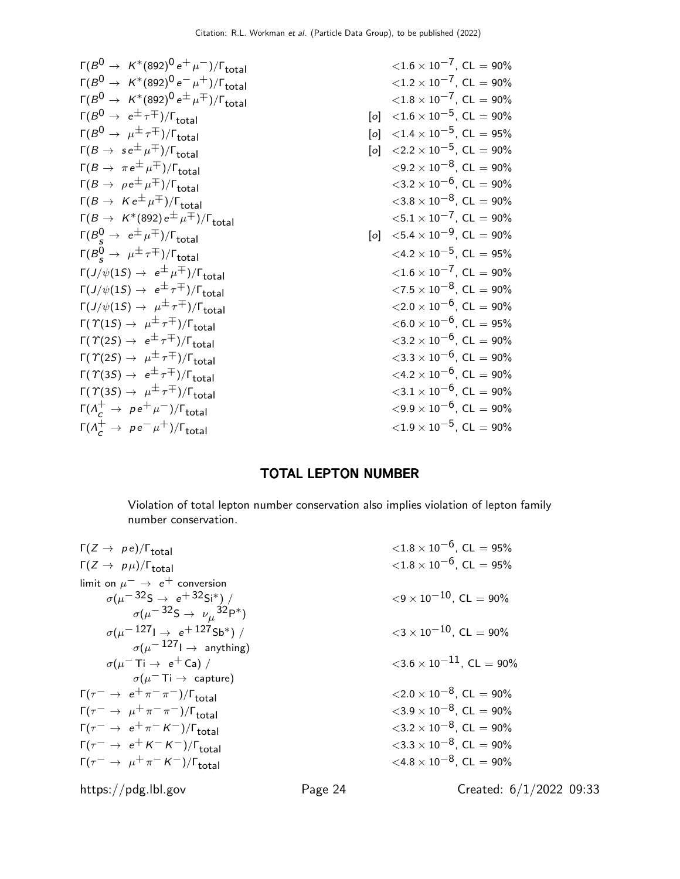| | | |
|---|---|---|
| $\Gamma(B^0 \to K^*(892)^0 e^+ \mu^-)/\Gamma_{total}$ | | $<1.6 \times 10^{-7}$, CL = 90% |
| $\Gamma(B^0 \to K^*(892)^0 e^- \mu^+)/\Gamma_{total}$ | | $<1.2 \times 10^{-7}$, CL = 90% |
| $\Gamma(B^0 \to K^*(892)^0 e^\pm \mu^\mp)/\Gamma_{total}$ | | $<1.8 \times 10^{-7}$, CL = 90% |
| $\Gamma(B^0 \to e^\pm \tau^\mp)/\Gamma_{total}$ | [o] | $<1.6 \times 10^{-5}$, CL = 90% |
| $\Gamma(B^0 \to \mu^\pm \tau^\mp)/\Gamma_{total}$ | [o] | $<1.4 \times 10^{-5}$, CL = 95% |
| $\Gamma(B \to s e^\pm \mu^\mp)/\Gamma_{total}$ | [o] | $<2.2 \times 10^{-5}$, CL = 90% |
| $\Gamma(B \to \pi e^\pm \mu^\mp)/\Gamma_{total}$ | | $<9.2 \times 10^{-8}$, CL = 90% |
| $\Gamma(B \to \rho e^\pm \mu^\mp)/\Gamma_{total}$ | | $<3.2 \times 10^{-6}$, CL = 90% |
| $\Gamma(B \to K e^\pm \mu^\mp)/\Gamma_{total}$ | | $<3.8 \times 10^{-8}$, CL = 90% |
| $\Gamma(B \to K^*(892) e^\pm \mu^\mp)/\Gamma_{total}$ | | $<5.1 \times 10^{-7}$, CL = 90% |
| $\Gamma(B_s^0 \to e^\pm \mu^\mp)/\Gamma_{total}$ | [o] | $<5.4 \times 10^{-9}$, CL = 90% |
| $\Gamma(B_s^0 \to \mu^\pm \tau^\mp)/\Gamma_{total}$ | | $<4.2 \times 10^{-5}$, CL = 95% |
| $\Gamma(J/\psi(1S) \to e^\pm \mu^\mp)/\Gamma_{total}$ | | $<1.6 \times 10^{-7}$, CL = 90% |
| $\Gamma(J/\psi(1S) \to e^\pm \tau^\mp)/\Gamma_{total}$ | | $<7.5 \times 10^{-8}$, CL = 90% |
| $\Gamma(J/\psi(1S) \to \mu^\pm \tau^\mp)/\Gamma_{total}$ | | $<2.0 \times 10^{-6}$, CL = 90% |
| $\Gamma(\Upsilon(1S) \to \mu^\pm \tau^\mp)/\Gamma_{total}$ | | $<6.0 \times 10^{-6}$, CL = 95% |
| $\Gamma(\Upsilon(2S) \to e^\pm \tau^\mp)/\Gamma_{total}$ | | $<3.2 \times 10^{-6}$, CL = 90% |
| $\Gamma(\Upsilon(2S) \to \mu^\pm \tau^\mp)/\Gamma_{total}$ | | $<3.3 \times 10^{-6}$, CL = 90% |
| $\Gamma(\Upsilon(3S) \to e^\pm \tau^\mp)/\Gamma_{total}$ | | $<4.2 \times 10^{-6}$, CL = 90% |
| $\Gamma(\Upsilon(3S) \to \mu^\pm \tau^\mp)/\Gamma_{total}$ | | $<3.1 \times 10^{-6}$, CL = 90% |
| $\Gamma(\Lambda_c^+ \to p e^+ \mu^-)/\Gamma_{total}$ | | $<9.9 \times 10^{-6}$, CL = 90% |
| $\Gamma(\Lambda_c^+ \to p e^- \mu^+)/\Gamma_{total}$ | | $<1.9 \times 10^{-5}$, CL = 90% |

## TOTAL LEPTON NUMBER

Violation of total lepton number conservation also implies violation of lepton family number conservation.

| | |
|---|---|
| $\Gamma(Z \to p e)/\Gamma_{total}$ | $<1.8 \times 10^{-6}$, CL = 95% |
| $\Gamma(Z \to p \mu)/\Gamma_{total}$ | $<1.8 \times 10^{-6}$, CL = 95% |
| limit on $\mu^- \to e^+$ conversion | |
| $\sigma(\mu^- \, ^{32}S \to e^+ \, ^{32}Si^*)$ / $\sigma(\mu^- \, ^{32}S \to \nu_\mu \, ^{32}P^*)$ | $<9 \times 10^{-10}$, CL = 90% |
| $\sigma(\mu^- \, ^{127}I \to e^+ \, ^{127}Sb^*)$ / $\sigma(\mu^- \, ^{127}I \to \text{anything})$ | $<3 \times 10^{-10}$, CL = 90% |
| $\sigma(\mu^- \, Ti \to e^+ \, Ca)$ / $\sigma(\mu^- \, Ti \to \text{capture})$ | $<3.6 \times 10^{-11}$, CL = 90% |
| $\Gamma(\tau^- \to e^+ \pi^- \pi^-)/\Gamma_{total}$ | $<2.0 \times 10^{-8}$, CL = 90% |
| $\Gamma(\tau^- \to \mu^+ \pi^- \pi^-)/\Gamma_{total}$ | $<3.9 \times 10^{-8}$, CL = 90% |
| $\Gamma(\tau^- \to e^+ \pi^- K^-)/\Gamma_{total}$ | $<3.2 \times 10^{-8}$, CL = 90% |
| $\Gamma(\tau^- \to e^+ K^- K^-)/\Gamma_{total}$ | $<3.3 \times 10^{-8}$, CL = 90% |
| $\Gamma(\tau^- \to \mu^+ \pi^- K^-)/\Gamma_{total}$ | $<4.8 \times 10^{-8}$, CL = 90% |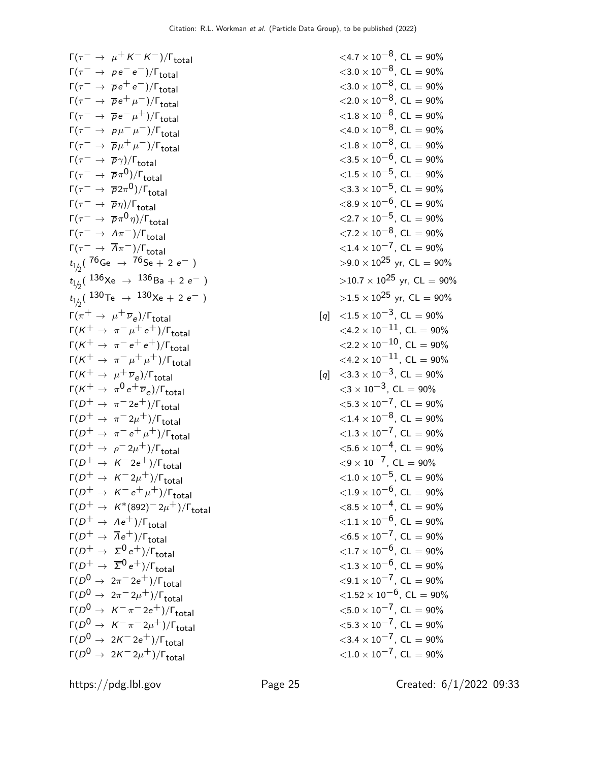| | | |
|---|---|---|
| $\Gamma(\tau^- \to \mu^+ K^- K^-)/\Gamma_{\text{total}}$ | | $<4.7 \times 10^{-8}$, CL = 90% |
| $\Gamma(\tau^- \to p e^- e^-)/\Gamma_{\text{total}}$ | | $<3.0 \times 10^{-8}$, CL = 90% |
| $\Gamma(\tau^- \to \overline{p} e^+ e^-)/\Gamma_{\text{total}}$ | | $<3.0 \times 10^{-8}$, CL = 90% |
| $\Gamma(\tau^- \to \overline{p} e^+ \mu^-)/\Gamma_{\text{total}}$ | | $<2.0 \times 10^{-8}$, CL = 90% |
| $\Gamma(\tau^- \to \overline{p} e^- \mu^+)/\Gamma_{\text{total}}$ | | $<1.8 \times 10^{-8}$, CL = 90% |
| $\Gamma(\tau^- \to p \mu^- \mu^-)/\Gamma_{\text{total}}$ | | $<4.0 \times 10^{-8}$, CL = 90% |
| $\Gamma(\tau^- \to \overline{p} \mu^+ \mu^-)/\Gamma_{\text{total}}$ | | $<1.8 \times 10^{-8}$, CL = 90% |
| $\Gamma(\tau^- \to \overline{p} \gamma)/\Gamma_{\text{total}}$ | | $<3.5 \times 10^{-6}$, CL = 90% |
| $\Gamma(\tau^- \to \overline{p} \pi^0)/\Gamma_{\text{total}}$ | | $<1.5 \times 10^{-5}$, CL = 90% |
| $\Gamma(\tau^- \to \overline{p} 2\pi^0)/\Gamma_{\text{total}}$ | | $<3.3 \times 10^{-5}$, CL = 90% |
| $\Gamma(\tau^- \to \overline{p} \eta)/\Gamma_{\text{total}}$ | | $<8.9 \times 10^{-6}$, CL = 90% |
| $\Gamma(\tau^- \to \overline{p} \pi^0 \eta)/\Gamma_{\text{total}}$ | | $<2.7 \times 10^{-5}$, CL = 90% |
| $\Gamma(\tau^- \to \Lambda \pi^-)/\Gamma_{\text{total}}$ | | $<7.2 \times 10^{-8}$, CL = 90% |
| $\Gamma(\tau^- \to \overline{\Lambda} \pi^-)/\Gamma_{\text{total}}$ | | $<1.4 \times 10^{-7}$, CL = 90% |
| $t_{1/2}(\,^{76}\text{Ge} \to \,^{76}\text{Se} + 2\,e^-\,)$ | | $>9.0 \times 10^{25}$ yr, CL = 90% |
| $t_{1/2}(\,^{136}\text{Xe} \to \,^{136}\text{Ba} + 2\,e^-\,)$ | | $>10.7 \times 10^{25}$ yr, CL = 90% |
| $t_{1/2}(\,^{130}\text{Te} \to \,^{130}\text{Xe} + 2\,e^-\,)$ | | $>1.5 \times 10^{25}$ yr, CL = 90% |
| $\Gamma(\pi^+ \to \mu^+ \overline{\nu}_e)/\Gamma_{\text{total}}$ | [q] | $<1.5 \times 10^{-3}$, CL = 90% |
| $\Gamma(K^+ \to \pi^- \mu^+ e^+)/\Gamma_{\text{total}}$ | | $<4.2 \times 10^{-11}$, CL = 90% |
| $\Gamma(K^+ \to \pi^- e^+ e^+)/\Gamma_{\text{total}}$ | | $<2.2 \times 10^{-10}$, CL = 90% |
| $\Gamma(K^+ \to \pi^- \mu^+ \mu^+)/\Gamma_{\text{total}}$ | | $<4.2 \times 10^{-11}$, CL = 90% |
| $\Gamma(K^+ \to \mu^+ \overline{\nu}_e)/\Gamma_{\text{total}}$ | [q] | $<3.3 \times 10^{-3}$, CL = 90% |
| $\Gamma(K^+ \to \pi^0 e^+ \overline{\nu}_e)/\Gamma_{\text{total}}$ | | $<3 \times 10^{-3}$, CL = 90% |
| $\Gamma(D^+ \to \pi^- 2e^+)/\Gamma_{\text{total}}$ | | $<5.3 \times 10^{-7}$, CL = 90% |
| $\Gamma(D^+ \to \pi^- 2\mu^+)/\Gamma_{\text{total}}$ | | $<1.4 \times 10^{-8}$, CL = 90% |
| $\Gamma(D^+ \to \pi^- e^+ \mu^+)/\Gamma_{\text{total}}$ | | $<1.3 \times 10^{-7}$, CL = 90% |
| $\Gamma(D^+ \to \rho^- 2\mu^+)/\Gamma_{\text{total}}$ | | $<5.6 \times 10^{-4}$, CL = 90% |
| $\Gamma(D^+ \to K^- 2e^+)/\Gamma_{\text{total}}$ | | $<9 \times 10^{-7}$, CL = 90% |
| $\Gamma(D^+ \to K^- 2\mu^+)/\Gamma_{\text{total}}$ | | $<1.0 \times 10^{-5}$, CL = 90% |
| $\Gamma(D^+ \to K^- e^+ \mu^+)/\Gamma_{\text{total}}$ | | $<1.9 \times 10^{-6}$, CL = 90% |
| $\Gamma(D^+ \to K^*(892)^- 2\mu^+)/\Gamma_{\text{total}}$ | | $<8.5 \times 10^{-4}$, CL = 90% |
| $\Gamma(D^+ \to \Lambda e^+)/\Gamma_{\text{total}}$ | | $<1.1 \times 10^{-6}$, CL = 90% |
| $\Gamma(D^+ \to \overline{\Lambda} e^+)/\Gamma_{\text{total}}$ | | $<6.5 \times 10^{-7}$, CL = 90% |
| $\Gamma(D^+ \to \Sigma^0 e^+)/\Gamma_{\text{total}}$ | | $<1.7 \times 10^{-6}$, CL = 90% |
| $\Gamma(D^+ \to \overline{\Sigma}^0 e^+)/\Gamma_{\text{total}}$ | | $<1.3 \times 10^{-6}$, CL = 90% |
| $\Gamma(D^0 \to 2\pi^- 2e^+)/\Gamma_{\text{total}}$ | | $<9.1 \times 10^{-7}$, CL = 90% |
| $\Gamma(D^0 \to 2\pi^- 2\mu^+)/\Gamma_{\text{total}}$ | | $<1.52 \times 10^{-6}$, CL = 90% |
| $\Gamma(D^0 \to K^- \pi^- 2e^+)/\Gamma_{\text{total}}$ | | $<5.0 \times 10^{-7}$, CL = 90% |
| $\Gamma(D^0 \to K^- \pi^- 2\mu^+)/\Gamma_{\text{total}}$ | | $<5.3 \times 10^{-7}$, CL = 90% |
| $\Gamma(D^0 \to 2K^- 2e^+)/\Gamma_{\text{total}}$ | | $<3.4 \times 10^{-7}$, CL = 90% |
| $\Gamma(D^0 \to 2K^- 2\mu^+)/\Gamma_{\text{total}}$ | | $<1.0 \times 10^{-7}$, CL = 90% |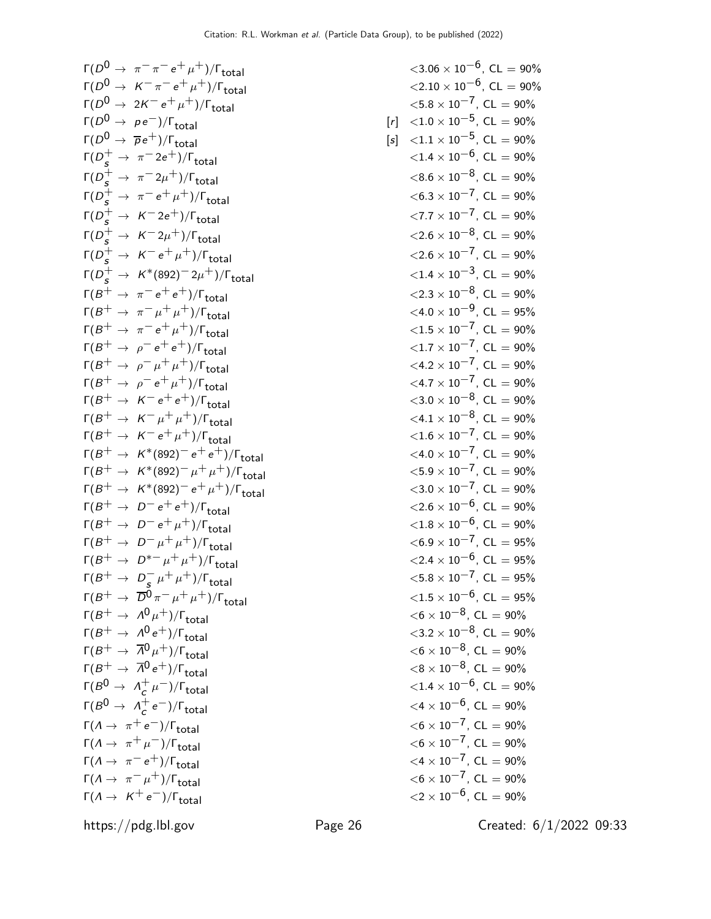| | | |
|---|---|---|
| $\Gamma(D^0 \to \pi^- \pi^- e^+ \mu^+)/\Gamma_{\text{total}}$ | | $<3.06 \times 10^{-6}$, CL = 90% |
| $\Gamma(D^0 \to K^- \pi^- e^+ \mu^+)/\Gamma_{\text{total}}$ | | $<2.10 \times 10^{-6}$, CL = 90% |
| $\Gamma(D^0 \to 2K^- e^+ \mu^+)/\Gamma_{\text{total}}$ | | $<5.8 \times 10^{-7}$, CL = 90% |
| $\Gamma(D^0 \to p e^-)/\Gamma_{\text{total}}$ | [r] | $<1.0 \times 10^{-5}$, CL = 90% |
| $\Gamma(D^0 \to \overline{p} e^+)/\Gamma_{\text{total}}$ | [s] | $<1.1 \times 10^{-5}$, CL = 90% |
| $\Gamma(D_s^+ \to \pi^- 2e^+)/\Gamma_{\text{total}}$ | | $<1.4 \times 10^{-6}$, CL = 90% |
| $\Gamma(D_s^+ \to \pi^- 2\mu^+)/\Gamma_{\text{total}}$ | | $<8.6 \times 10^{-8}$, CL = 90% |
| $\Gamma(D_s^+ \to \pi^- e^+ \mu^+)/\Gamma_{\text{total}}$ | | $<6.3 \times 10^{-7}$, CL = 90% |
| $\Gamma(D_s^+ \to K^- 2e^+)/\Gamma_{\text{total}}$ | | $<7.7 \times 10^{-7}$, CL = 90% |
| $\Gamma(D_s^+ \to K^- 2\mu^+)/\Gamma_{\text{total}}$ | | $<2.6 \times 10^{-8}$, CL = 90% |
| $\Gamma(D_s^+ \to K^- e^+ \mu^+)/\Gamma_{\text{total}}$ | | $<2.6 \times 10^{-7}$, CL = 90% |
| $\Gamma(D_s^+ \to K^*(892)^- 2\mu^+)/\Gamma_{\text{total}}$ | | $<1.4 \times 10^{-3}$, CL = 90% |
| $\Gamma(B^+ \to \pi^- e^+ e^+)/\Gamma_{\text{total}}$ | | $<2.3 \times 10^{-8}$, CL = 90% |
| $\Gamma(B^+ \to \pi^- \mu^+ \mu^+)/\Gamma_{\text{total}}$ | | $<4.0 \times 10^{-9}$, CL = 95% |
| $\Gamma(B^+ \to \pi^- e^+ \mu^+)/\Gamma_{\text{total}}$ | | $<1.5 \times 10^{-7}$, CL = 90% |
| $\Gamma(B^+ \to \rho^- e^+ e^+)/\Gamma_{\text{total}}$ | | $<1.7 \times 10^{-7}$, CL = 90% |
| $\Gamma(B^+ \to \rho^- \mu^+ \mu^+)/\Gamma_{\text{total}}$ | | $<4.2 \times 10^{-7}$, CL = 90% |
| $\Gamma(B^+ \to \rho^- e^+ \mu^+)/\Gamma_{\text{total}}$ | | $<4.7 \times 10^{-7}$, CL = 90% |
| $\Gamma(B^+ \to K^- e^+ e^+)/\Gamma_{\text{total}}$ | | $<3.0 \times 10^{-8}$, CL = 90% |
| $\Gamma(B^+ \to K^- \mu^+ \mu^+)/\Gamma_{\text{total}}$ | | $<4.1 \times 10^{-8}$, CL = 90% |
| $\Gamma(B^+ \to K^- e^+ \mu^+)/\Gamma_{\text{total}}$ | | $<1.6 \times 10^{-7}$, CL = 90% |
| $\Gamma(B^+ \to K^*(892)^- e^+ e^+)/\Gamma_{\text{total}}$ | | $<4.0 \times 10^{-7}$, CL = 90% |
| $\Gamma(B^+ \to K^*(892)^- \mu^+ \mu^+)/\Gamma_{\text{total}}$ | | $<5.9 \times 10^{-7}$, CL = 90% |
| $\Gamma(B^+ \to K^*(892)^- e^+ \mu^+)/\Gamma_{\text{total}}$ | | $<3.0 \times 10^{-7}$, CL = 90% |
| $\Gamma(B^+ \to D^- e^+ e^+)/\Gamma_{\text{total}}$ | | $<2.6 \times 10^{-6}$, CL = 90% |
| $\Gamma(B^+ \to D^- e^+ \mu^+)/\Gamma_{\text{total}}$ | | $<1.8 \times 10^{-6}$, CL = 90% |
| $\Gamma(B^+ \to D^- \mu^+ \mu^+)/\Gamma_{\text{total}}$ | | $<6.9 \times 10^{-7}$, CL = 95% |
| $\Gamma(B^+ \to D^{*-} \mu^+ \mu^+)/\Gamma_{\text{total}}$ | | $<2.4 \times 10^{-6}$, CL = 95% |
| $\Gamma(B^+ \to D_s^- \mu^+ \mu^+)/\Gamma_{\text{total}}$ | | $<5.8 \times 10^{-7}$, CL = 95% |
| $\Gamma(B^+ \to \overline{D}^0 \pi^- \mu^+ \mu^+)/\Gamma_{\text{total}}$ | | $<1.5 \times 10^{-6}$, CL = 95% |
| $\Gamma(B^+ \to \Lambda^0 \mu^+)/\Gamma_{\text{total}}$ | | $<6 \times 10^{-8}$, CL = 90% |
| $\Gamma(B^+ \to \Lambda^0 e^+)/\Gamma_{\text{total}}$ | | $<3.2 \times 10^{-8}$, CL = 90% |
| $\Gamma(B^+ \to \overline{\Lambda}^0 \mu^+)/\Gamma_{\text{total}}$ | | $<6 \times 10^{-8}$, CL = 90% |
| $\Gamma(B^+ \to \overline{\Lambda}^0 e^+)/\Gamma_{\text{total}}$ | | $<8 \times 10^{-8}$, CL = 90% |
| $\Gamma(B^0 \to \Lambda_c^+ \mu^-)/\Gamma_{\text{total}}$ | | $<1.4 \times 10^{-6}$, CL = 90% |
| $\Gamma(B^0 \to \Lambda_c^+ e^-)/\Gamma_{\text{total}}$ | | $<4 \times 10^{-6}$, CL = 90% |
| $\Gamma(\Lambda \to \pi^+ e^-)/\Gamma_{\text{total}}$ | | $<6 \times 10^{-7}$, CL = 90% |
| $\Gamma(\Lambda \to \pi^+ \mu^-)/\Gamma_{\text{total}}$ | | $<6 \times 10^{-7}$, CL = 90% |
| $\Gamma(\Lambda \to \pi^- e^+)/\Gamma_{\text{total}}$ | | $<4 \times 10^{-7}$, CL = 90% |
| $\Gamma(\Lambda \to \pi^- \mu^+)/\Gamma_{\text{total}}$ | | $<6 \times 10^{-7}$, CL = 90% |
| $\Gamma(\Lambda \to K^+ e^-)/\Gamma_{\text{total}}$ | | $<2 \times 10^{-6}$, CL = 90% |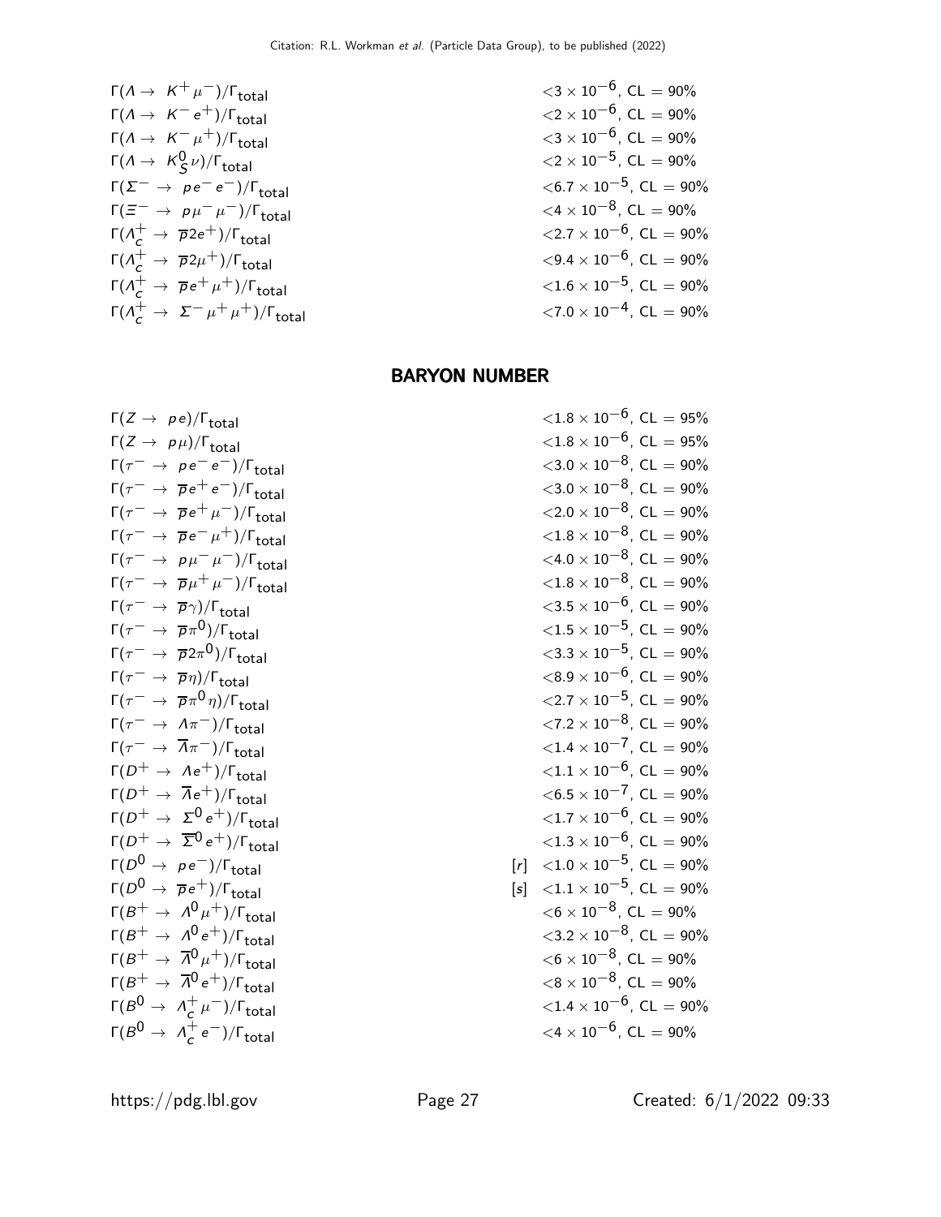| | |
|---|---|
| $\Gamma(\Lambda \to K^+ \mu^-)/\Gamma_{total}$ | $<3 \times 10^{-6}$, CL = 90% |
| $\Gamma(\Lambda \to K^- e^+)/\Gamma_{total}$ | $<2 \times 10^{-6}$, CL = 90% |
| $\Gamma(\Lambda \to K^- \mu^+)/\Gamma_{total}$ | $<3 \times 10^{-6}$, CL = 90% |
| $\Gamma(\Lambda \to K^0_S \nu)/\Gamma_{total}$ | $<2 \times 10^{-5}$, CL = 90% |
| $\Gamma(\Sigma^- \to p e^- e^-)/\Gamma_{total}$ | $<6.7 \times 10^{-5}$, CL = 90% |
| $\Gamma(\Xi^- \to p \mu^- \mu^-)/\Gamma_{total}$ | $<4 \times 10^{-8}$, CL = 90% |
| $\Gamma(\Lambda_c^+ \to \overline{p} 2e^+)/\Gamma_{total}$ | $<2.7 \times 10^{-6}$, CL = 90% |
| $\Gamma(\Lambda_c^+ \to \overline{p} 2\mu^+)/\Gamma_{total}$ | $<9.4 \times 10^{-6}$, CL = 90% |
| $\Gamma(\Lambda_c^+ \to \overline{p} e^+ \mu^+)/\Gamma_{total}$ | $<1.6 \times 10^{-5}$, CL = 90% |
| $\Gamma(\Lambda_c^+ \to \Sigma^- \mu^+ \mu^+)/\Gamma_{total}$ | $<7.0 \times 10^{-4}$, CL = 90% |

## BARYON NUMBER

| | |
|---|---|
| $\Gamma(Z \to p e)/\Gamma_{total}$ | $<1.8 \times 10^{-6}$, CL = 95% |
| $\Gamma(Z \to p \mu)/\Gamma_{total}$ | $<1.8 \times 10^{-6}$, CL = 95% |
| $\Gamma(\tau^- \to p e^- e^-)/\Gamma_{total}$ | $<3.0 \times 10^{-8}$, CL = 90% |
| $\Gamma(\tau^- \to \overline{p} e^+ e^-)/\Gamma_{total}$ | $<3.0 \times 10^{-8}$, CL = 90% |
| $\Gamma(\tau^- \to \overline{p} e^+ \mu^-)/\Gamma_{total}$ | $<2.0 \times 10^{-8}$, CL = 90% |
| $\Gamma(\tau^- \to \overline{p} e^- \mu^+)/\Gamma_{total}$ | $<1.8 \times 10^{-8}$, CL = 90% |
| $\Gamma(\tau^- \to p \mu^- \mu^-)/\Gamma_{total}$ | $<4.0 \times 10^{-8}$, CL = 90% |
| $\Gamma(\tau^- \to \overline{p} \mu^+ \mu^-)/\Gamma_{total}$ | $<1.8 \times 10^{-8}$, CL = 90% |
| $\Gamma(\tau^- \to \overline{p} \gamma)/\Gamma_{total}$ | $<3.5 \times 10^{-6}$, CL = 90% |
| $\Gamma(\tau^- \to \overline{p} \pi^0)/\Gamma_{total}$ | $<1.5 \times 10^{-5}$, CL = 90% |
| $\Gamma(\tau^- \to \overline{p} 2\pi^0)/\Gamma_{total}$ | $<3.3 \times 10^{-5}$, CL = 90% |
| $\Gamma(\tau^- \to \overline{p} \eta)/\Gamma_{total}$ | $<8.9 \times 10^{-6}$, CL = 90% |
| $\Gamma(\tau^- \to \overline{p} \pi^0 \eta)/\Gamma_{total}$ | $<2.7 \times 10^{-5}$, CL = 90% |
| $\Gamma(\tau^- \to \Lambda \pi^-)/\Gamma_{total}$ | $<7.2 \times 10^{-8}$, CL = 90% |
| $\Gamma(\tau^- \to \overline{\Lambda} \pi^-)/\Gamma_{total}$ | $<1.4 \times 10^{-7}$, CL = 90% |
| $\Gamma(D^+ \to \Lambda e^+)/\Gamma_{total}$ | $<1.1 \times 10^{-6}$, CL = 90% |
| $\Gamma(D^+ \to \overline{\Lambda} e^+)/\Gamma_{total}$ | $<6.5 \times 10^{-7}$, CL = 90% |
| $\Gamma(D^+ \to \Sigma^0 e^+)/\Gamma_{total}$ | $<1.7 \times 10^{-6}$, CL = 90% |
| $\Gamma(D^+ \to \overline{\Sigma}^0 e^+)/\Gamma_{total}$ | $<1.3 \times 10^{-6}$, CL = 90% |
| $\Gamma(D^0 \to p e^-)/\Gamma_{total}$ | [r] $<1.0 \times 10^{-5}$, CL = 90% |
| $\Gamma(D^0 \to \overline{p} e^+)/\Gamma_{total}$ | [s] $<1.1 \times 10^{-5}$, CL = 90% |
| $\Gamma(B^+ \to \Lambda^0 \mu^+)/\Gamma_{total}$ | $<6 \times 10^{-8}$, CL = 90% |
| $\Gamma(B^+ \to \Lambda^0 e^+)/\Gamma_{total}$ | $<3.2 \times 10^{-8}$, CL = 90% |
| $\Gamma(B^+ \to \overline{\Lambda}^0 \mu^+)/\Gamma_{total}$ | $<6 \times 10^{-8}$, CL = 90% |
| $\Gamma(B^+ \to \overline{\Lambda}^0 e^+)/\Gamma_{total}$ | $<8 \times 10^{-8}$, CL = 90% |
| $\Gamma(B^0 \to \Lambda_c^+ \mu^-)/\Gamma_{total}$ | $<1.4 \times 10^{-6}$, CL = 90% |
| $\Gamma(B^0 \to \Lambda_c^+ e^-)/\Gamma_{total}$ | $<4 \times 10^{-6}$, CL = 90% |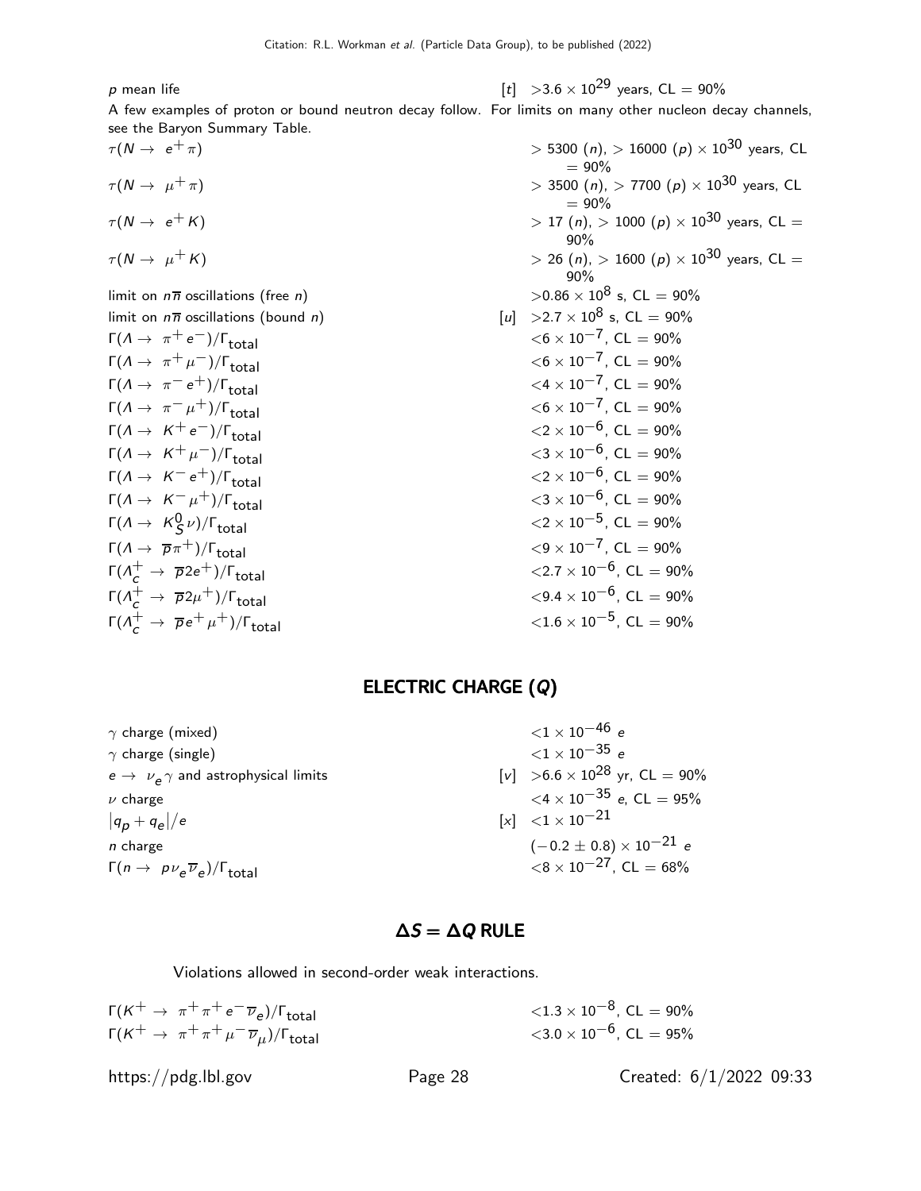| | |
|---|---|
| $p$ mean life | [t] $>3.6 \times 10^{29}$ years, CL = 90% |

A few examples of proton or bound neutron decay follow. For limits on many other nucleon decay channels, see the Baryon Summary Table.

| | |
|---|---|
| $\tau(N \to e^+ \pi)$ | $> 5300$ ($n$), $> 16000$ ($p$) $\times 10^{30}$ years, CL = 90% |
| $\tau(N \to \mu^+ \pi)$ | $> 3500$ ($n$), $> 7700$ ($p$) $\times 10^{30}$ years, CL = 90% |
| $\tau(N \to e^+ K)$ | $> 17$ ($n$), $> 1000$ ($p$) $\times 10^{30}$ years, CL = 90% |
| $\tau(N \to \mu^+ K)$ | $> 26$ ($n$), $> 1600$ ($p$) $\times 10^{30}$ years, CL = 90% |
| limit on $n\overline{n}$ oscillations (free $n$) | $>0.86 \times 10^8$ s, CL = 90% |
| limit on $n\overline{n}$ oscillations (bound $n$) | [u] $>2.7 \times 10^8$ s, CL = 90% |
| $\Gamma(\Lambda \to \pi^+ e^-)/\Gamma_{\text{total}}$ | $<6 \times 10^{-7}$, CL = 90% |
| $\Gamma(\Lambda \to \pi^+ \mu^-)/\Gamma_{\text{total}}$ | $<6 \times 10^{-7}$, CL = 90% |
| $\Gamma(\Lambda \to \pi^- e^+)/\Gamma_{\text{total}}$ | $<4 \times 10^{-7}$, CL = 90% |
| $\Gamma(\Lambda \to \pi^- \mu^+)/\Gamma_{\text{total}}$ | $<6 \times 10^{-7}$, CL = 90% |
| $\Gamma(\Lambda \to K^+ e^-)/\Gamma_{\text{total}}$ | $<2 \times 10^{-6}$, CL = 90% |
| $\Gamma(\Lambda \to K^+ \mu^-)/\Gamma_{\text{total}}$ | $<3 \times 10^{-6}$, CL = 90% |
| $\Gamma(\Lambda \to K^- e^+)/\Gamma_{\text{total}}$ | $<2 \times 10^{-6}$, CL = 90% |
| $\Gamma(\Lambda \to K^- \mu^+)/\Gamma_{\text{total}}$ | $<3 \times 10^{-6}$, CL = 90% |
| $\Gamma(\Lambda \to K^0_S \nu)/\Gamma_{\text{total}}$ | $<2 \times 10^{-5}$, CL = 90% |
| $\Gamma(\Lambda \to \overline{p} \pi^+)/\Gamma_{\text{total}}$ | $<9 \times 10^{-7}$, CL = 90% |
| $\Gamma(\Lambda_c^+ \to \overline{p} 2e^+)/\Gamma_{\text{total}}$ | $<2.7 \times 10^{-6}$, CL = 90% |
| $\Gamma(\Lambda_c^+ \to \overline{p} 2\mu^+)/\Gamma_{\text{total}}$ | $<9.4 \times 10^{-6}$, CL = 90% |
| $\Gamma(\Lambda_c^+ \to \overline{p} e^+ \mu^+)/\Gamma_{\text{total}}$ | $<1.6 \times 10^{-5}$, CL = 90% |

## ELECTRIC CHARGE ($Q$)

| | |
|---|---|
| $\gamma$ charge (mixed) | $<1 \times 10^{-46}$ $e$ |
| $\gamma$ charge (single) | $<1 \times 10^{-35}$ $e$ |
| $e \to \nu_e \gamma$ and astrophysical limits | [v] $>6.6 \times 10^{28}$ yr, CL = 90% |
| $\nu$ charge | $<4 \times 10^{-35}$ $e$, CL = 95% |
| $\lvert q_p + q_e \rvert / e$ | [x] $<1 \times 10^{-21}$ |
| $n$ charge | $(-0.2 \pm 0.8) \times 10^{-21}$ $e$ |
| $\Gamma(n \to p \nu_e \overline{\nu}_e)/\Gamma_{\text{total}}$ | $<8 \times 10^{-27}$, CL = 68% |

## $\Delta S = \Delta Q$ RULE

Violations allowed in second-order weak interactions.

| | |
|---|---|
| $\Gamma(K^+ \to \pi^+ \pi^+ e^- \overline{\nu}_e)/\Gamma_{\text{total}}$ | $<1.3 \times 10^{-8}$, CL = 90% |
| $\Gamma(K^+ \to \pi^+ \pi^+ \mu^- \overline{\nu}_\mu)/\Gamma_{\text{total}}$ | $<3.0 \times 10^{-6}$, CL = 95% |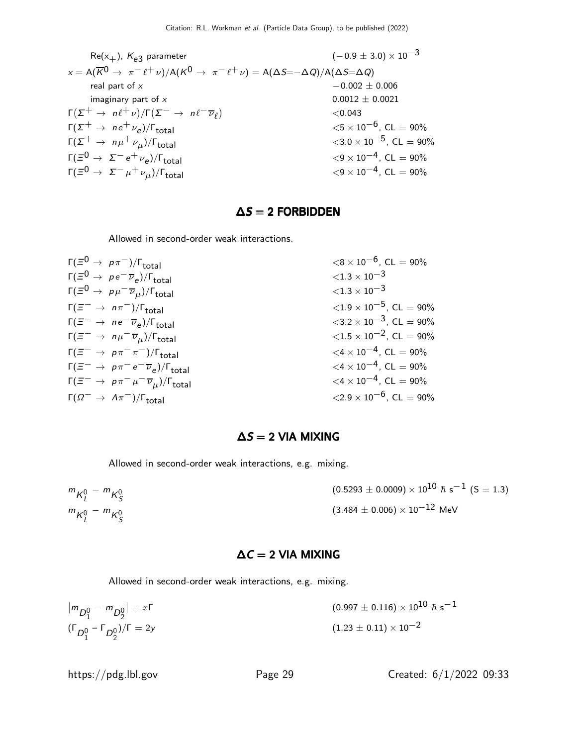| | |
|---|---|
| Re($x_+$), $K_{e3}$ parameter | $(-0.9 \pm 3.0) \times 10^{-3}$ |
| $x = \mathrm{A}(\overline{K}^0 \to \pi^- \ell^+ \nu)/\mathrm{A}(K^0 \to \pi^- \ell^+ \nu) = \mathrm{A}(\Delta S{=}-\Delta Q)/\mathrm{A}(\Delta S{=}\Delta Q)$ | |
| real part of $x$ | $-0.002 \pm 0.006$ |
| imaginary part of $x$ | $0.0012 \pm 0.0021$ |
| $\Gamma(\Sigma^+ \to n \ell^+ \nu)/\Gamma(\Sigma^- \to n \ell^- \overline{\nu}_\ell)$ | $<0.043$ |
| $\Gamma(\Sigma^+ \to n e^+ \nu_e)/\Gamma_{\text{total}}$ | $<5 \times 10^{-6}$, CL = 90% |
| $\Gamma(\Sigma^+ \to n \mu^+ \nu_\mu)/\Gamma_{\text{total}}$ | $<3.0 \times 10^{-5}$, CL = 90% |
| $\Gamma(\Xi^0 \to \Sigma^- e^+ \nu_e)/\Gamma_{\text{total}}$ | $<9 \times 10^{-4}$, CL = 90% |
| $\Gamma(\Xi^0 \to \Sigma^- \mu^+ \nu_\mu)/\Gamma_{\text{total}}$ | $<9 \times 10^{-4}$, CL = 90% |

## $\Delta S = 2$ FORBIDDEN

Allowed in second-order weak interactions.

| | |
|---|---|
| $\Gamma(\Xi^0 \to p \pi^-)/\Gamma_{\text{total}}$ | $<8 \times 10^{-6}$, CL = 90% |
| $\Gamma(\Xi^0 \to p e^- \overline{\nu}_e)/\Gamma_{\text{total}}$ | $<1.3 \times 10^{-3}$ |
| $\Gamma(\Xi^0 \to p \mu^- \overline{\nu}_\mu)/\Gamma_{\text{total}}$ | $<1.3 \times 10^{-3}$ |
| $\Gamma(\Xi^- \to n \pi^-)/\Gamma_{\text{total}}$ | $<1.9 \times 10^{-5}$, CL = 90% |
| $\Gamma(\Xi^- \to n e^- \overline{\nu}_e)/\Gamma_{\text{total}}$ | $<3.2 \times 10^{-3}$, CL = 90% |
| $\Gamma(\Xi^- \to n \mu^- \overline{\nu}_\mu)/\Gamma_{\text{total}}$ | $<1.5 \times 10^{-2}$, CL = 90% |
| $\Gamma(\Xi^- \to p \pi^- \pi^-)/\Gamma_{\text{total}}$ | $<4 \times 10^{-4}$, CL = 90% |
| $\Gamma(\Xi^- \to p \pi^- e^- \overline{\nu}_e)/\Gamma_{\text{total}}$ | $<4 \times 10^{-4}$, CL = 90% |
| $\Gamma(\Xi^- \to p \pi^- \mu^- \overline{\nu}_\mu)/\Gamma_{\text{total}}$ | $<4 \times 10^{-4}$, CL = 90% |
| $\Gamma(\Omega^- \to \Lambda \pi^-)/\Gamma_{\text{total}}$ | $<2.9 \times 10^{-6}$, CL = 90% |

## $\Delta S = 2$ VIA MIXING

Allowed in second-order weak interactions, e.g. mixing.

| | |
|---|---|
| $m_{K_L^0} - m_{K_S^0}$ | $(0.5293 \pm 0.0009) \times 10^{10}\ \hbar\ \mathrm{s}^{-1}$ (S = 1.3) |
| $m_{K_L^0} - m_{K_S^0}$ | $(3.484 \pm 0.006) \times 10^{-12}$ MeV |

## $\Delta C = 2$ VIA MIXING

Allowed in second-order weak interactions, e.g. mixing.

| | |
|---|---|
| $\lvert m_{D_1^0} - m_{D_2^0} \rvert = x\Gamma$ | $(0.997 \pm 0.116) \times 10^{10}\ \hbar\ \mathrm{s}^{-1}$ |
| $(\Gamma_{D_1^0} - \Gamma_{D_2^0})/\Gamma = 2y$ | $(1.23 \pm 0.11) \times 10^{-2}$ |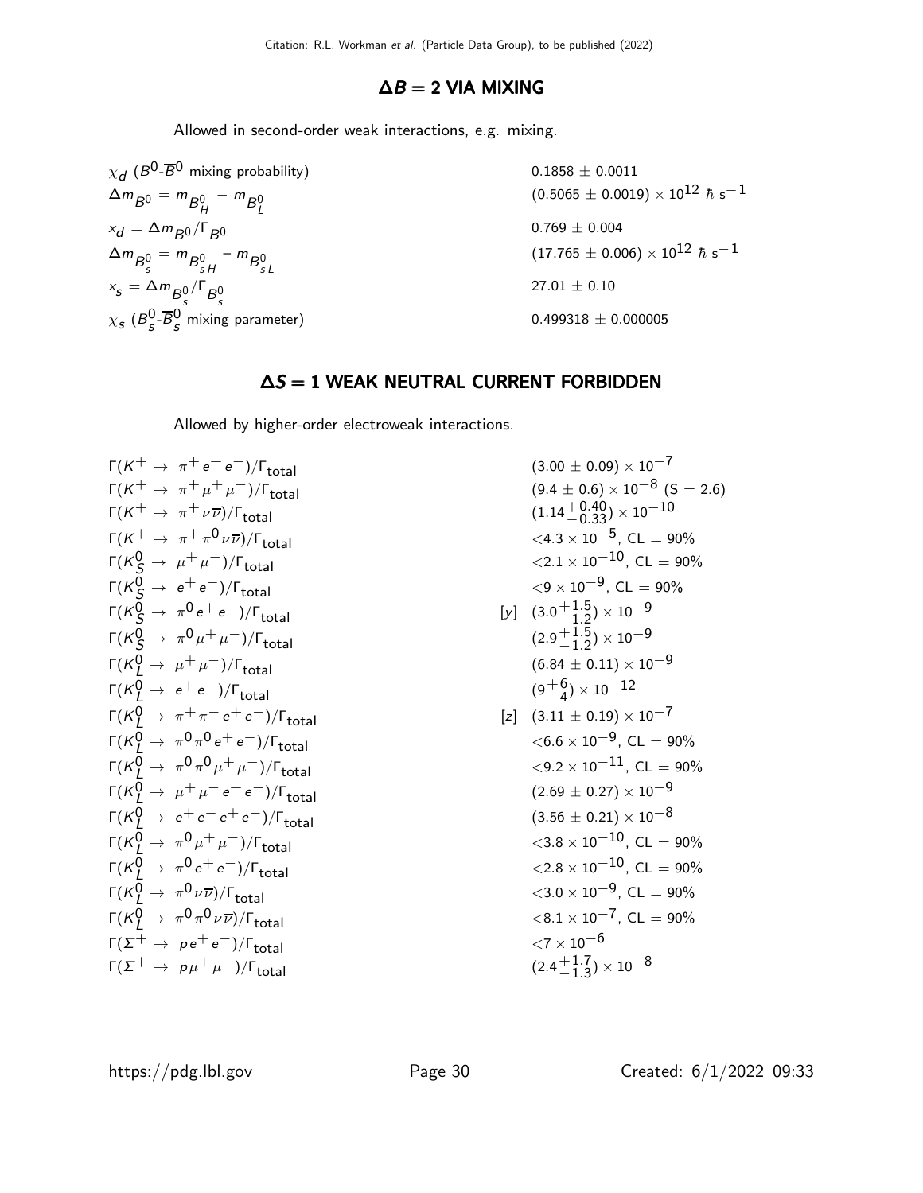## $\Delta B = 2$ VIA MIXING

Allowed in second-order weak interactions, e.g. mixing.

| | |
|---|---|
| $\chi_d$ ($B^0$-$\overline{B}^0$ mixing probability) | $0.1858 \pm 0.0011$ |
| $\Delta m_{B^0} = m_{B^0_H} - m_{B^0_L}$ | $(0.5065 \pm 0.0019) \times 10^{12}\ \hbar\ \mathrm{s}^{-1}$ |
| $x_d = \Delta m_{B^0}/\Gamma_{B^0}$ | $0.769 \pm 0.004$ |
| $\Delta m_{B^0_s} = m_{B^0_{sH}} - m_{B^0_{sL}}$ | $(17.765 \pm 0.006) \times 10^{12}\ \hbar\ \mathrm{s}^{-1}$ |
| $x_s = \Delta m_{B^0_s}/\Gamma_{B^0_s}$ | $27.01 \pm 0.10$ |
| $\chi_s$ ($B^0_s$-$\overline{B}^0_s$ mixing parameter) | $0.499318 \pm 0.000005$ |

## $\Delta S = 1$ WEAK NEUTRAL CURRENT FORBIDDEN

Allowed by higher-order electroweak interactions.

| | | |
|---|---|---|
| $\Gamma(K^+ \to \pi^+ e^+ e^-)/\Gamma_{\text{total}}$ | | $(3.00 \pm 0.09) \times 10^{-7}$ |
| $\Gamma(K^+ \to \pi^+ \mu^+ \mu^-)/\Gamma_{\text{total}}$ | | $(9.4 \pm 0.6) \times 10^{-8}$ (S = 2.6) |
| $\Gamma(K^+ \to \pi^+ \nu \overline{\nu})/\Gamma_{\text{total}}$ | | $(1.14^{+0.40}_{-0.33}) \times 10^{-10}$ |
| $\Gamma(K^+ \to \pi^+ \pi^0 \nu \overline{\nu})/\Gamma_{\text{total}}$ | | $<4.3 \times 10^{-5}$, CL = 90% |
| $\Gamma(K^0_S \to \mu^+ \mu^-)/\Gamma_{\text{total}}$ | | $<2.1 \times 10^{-10}$, CL = 90% |
| $\Gamma(K^0_S \to e^+ e^-)/\Gamma_{\text{total}}$ | | $<9 \times 10^{-9}$, CL = 90% |
| $\Gamma(K^0_S \to \pi^0 e^+ e^-)/\Gamma_{\text{total}}$ | [y] | $(3.0^{+1.5}_{-1.2}) \times 10^{-9}$ |
| $\Gamma(K^0_S \to \pi^0 \mu^+ \mu^-)/\Gamma_{\text{total}}$ | | $(2.9^{+1.5}_{-1.2}) \times 10^{-9}$ |
| $\Gamma(K^0_L \to \mu^+ \mu^-)/\Gamma_{\text{total}}$ | | $(6.84 \pm 0.11) \times 10^{-9}$ |
| $\Gamma(K^0_L \to e^+ e^-)/\Gamma_{\text{total}}$ | | $(9^{+6}_{-4}) \times 10^{-12}$ |
| $\Gamma(K^0_L \to \pi^+ \pi^- e^+ e^-)/\Gamma_{\text{total}}$ | [z] | $(3.11 \pm 0.19) \times 10^{-7}$ |
| $\Gamma(K^0_L \to \pi^0 \pi^0 e^+ e^-)/\Gamma_{\text{total}}$ | | $<6.6 \times 10^{-9}$, CL = 90% |
| $\Gamma(K^0_L \to \pi^0 \pi^0 \mu^+ \mu^-)/\Gamma_{\text{total}}$ | | $<9.2 \times 10^{-11}$, CL = 90% |
| $\Gamma(K^0_L \to \mu^+ \mu^- e^+ e^-)/\Gamma_{\text{total}}$ | | $(2.69 \pm 0.27) \times 10^{-9}$ |
| $\Gamma(K^0_L \to e^+ e^- e^+ e^-)/\Gamma_{\text{total}}$ | | $(3.56 \pm 0.21) \times 10^{-8}$ |
| $\Gamma(K^0_L \to \pi^0 \mu^+ \mu^-)/\Gamma_{\text{total}}$ | | $<3.8 \times 10^{-10}$, CL = 90% |
| $\Gamma(K^0_L \to \pi^0 e^+ e^-)/\Gamma_{\text{total}}$ | | $<2.8 \times 10^{-10}$, CL = 90% |
| $\Gamma(K^0_L \to \pi^0 \nu \overline{\nu})/\Gamma_{\text{total}}$ | | $<3.0 \times 10^{-9}$, CL = 90% |
| $\Gamma(K^0_L \to \pi^0 \pi^0 \nu \overline{\nu})/\Gamma_{\text{total}}$ | | $<8.1 \times 10^{-7}$, CL = 90% |
| $\Gamma(\Sigma^+ \to p e^+ e^-)/\Gamma_{\text{total}}$ | | $<7 \times 10^{-6}$ |
| $\Gamma(\Sigma^+ \to p \mu^+ \mu^-)/\Gamma_{\text{total}}$ | | $(2.4^{+1.7}_{-1.3}) \times 10^{-8}$ |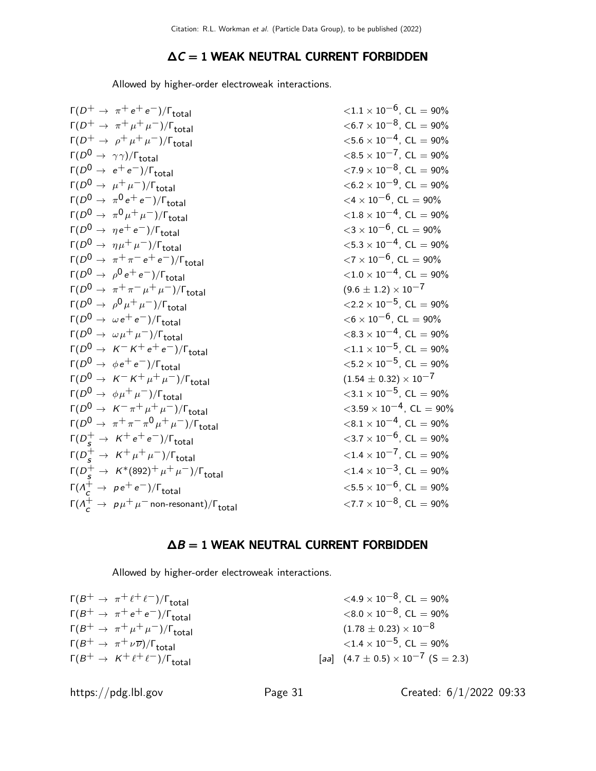## $\Delta C = 1$ WEAK NEUTRAL CURRENT FORBIDDEN

Allowed by higher-order electroweak interactions.

| | |
|---|---|
| $\Gamma(D^+ \to \pi^+ e^+ e^-)/\Gamma_{\text{total}}$ | $<1.1 \times 10^{-6}$, CL = 90% |
| $\Gamma(D^+ \to \pi^+ \mu^+ \mu^-)/\Gamma_{\text{total}}$ | $<6.7 \times 10^{-8}$, CL = 90% |
| $\Gamma(D^+ \to \rho^+ \mu^+ \mu^-)/\Gamma_{\text{total}}$ | $<5.6 \times 10^{-4}$, CL = 90% |
| $\Gamma(D^0 \to \gamma\gamma)/\Gamma_{\text{total}}$ | $<8.5 \times 10^{-7}$, CL = 90% |
| $\Gamma(D^0 \to e^+ e^-)/\Gamma_{\text{total}}$ | $<7.9 \times 10^{-8}$, CL = 90% |
| $\Gamma(D^0 \to \mu^+ \mu^-)/\Gamma_{\text{total}}$ | $<6.2 \times 10^{-9}$, CL = 90% |
| $\Gamma(D^0 \to \pi^0 e^+ e^-)/\Gamma_{\text{total}}$ | $<4 \times 10^{-6}$, CL = 90% |
| $\Gamma(D^0 \to \pi^0 \mu^+ \mu^-)/\Gamma_{\text{total}}$ | $<1.8 \times 10^{-4}$, CL = 90% |
| $\Gamma(D^0 \to \eta e^+ e^-)/\Gamma_{\text{total}}$ | $<3 \times 10^{-6}$, CL = 90% |
| $\Gamma(D^0 \to \eta \mu^+ \mu^-)/\Gamma_{\text{total}}$ | $<5.3 \times 10^{-4}$, CL = 90% |
| $\Gamma(D^0 \to \pi^+ \pi^- e^+ e^-)/\Gamma_{\text{total}}$ | $<7 \times 10^{-6}$, CL = 90% |
| $\Gamma(D^0 \to \rho^0 e^+ e^-)/\Gamma_{\text{total}}$ | $<1.0 \times 10^{-4}$, CL = 90% |
| $\Gamma(D^0 \to \pi^+ \pi^- \mu^+ \mu^-)/\Gamma_{\text{total}}$ | $(9.6 \pm 1.2) \times 10^{-7}$ |
| $\Gamma(D^0 \to \rho^0 \mu^+ \mu^-)/\Gamma_{\text{total}}$ | $<2.2 \times 10^{-5}$, CL = 90% |
| $\Gamma(D^0 \to \omega e^+ e^-)/\Gamma_{\text{total}}$ | $<6 \times 10^{-6}$, CL = 90% |
| $\Gamma(D^0 \to \omega \mu^+ \mu^-)/\Gamma_{\text{total}}$ | $<8.3 \times 10^{-4}$, CL = 90% |
| $\Gamma(D^0 \to K^- K^+ e^+ e^-)/\Gamma_{\text{total}}$ | $<1.1 \times 10^{-5}$, CL = 90% |
| $\Gamma(D^0 \to \phi e^+ e^-)/\Gamma_{\text{total}}$ | $<5.2 \times 10^{-5}$, CL = 90% |
| $\Gamma(D^0 \to K^- K^+ \mu^+ \mu^-)/\Gamma_{\text{total}}$ | $(1.54 \pm 0.32) \times 10^{-7}$ |
| $\Gamma(D^0 \to \phi \mu^+ \mu^-)/\Gamma_{\text{total}}$ | $<3.1 \times 10^{-5}$, CL = 90% |
| $\Gamma(D^0 \to K^- \pi^+ \mu^+ \mu^-)/\Gamma_{\text{total}}$ | $<3.59 \times 10^{-4}$, CL = 90% |
| $\Gamma(D^0 \to \pi^+ \pi^- \pi^0 \mu^+ \mu^-)/\Gamma_{\text{total}}$ | $<8.1 \times 10^{-4}$, CL = 90% |
| $\Gamma(D_s^+ \to K^+ e^+ e^-)/\Gamma_{\text{total}}$ | $<3.7 \times 10^{-6}$, CL = 90% |
| $\Gamma(D_s^+ \to K^+ \mu^+ \mu^-)/\Gamma_{\text{total}}$ | $<1.4 \times 10^{-7}$, CL = 90% |
| $\Gamma(D_s^+ \to K^*(892)^+ \mu^+ \mu^-)/\Gamma_{\text{total}}$ | $<1.4 \times 10^{-3}$, CL = 90% |
| $\Gamma(\Lambda_c^+ \to p e^+ e^-)/\Gamma_{\text{total}}$ | $<5.5 \times 10^{-6}$, CL = 90% |
| $\Gamma(\Lambda_c^+ \to p \mu^+ \mu^-$ non-resonant$)/\Gamma_{\text{total}}$ | $<7.7 \times 10^{-8}$, CL = 90% |

## $\Delta B = 1$ WEAK NEUTRAL CURRENT FORBIDDEN

Allowed by higher-order electroweak interactions.

| | | |
|---|---|---|
| $\Gamma(B^+ \to \pi^+ \ell^+ \ell^-)/\Gamma_{\text{total}}$ | | $<4.9 \times 10^{-8}$, CL = 90% |
| $\Gamma(B^+ \to \pi^+ e^+ e^-)/\Gamma_{\text{total}}$ | | $<8.0 \times 10^{-8}$, CL = 90% |
| $\Gamma(B^+ \to \pi^+ \mu^+ \mu^-)/\Gamma_{\text{total}}$ | | $(1.78 \pm 0.23) \times 10^{-8}$ |
| $\Gamma(B^+ \to \pi^+ \nu\overline{\nu})/\Gamma_{\text{total}}$ | | $<1.4 \times 10^{-5}$, CL = 90% |
| $\Gamma(B^+ \to K^+ \ell^+ \ell^-)/\Gamma_{\text{total}}$ | [aa] | $(4.7 \pm 0.5) \times 10^{-7}$ (S = 2.3) |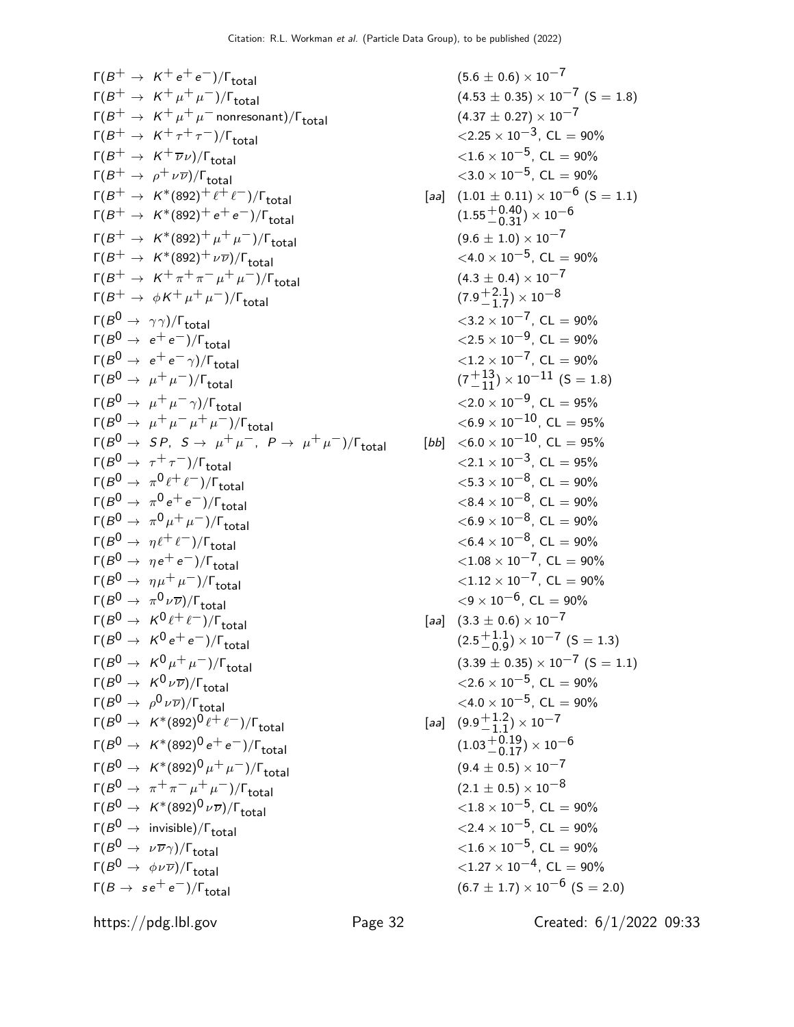| | | |
|---|---|---|
| $\Gamma(B^+ \to K^+ e^+ e^-)/\Gamma_{\text{total}}$ | | $(5.6 \pm 0.6) \times 10^{-7}$ |
| $\Gamma(B^+ \to K^+ \mu^+ \mu^-)/\Gamma_{\text{total}}$ | | $(4.53 \pm 0.35) \times 10^{-7}$ (S = 1.8) |
| $\Gamma(B^+ \to K^+ \mu^+ \mu^-$ nonresonant$)/\Gamma_{\text{total}}$ | | $(4.37 \pm 0.27) \times 10^{-7}$ |
| $\Gamma(B^+ \to K^+ \tau^+ \tau^-)/\Gamma_{\text{total}}$ | | $<2.25 \times 10^{-3}$, CL = 90% |
| $\Gamma(B^+ \to K^+ \overline{\nu} \nu)/\Gamma_{\text{total}}$ | | $<1.6 \times 10^{-5}$, CL = 90% |
| $\Gamma(B^+ \to \rho^+ \nu \overline{\nu})/\Gamma_{\text{total}}$ | | $<3.0 \times 10^{-5}$, CL = 90% |
| $\Gamma(B^+ \to K^*(892)^+ \ell^+ \ell^-)/\Gamma_{\text{total}}$ | [aa] | $(1.01 \pm 0.11) \times 10^{-6}$ (S = 1.1) |
| $\Gamma(B^+ \to K^*(892)^+ e^+ e^-)/\Gamma_{\text{total}}$ | | $(1.55^{+0.40}_{-0.31}) \times 10^{-6}$ |
| $\Gamma(B^+ \to K^*(892)^+ \mu^+ \mu^-)/\Gamma_{\text{total}}$ | | $(9.6 \pm 1.0) \times 10^{-7}$ |
| $\Gamma(B^+ \to K^*(892)^+ \nu \overline{\nu})/\Gamma_{\text{total}}$ | | $<4.0 \times 10^{-5}$, CL = 90% |
| $\Gamma(B^+ \to K^+ \pi^+ \pi^- \mu^+ \mu^-)/\Gamma_{\text{total}}$ | | $(4.3 \pm 0.4) \times 10^{-7}$ |
| $\Gamma(B^+ \to \phi K^+ \mu^+ \mu^-)/\Gamma_{\text{total}}$ | | $(7.9^{+2.1}_{-1.7}) \times 10^{-8}$ |
| $\Gamma(B^0 \to \gamma\gamma)/\Gamma_{\text{total}}$ | | $<3.2 \times 10^{-7}$, CL = 90% |
| $\Gamma(B^0 \to e^+ e^-)/\Gamma_{\text{total}}$ | | $<2.5 \times 10^{-9}$, CL = 90% |
| $\Gamma(B^0 \to e^+ e^- \gamma)/\Gamma_{\text{total}}$ | | $<1.2 \times 10^{-7}$, CL = 90% |
| $\Gamma(B^0 \to \mu^+ \mu^-)/\Gamma_{\text{total}}$ | | $(7^{+13}_{-11}) \times 10^{-11}$ (S = 1.8) |
| $\Gamma(B^0 \to \mu^+ \mu^- \gamma)/\Gamma_{\text{total}}$ | | $<2.0 \times 10^{-9}$, CL = 95% |
| $\Gamma(B^0 \to \mu^+ \mu^- \mu^+ \mu^-)/\Gamma_{\text{total}}$ | | $<6.9 \times 10^{-10}$, CL = 95% |
| $\Gamma(B^0 \to SP,\ S \to \mu^+ \mu^-,\ P \to \mu^+ \mu^-)/\Gamma_{\text{total}}$ | [bb] | $<6.0 \times 10^{-10}$, CL = 95% |
| $\Gamma(B^0 \to \tau^+ \tau^-)/\Gamma_{\text{total}}$ | | $<2.1 \times 10^{-3}$, CL = 95% |
| $\Gamma(B^0 \to \pi^0 \ell^+ \ell^-)/\Gamma_{\text{total}}$ | | $<5.3 \times 10^{-8}$, CL = 90% |
| $\Gamma(B^0 \to \pi^0 e^+ e^-)/\Gamma_{\text{total}}$ | | $<8.4 \times 10^{-8}$, CL = 90% |
| $\Gamma(B^0 \to \pi^0 \mu^+ \mu^-)/\Gamma_{\text{total}}$ | | $<6.9 \times 10^{-8}$, CL = 90% |
| $\Gamma(B^0 \to \eta \ell^+ \ell^-)/\Gamma_{\text{total}}$ | | $<6.4 \times 10^{-8}$, CL = 90% |
| $\Gamma(B^0 \to \eta e^+ e^-)/\Gamma_{\text{total}}$ | | $<1.08 \times 10^{-7}$, CL = 90% |
| $\Gamma(B^0 \to \eta \mu^+ \mu^-)/\Gamma_{\text{total}}$ | | $<1.12 \times 10^{-7}$, CL = 90% |
| $\Gamma(B^0 \to \pi^0 \nu \overline{\nu})/\Gamma_{\text{total}}$ | | $<9 \times 10^{-6}$, CL = 90% |
| $\Gamma(B^0 \to K^0 \ell^+ \ell^-)/\Gamma_{\text{total}}$ | [aa] | $(3.3 \pm 0.6) \times 10^{-7}$ |
| $\Gamma(B^0 \to K^0 e^+ e^-)/\Gamma_{\text{total}}$ | | $(2.5^{+1.1}_{-0.9}) \times 10^{-7}$ (S = 1.3) |
| $\Gamma(B^0 \to K^0 \mu^+ \mu^-)/\Gamma_{\text{total}}$ | | $(3.39 \pm 0.35) \times 10^{-7}$ (S = 1.1) |
| $\Gamma(B^0 \to K^0 \nu \overline{\nu})/\Gamma_{\text{total}}$ | | $<2.6 \times 10^{-5}$, CL = 90% |
| $\Gamma(B^0 \to \rho^0 \nu \overline{\nu})/\Gamma_{\text{total}}$ | | $<4.0 \times 10^{-5}$, CL = 90% |
| $\Gamma(B^0 \to K^*(892)^0 \ell^+ \ell^-)/\Gamma_{\text{total}}$ | [aa] | $(9.9^{+1.2}_{-1.1}) \times 10^{-7}$ |
| $\Gamma(B^0 \to K^*(892)^0 e^+ e^-)/\Gamma_{\text{total}}$ | | $(1.03^{+0.19}_{-0.17}) \times 10^{-6}$ |
| $\Gamma(B^0 \to K^*(892)^0 \mu^+ \mu^-)/\Gamma_{\text{total}}$ | | $(9.4 \pm 0.5) \times 10^{-7}$ |
| $\Gamma(B^0 \to \pi^+ \pi^- \mu^+ \mu^-)/\Gamma_{\text{total}}$ | | $(2.1 \pm 0.5) \times 10^{-8}$ |
| $\Gamma(B^0 \to K^*(892)^0 \nu \overline{\nu})/\Gamma_{\text{total}}$ | | $<1.8 \times 10^{-5}$, CL = 90% |
| $\Gamma(B^0 \to$ invisible$)/\Gamma_{\text{total}}$ | | $<2.4 \times 10^{-5}$, CL = 90% |
| $\Gamma(B^0 \to \nu \overline{\nu} \gamma)/\Gamma_{\text{total}}$ | | $<1.6 \times 10^{-5}$, CL = 90% |
| $\Gamma(B^0 \to \phi \nu \overline{\nu})/\Gamma_{\text{total}}$ | | $<1.27 \times 10^{-4}$, CL = 90% |
| $\Gamma(B \to s e^+ e^-)/\Gamma_{\text{total}}$ | | $(6.7 \pm 1.7) \times 10^{-6}$ (S = 2.0) |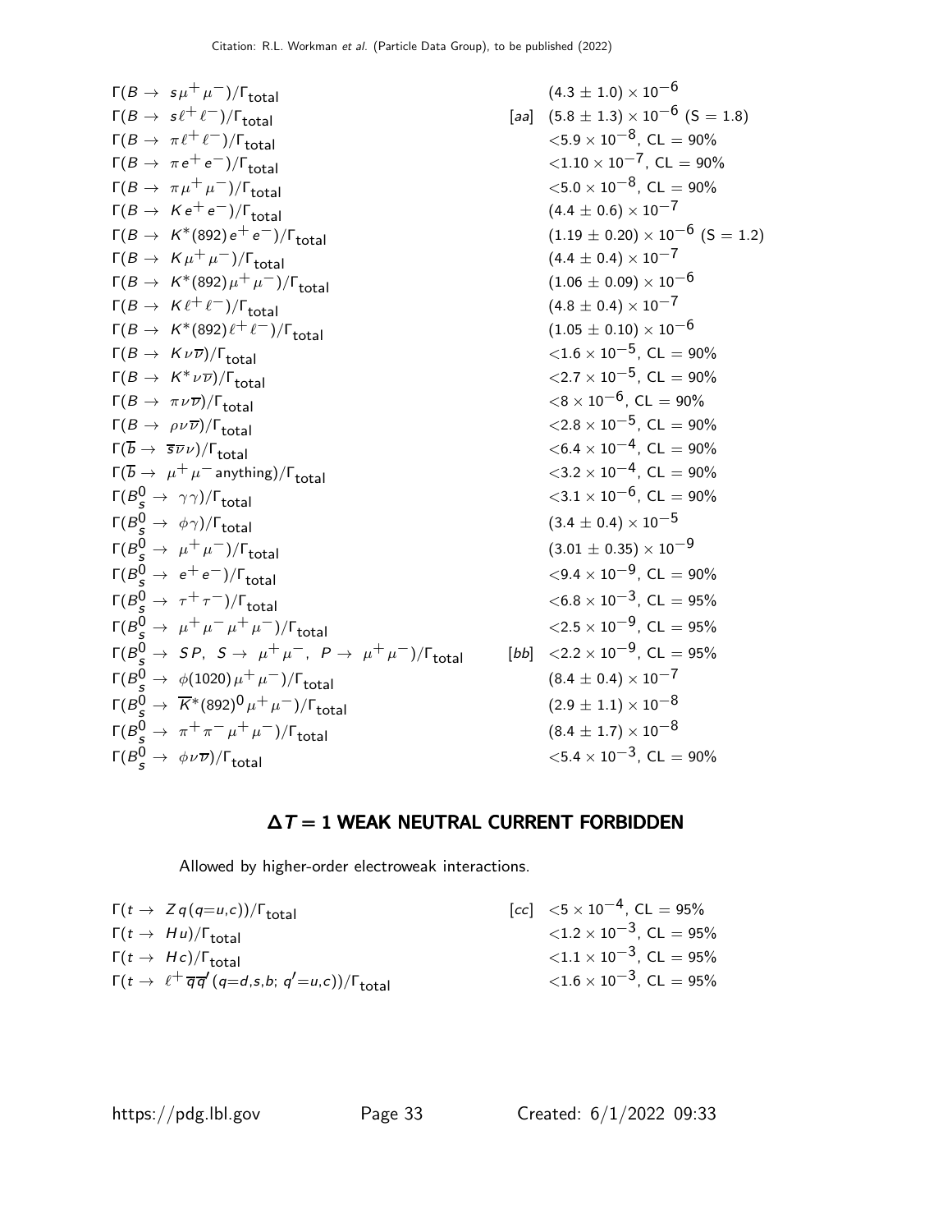| Mode | | Value |
|---|---|---|
| $\Gamma(B \to s\mu^+\mu^-)/\Gamma_{\rm total}$ | | $(4.3 \pm 1.0) \times 10^{-6}$ |
| $\Gamma(B \to s\ell^+\ell^-)/\Gamma_{\rm total}$ | [aa] | $(5.8 \pm 1.3) \times 10^{-6}$ (S = 1.8) |
| $\Gamma(B \to \pi\ell^+\ell^-)/\Gamma_{\rm total}$ | | $<5.9 \times 10^{-8}$, CL = 90% |
| $\Gamma(B \to \pi e^+e^-)/\Gamma_{\rm total}$ | | $<1.10 \times 10^{-7}$, CL = 90% |
| $\Gamma(B \to \pi\mu^+\mu^-)/\Gamma_{\rm total}$ | | $<5.0 \times 10^{-8}$, CL = 90% |
| $\Gamma(B \to Ke^+e^-)/\Gamma_{\rm total}$ | | $(4.4 \pm 0.6) \times 10^{-7}$ |
| $\Gamma(B \to K^*(892)e^+e^-)/\Gamma_{\rm total}$ | | $(1.19 \pm 0.20) \times 10^{-6}$ (S = 1.2) |
| $\Gamma(B \to K\mu^+\mu^-)/\Gamma_{\rm total}$ | | $(4.4 \pm 0.4) \times 10^{-7}$ |
| $\Gamma(B \to K^*(892)\mu^+\mu^-)/\Gamma_{\rm total}$ | | $(1.06 \pm 0.09) \times 10^{-6}$ |
| $\Gamma(B \to K\ell^+\ell^-)/\Gamma_{\rm total}$ | | $(4.8 \pm 0.4) \times 10^{-7}$ |
| $\Gamma(B \to K^*(892)\ell^+\ell^-)/\Gamma_{\rm total}$ | | $(1.05 \pm 0.10) \times 10^{-6}$ |
| $\Gamma(B \to K\nu\overline{\nu})/\Gamma_{\rm total}$ | | $<1.6 \times 10^{-5}$, CL = 90% |
| $\Gamma(B \to K^*\nu\overline{\nu})/\Gamma_{\rm total}$ | | $<2.7 \times 10^{-5}$, CL = 90% |
| $\Gamma(B \to \pi\nu\overline{\nu})/\Gamma_{\rm total}$ | | $<8 \times 10^{-6}$, CL = 90% |
| $\Gamma(B \to \rho\nu\overline{\nu})/\Gamma_{\rm total}$ | | $<2.8 \times 10^{-5}$, CL = 90% |
| $\Gamma(\overline{b} \to \overline{s}\overline{\nu}\nu)/\Gamma_{\rm total}$ | | $<6.4 \times 10^{-4}$, CL = 90% |
| $\Gamma(\overline{b} \to \mu^+\mu^-\,\text{anything})/\Gamma_{\rm total}$ | | $<3.2 \times 10^{-4}$, CL = 90% |
| $\Gamma(B^0_s \to \gamma\gamma)/\Gamma_{\rm total}$ | | $<3.1 \times 10^{-6}$, CL = 90% |
| $\Gamma(B^0_s \to \phi\gamma)/\Gamma_{\rm total}$ | | $(3.4 \pm 0.4) \times 10^{-5}$ |
| $\Gamma(B^0_s \to \mu^+\mu^-)/\Gamma_{\rm total}$ | | $(3.01 \pm 0.35) \times 10^{-9}$ |
| $\Gamma(B^0_s \to e^+e^-)/\Gamma_{\rm total}$ | | $<9.4 \times 10^{-9}$, CL = 90% |
| $\Gamma(B^0_s \to \tau^+\tau^-)/\Gamma_{\rm total}$ | | $<6.8 \times 10^{-3}$, CL = 95% |
| $\Gamma(B^0_s \to \mu^+\mu^-\mu^+\mu^-)/\Gamma_{\rm total}$ | | $<2.5 \times 10^{-9}$, CL = 95% |
| $\Gamma(B^0_s \to SP,\ S \to \mu^+\mu^-,\ P \to \mu^+\mu^-)/\Gamma_{\rm total}$ | [bb] | $<2.2 \times 10^{-9}$, CL = 95% |
| $\Gamma(B^0_s \to \phi(1020)\mu^+\mu^-)/\Gamma_{\rm total}$ | | $(8.4 \pm 0.4) \times 10^{-7}$ |
| $\Gamma(B^0_s \to \overline{K}^*(892)^0\mu^+\mu^-)/\Gamma_{\rm total}$ | | $(2.9 \pm 1.1) \times 10^{-8}$ |
| $\Gamma(B^0_s \to \pi^+\pi^-\mu^+\mu^-)/\Gamma_{\rm total}$ | | $(8.4 \pm 1.7) \times 10^{-8}$ |
| $\Gamma(B^0_s \to \phi\nu\overline{\nu})/\Gamma_{\rm total}$ | | $<5.4 \times 10^{-3}$, CL = 90% |

## $\Delta T = 1$ WEAK NEUTRAL CURRENT FORBIDDEN

Allowed by higher-order electroweak interactions.

| Mode | | Value |
|---|---|---|
| $\Gamma(t \to Zq(q{=}u,c))/\Gamma_{\rm total}$ | [cc] | $<5 \times 10^{-4}$, CL = 95% |
| $\Gamma(t \to Hu)/\Gamma_{\rm total}$ | | $<1.2 \times 10^{-3}$, CL = 95% |
| $\Gamma(t \to Hc)/\Gamma_{\rm total}$ | | $<1.1 \times 10^{-3}$, CL = 95% |
| $\Gamma(t \to \ell^+\overline{q}\overline{q}'(q{=}d,s,b;\ q'{=}u,c))/\Gamma_{\rm total}$ | | $<1.6 \times 10^{-3}$, CL = 95% |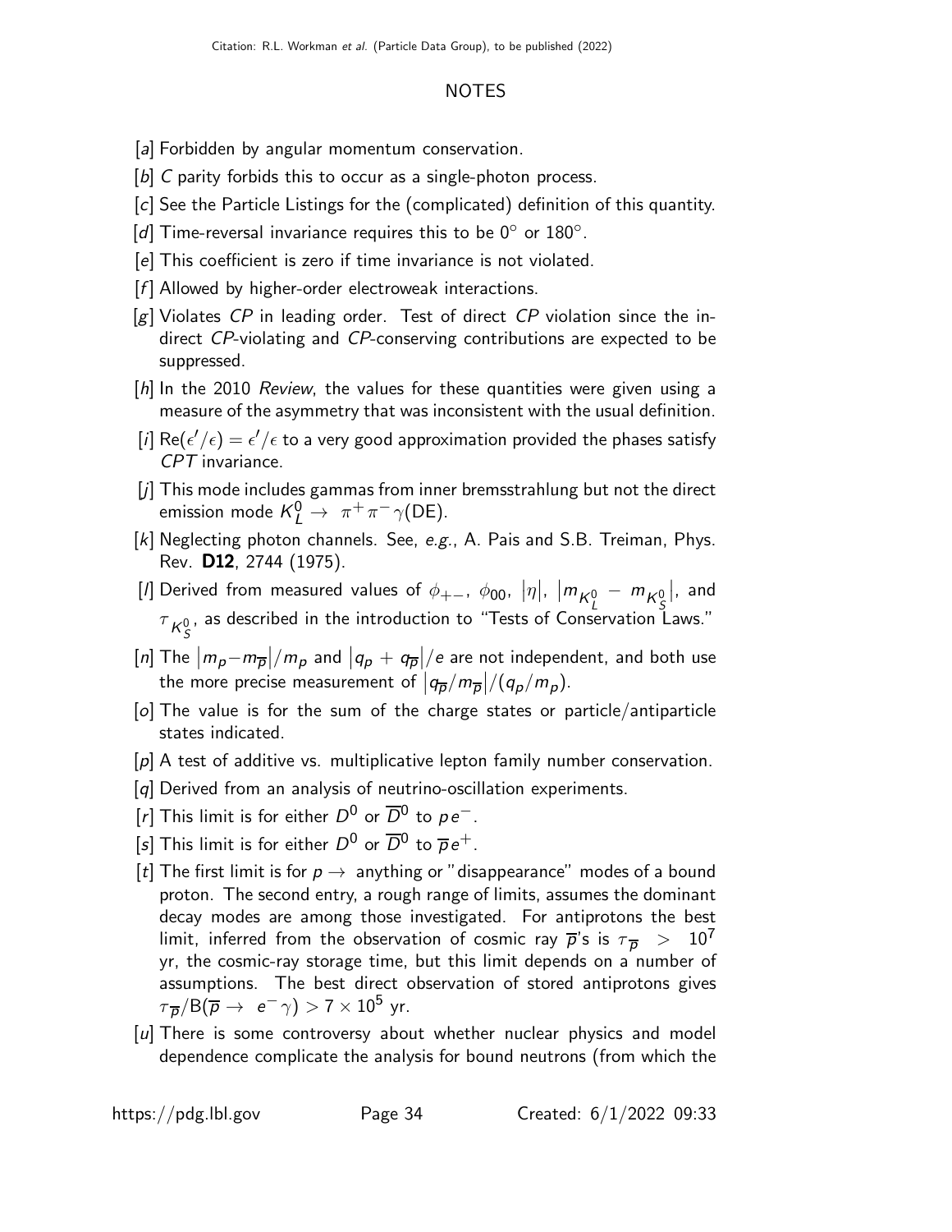## NOTES

[a] Forbidden by angular momentum conservation.

[b] *C* parity forbids this to occur as a single-photon process.

[c] See the Particle Listings for the (complicated) definition of this quantity.

[d] Time-reversal invariance requires this to be $0^\circ$ or $180^\circ$.

[e] This coefficient is zero if time invariance is not violated.

[f] Allowed by higher-order electroweak interactions.

[g] Violates *CP* in leading order. Test of direct *CP* violation since the indirect *CP*-violating and *CP*-conserving contributions are expected to be suppressed.

[h] In the 2010 *Review*, the values for these quantities were given using a measure of the asymmetry that was inconsistent with the usual definition.

[i] $\mathrm{Re}(\epsilon'/\epsilon) = \epsilon'/\epsilon$ to a very good approximation provided the phases satisfy *CPT* invariance.

[j] This mode includes gammas from inner bremsstrahlung but not the direct emission mode $K_L^0 \to \pi^+\pi^-\gamma(\mathrm{DE})$.

[k] Neglecting photon channels. See, *e.g.*, A. Pais and S.B. Treiman, Phys. Rev. **D12**, 2744 (1975).

[l] Derived from measured values of $\phi_{+-}$, $\phi_{00}$, $|\eta|$, $|m_{K_L^0} - m_{K_S^0}|$, and $\tau_{K_S^0}$, as described in the introduction to "Tests of Conservation Laws."

[n] The $|m_p - m_{\overline{p}}|/m_p$ and $|q_p + q_{\overline{p}}|/e$ are not independent, and both use the more precise measurement of $|q_{\overline{p}}/m_{\overline{p}}|/(q_p/m_p)$.

[o] The value is for the sum of the charge states or particle/antiparticle states indicated.

[p] A test of additive vs. multiplicative lepton family number conservation.

[q] Derived from an analysis of neutrino-oscillation experiments.

[r] This limit is for either $D^0$ or $\overline{D}^0$ to $p e^-$.

[s] This limit is for either $D^0$ or $\overline{D}^0$ to $\overline{p} e^+$.

[t] The first limit is for $p \to$ anything or "disappearance" modes of a bound proton. The second entry, a rough range of limits, assumes the dominant decay modes are among those investigated. For antiprotons the best limit, inferred from the observation of cosmic ray $\overline{p}$'s is $\tau_{\overline{p}} > 10^7$ yr, the cosmic-ray storage time, but this limit depends on a number of assumptions. The best direct observation of stored antiprotons gives $\tau_{\overline{p}}/\mathrm{B}(\overline{p} \to e^-\gamma) > 7 \times 10^5$ yr.

[u] There is some controversy about whether nuclear physics and model dependence complicate the analysis for bound neutrons (from which the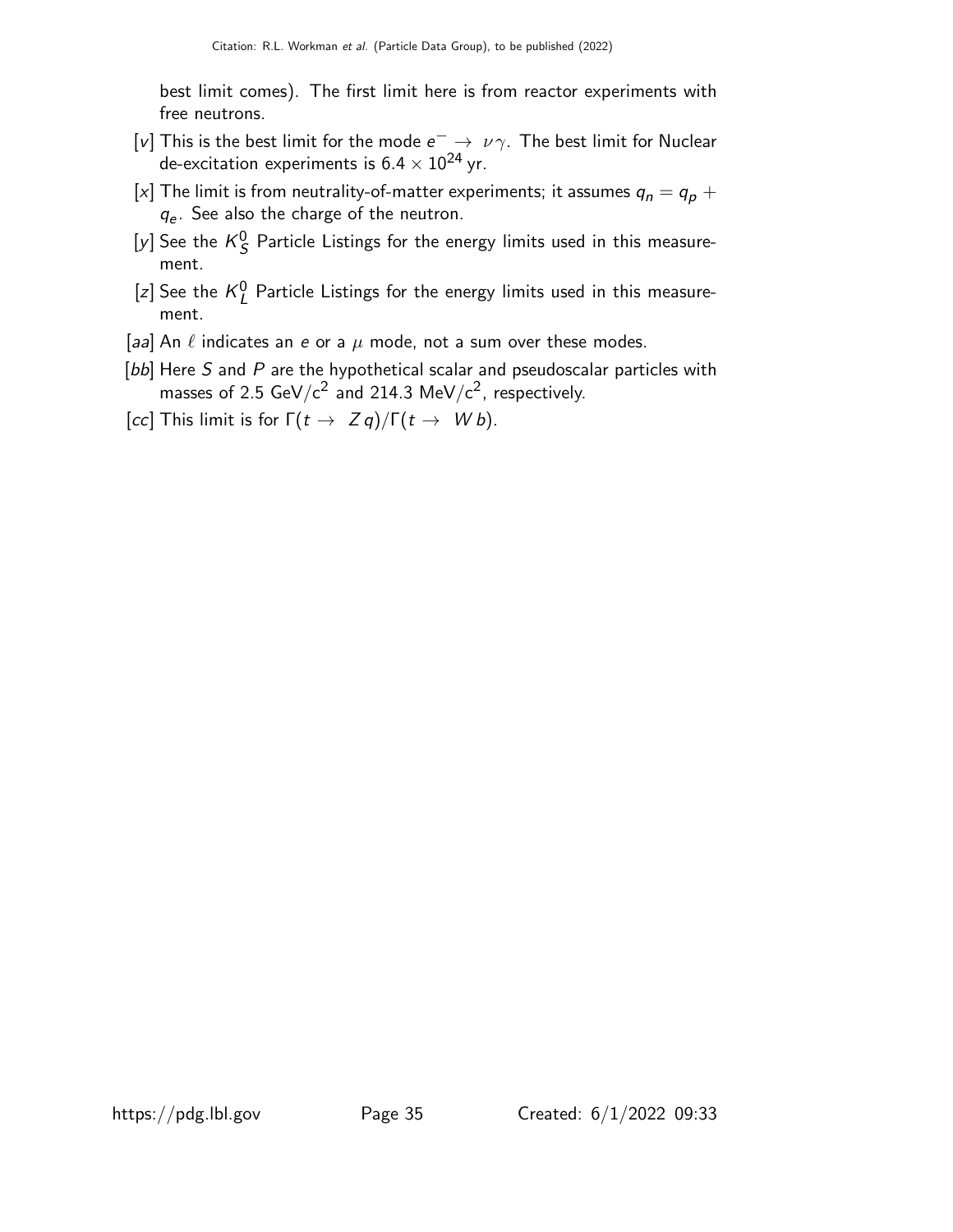best limit comes). The first limit here is from reactor experiments with free neutrons.

[v] This is the best limit for the mode $e^- \rightarrow \nu\gamma$. The best limit for Nuclear de-excitation experiments is $6.4 \times 10^{24}$ yr.

[x] The limit is from neutrality-of-matter experiments; it assumes $q_n = q_p + q_e$. See also the charge of the neutron.

[y] See the $K^0_S$ Particle Listings for the energy limits used in this measurement.

[z] See the $K^0_L$ Particle Listings for the energy limits used in this measurement.

[aa] An $\ell$ indicates an $e$ or a $\mu$ mode, not a sum over these modes.

[bb] Here $S$ and $P$ are the hypothetical scalar and pseudoscalar particles with masses of 2.5 GeV/$c^2$ and 214.3 MeV/$c^2$, respectively.

[cc] This limit is for $\Gamma(t \rightarrow Z q)/\Gamma(t \rightarrow W b)$.